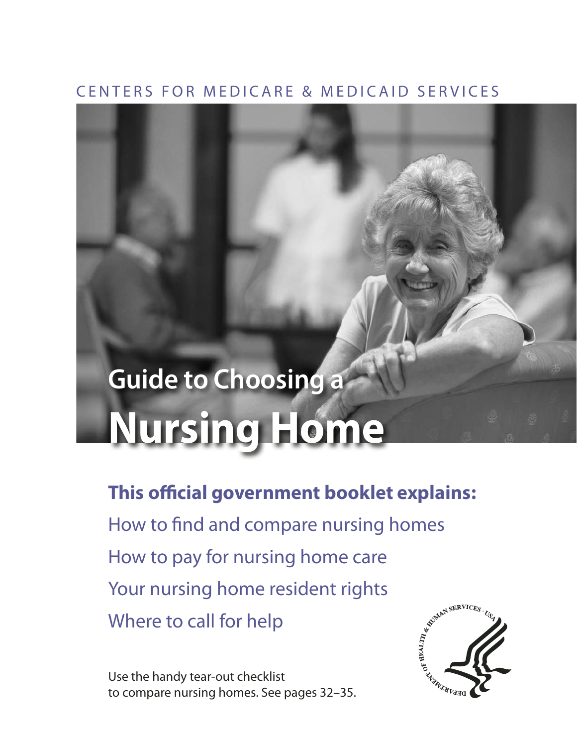CENTERS FOR MEDICARE & MEDICAID SERVICES

# Guide to Choosing a Nursing Home

**This official government booklet explains:**

How to find and compare nursing homes

How to pay for nursing home care

Your nursing home resident rights

Where to call for help

Use the handy tear-out checklist to compare nursing homes. See pages 32–35.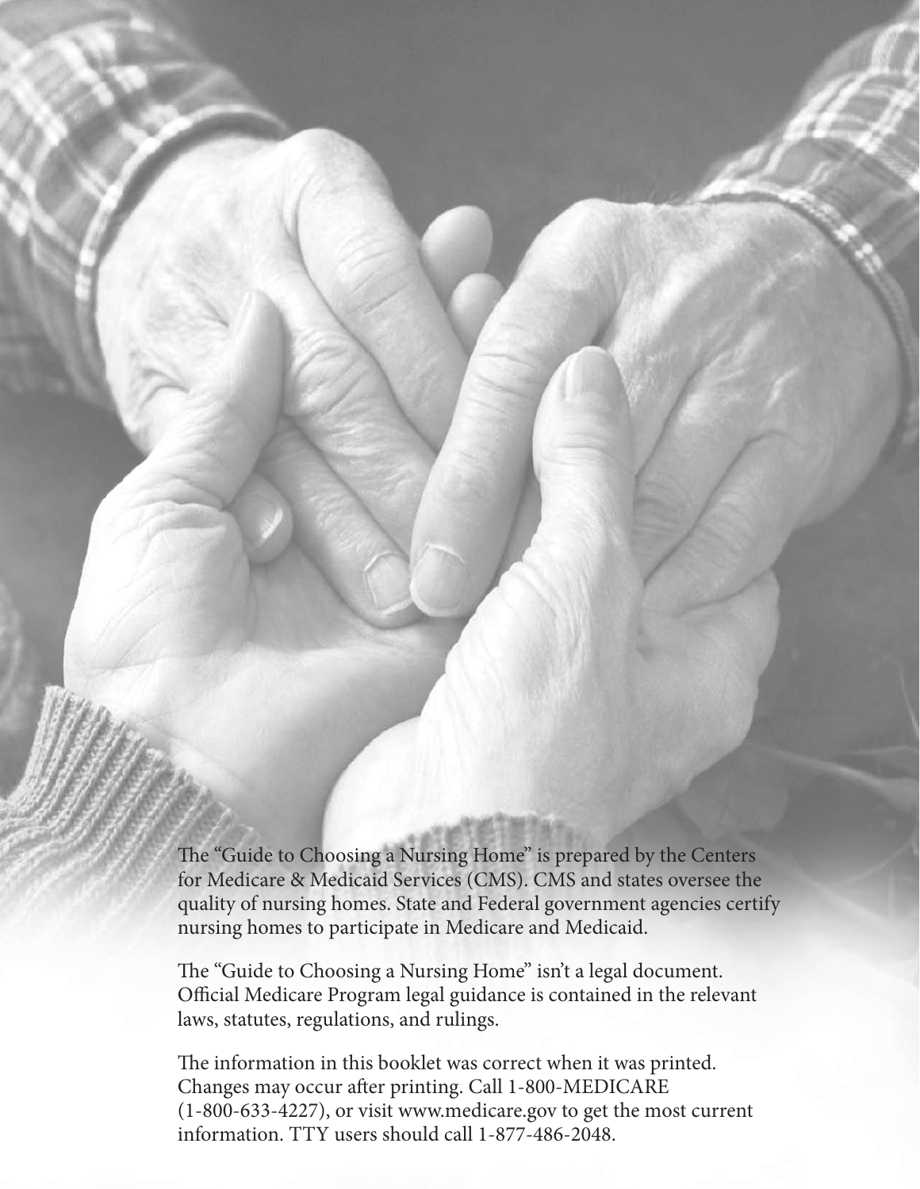The "Guide to Choosing a Nursing Home" is prepared by the Centers for Medicare & Medicaid Services (CMS). CMS and states oversee the quality of nursing homes. State and Federal government agencies certify nursing homes to participate in Medicare and Medicaid.

The "Guide to Choosing a Nursing Home" isn't a legal document. Official Medicare Program legal guidance is contained in the relevant laws, statutes, regulations, and rulings.

The information in this booklet was correct when it was printed. Changes may occur after printing. Call 1-800-MEDICARE (1-800-633-4227), or visit www.medicare.gov to get the most current information. TTY users should call 1-877-486-2048.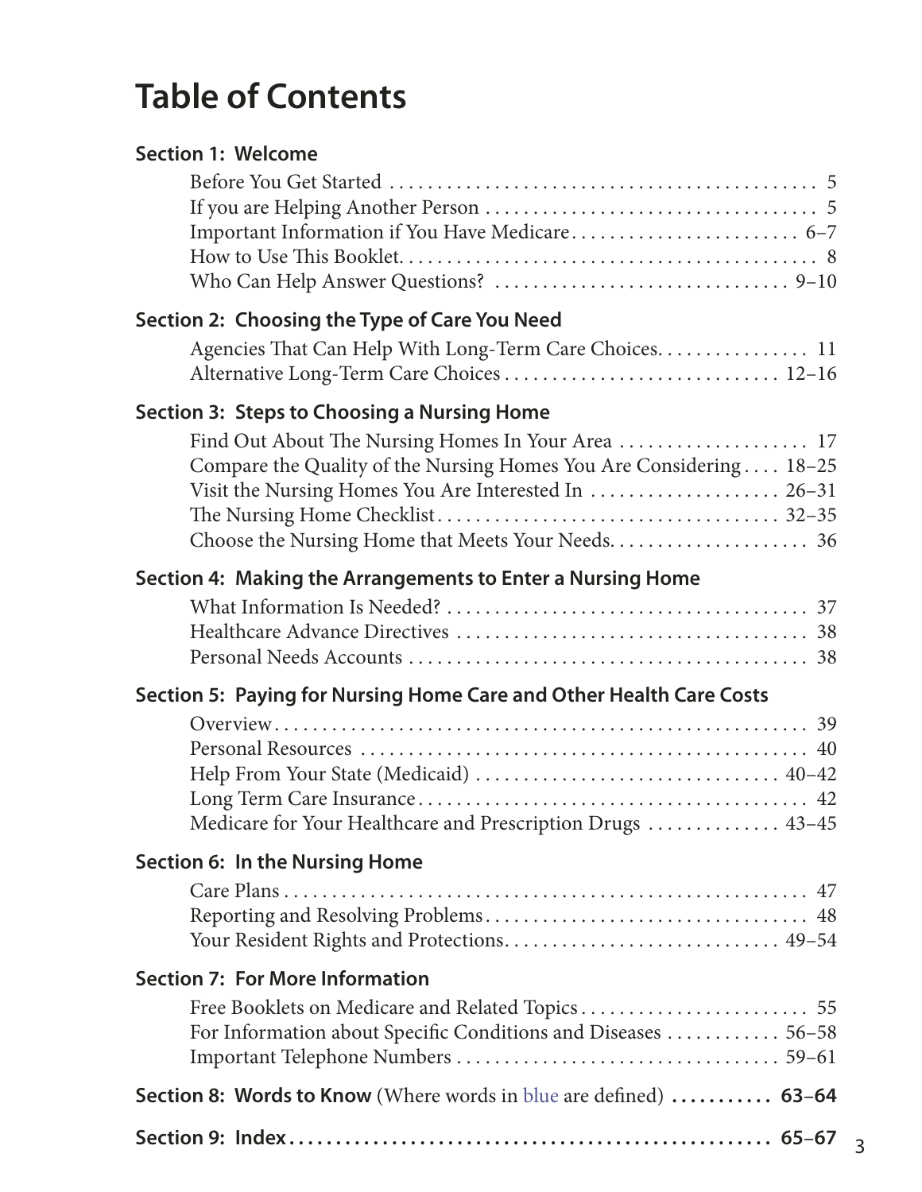# Table of Contents

**Section 1: Welcome**

- Before You Get Started . . . . . 5
- If you are Helping Another Person . . . . . 5
- Important Information if You Have Medicare . . . . . 6–7
- How to Use This Booklet . . . . . 8
- Who Can Help Answer Questions? . . . . . 9–10

**Section 2: Choosing the Type of Care You Need**

- Agencies That Can Help With Long-Term Care Choices . . . . . 11
- Alternative Long-Term Care Choices . . . . . 12–16

**Section 3: Steps to Choosing a Nursing Home**

- Find Out About The Nursing Homes In Your Area . . . . . 17
- Compare the Quality of the Nursing Homes You Are Considering . . . . . 18–25
- Visit the Nursing Homes You Are Interested In . . . . . 26–31
- The Nursing Home Checklist . . . . . 32–35
- Choose the Nursing Home that Meets Your Needs . . . . . 36

**Section 4: Making the Arrangements to Enter a Nursing Home**

- What Information Is Needed? . . . . . 37
- Healthcare Advance Directives . . . . . 38
- Personal Needs Accounts . . . . . 38

**Section 5: Paying for Nursing Home Care and Other Health Care Costs**

- Overview . . . . . 39
- Personal Resources . . . . . 40
- Help From Your State (Medicaid) . . . . . 40–42
- Long Term Care Insurance . . . . . 42
- Medicare for Your Healthcare and Prescription Drugs . . . . . 43–45

**Section 6: In the Nursing Home**

- Care Plans . . . . . 47
- Reporting and Resolving Problems . . . . . 48
- Your Resident Rights and Protections . . . . . 49–54

**Section 7: For More Information**

- Free Booklets on Medicare and Related Topics . . . . . 55
- For Information about Specific Conditions and Diseases . . . . . 56–58
- Important Telephone Numbers . . . . . 59–61

**Section 8: Words to Know** (Where words in blue are defined) **. . . . . 63–64**

**Section 9: Index . . . . . 65–67**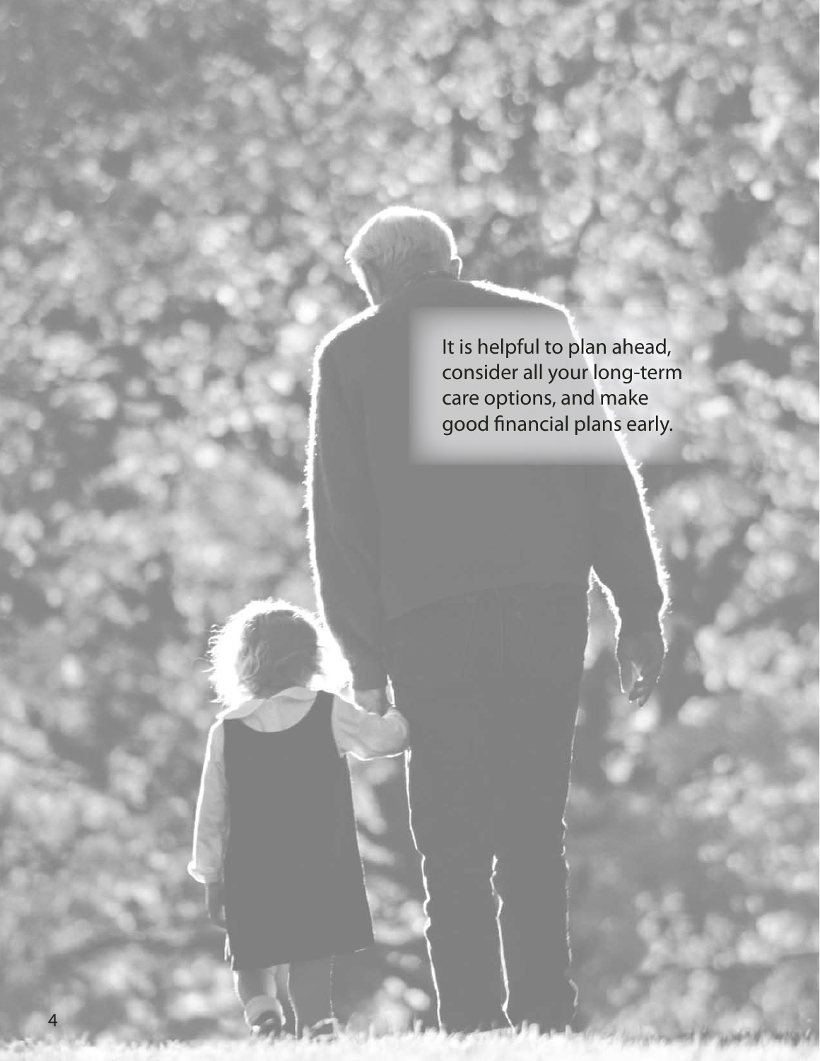It is helpful to plan ahead, consider all your long-term care options, and make good financial plans early.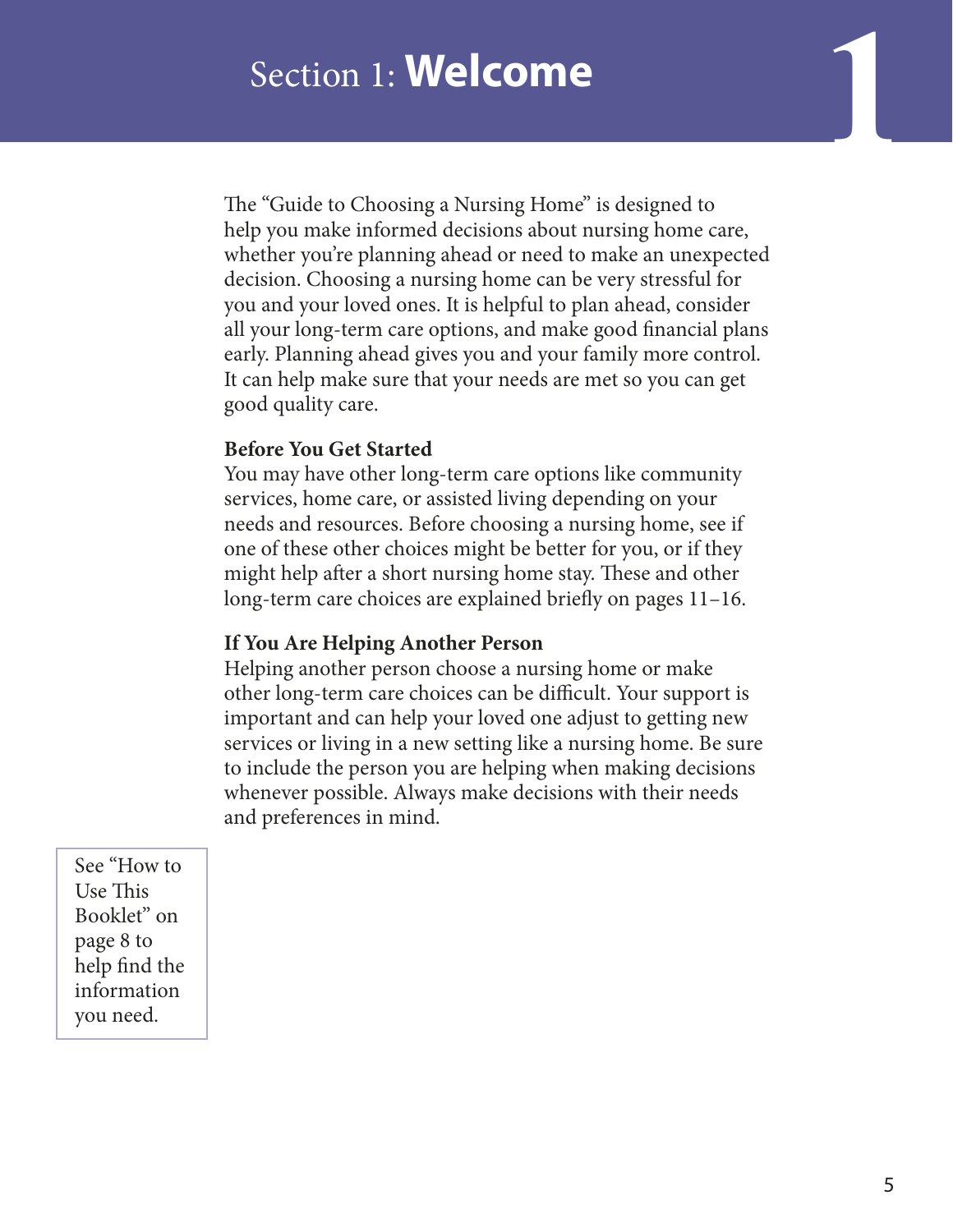# Section 1: **Welcome**

The "Guide to Choosing a Nursing Home" is designed to help you make informed decisions about nursing home care, whether you're planning ahead or need to make an unexpected decision. Choosing a nursing home can be very stressful for you and your loved ones. It is helpful to plan ahead, consider all your long-term care options, and make good financial plans early. Planning ahead gives you and your family more control. It can help make sure that your needs are met so you can get good quality care.

**Before You Get Started**

You may have other long-term care options like community services, home care, or assisted living depending on your needs and resources. Before choosing a nursing home, see if one of these other choices might be better for you, or if they might help after a short nursing home stay. These and other long-term care choices are explained briefly on pages 11–16.

**If You Are Helping Another Person**

Helping another person choose a nursing home or make other long-term care choices can be difficult. Your support is important and can help your loved one adjust to getting new services or living in a new setting like a nursing home. Be sure to include the person you are helping when making decisions whenever possible. Always make decisions with their needs and preferences in mind.

See "How to Use This Booklet" on page 8 to help find the information you need.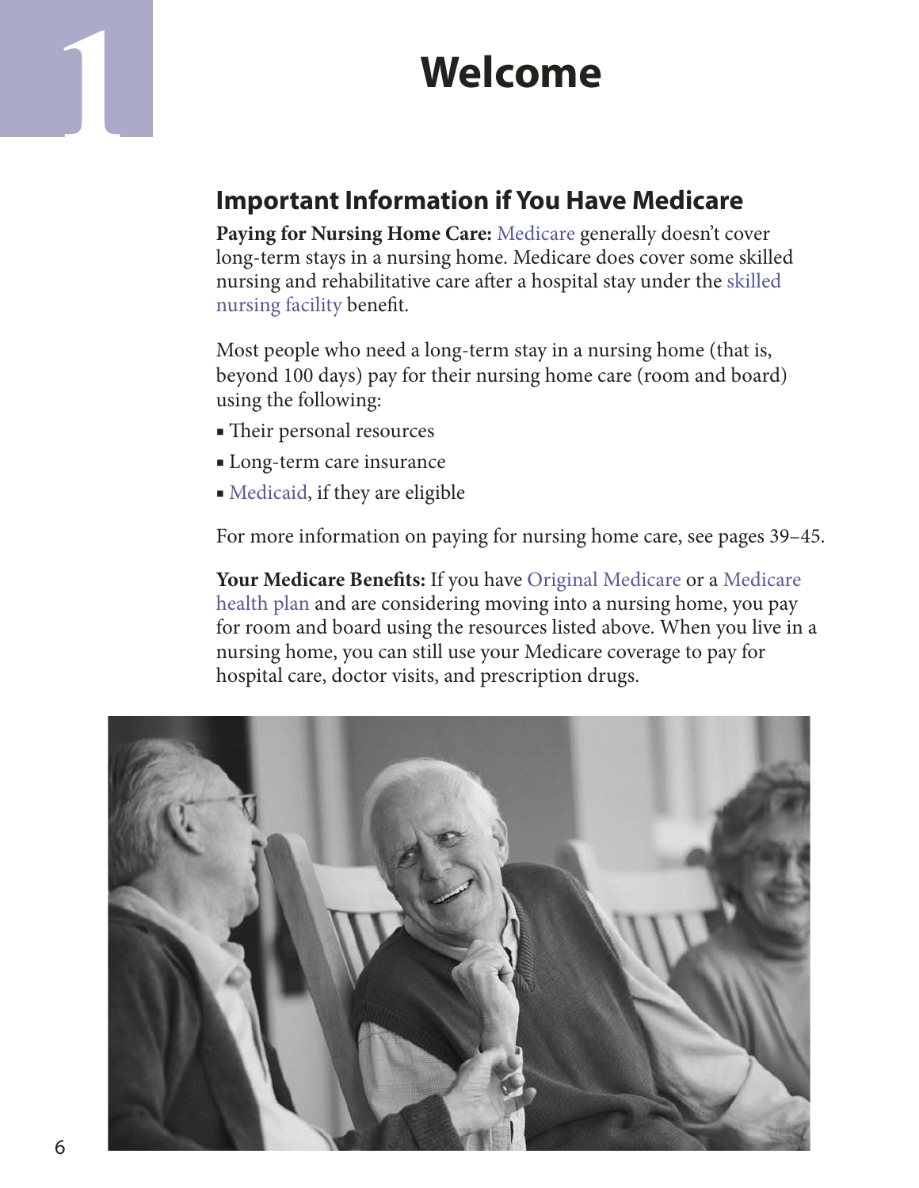# 1 Welcome

## Important Information if You Have Medicare

**Paying for Nursing Home Care:** Medicare generally doesn't cover long-term stays in a nursing home. Medicare does cover some skilled nursing and rehabilitative care after a hospital stay under the skilled nursing facility benefit.

Most people who need a long-term stay in a nursing home (that is, beyond 100 days) pay for their nursing home care (room and board) using the following:

- Their personal resources
- Long-term care insurance
- Medicaid, if they are eligible

For more information on paying for nursing home care, see pages 39–45.

**Your Medicare Benefits:** If you have Original Medicare or a Medicare health plan and are considering moving into a nursing home, you pay for room and board using the resources listed above. When you live in a nursing home, you can still use your Medicare coverage to pay for hospital care, doctor visits, and prescription drugs.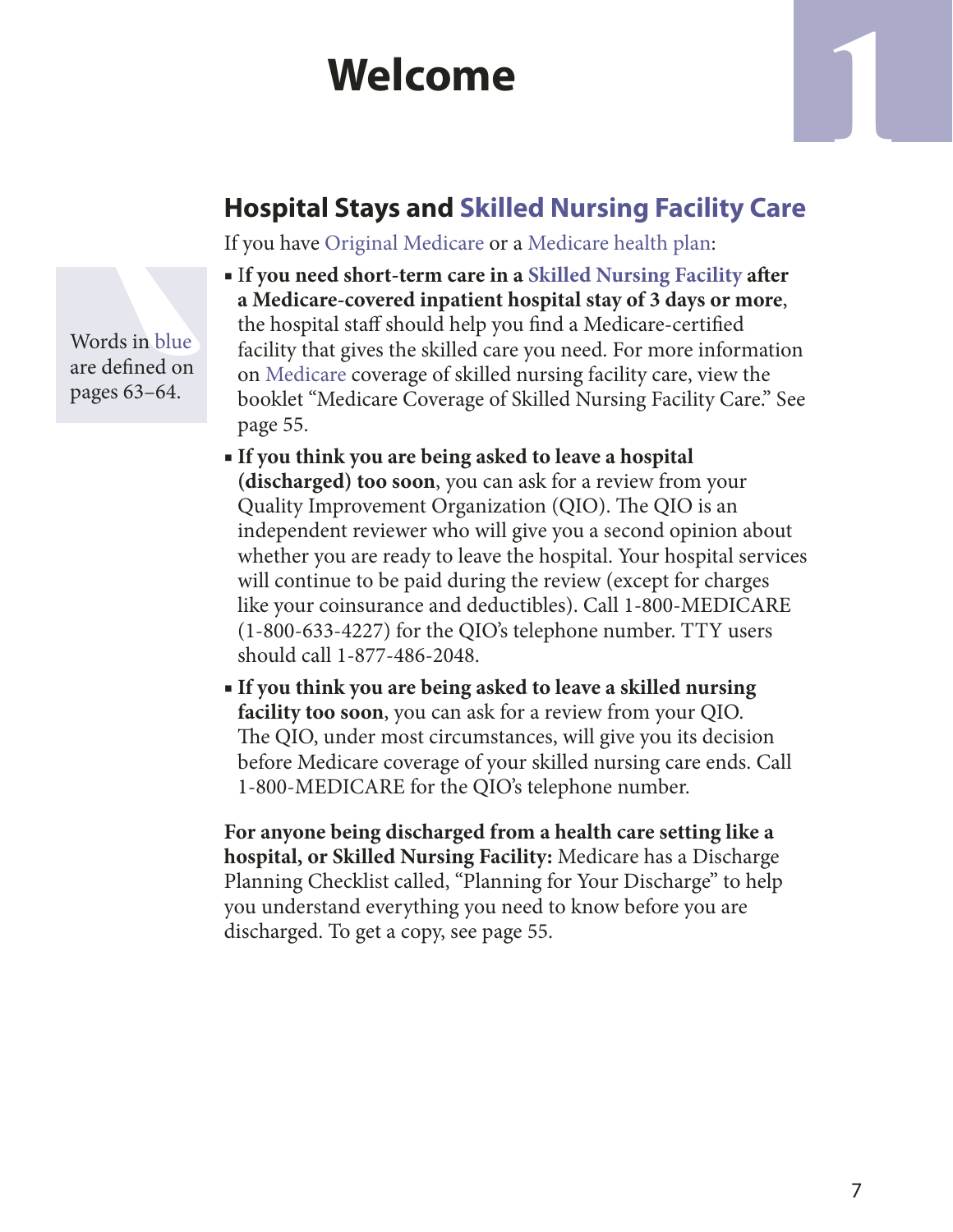# Welcome

## Hospital Stays and Skilled Nursing Facility Care

If you have Original Medicare or a Medicare health plan:

Words in blue are defined on pages 63–64.

- **If you need short-term care in a Skilled Nursing Facility after a Medicare-covered inpatient hospital stay of 3 days or more**, the hospital staff should help you find a Medicare-certified facility that gives the skilled care you need. For more information on Medicare coverage of skilled nursing facility care, view the booklet "Medicare Coverage of Skilled Nursing Facility Care." See page 55.
- **If you think you are being asked to leave a hospital (discharged) too soon**, you can ask for a review from your Quality Improvement Organization (QIO). The QIO is an independent reviewer who will give you a second opinion about whether you are ready to leave the hospital. Your hospital services will continue to be paid during the review (except for charges like your coinsurance and deductibles). Call 1-800-MEDICARE (1-800-633-4227) for the QIO's telephone number. TTY users should call 1-877-486-2048.
- **If you think you are being asked to leave a skilled nursing facility too soon**, you can ask for a review from your QIO. The QIO, under most circumstances, will give you its decision before Medicare coverage of your skilled nursing care ends. Call 1-800-MEDICARE for the QIO's telephone number.

**For anyone being discharged from a health care setting like a hospital, or Skilled Nursing Facility:** Medicare has a Discharge Planning Checklist called, "Planning for Your Discharge" to help you understand everything you need to know before you are discharged. To get a copy, see page 55.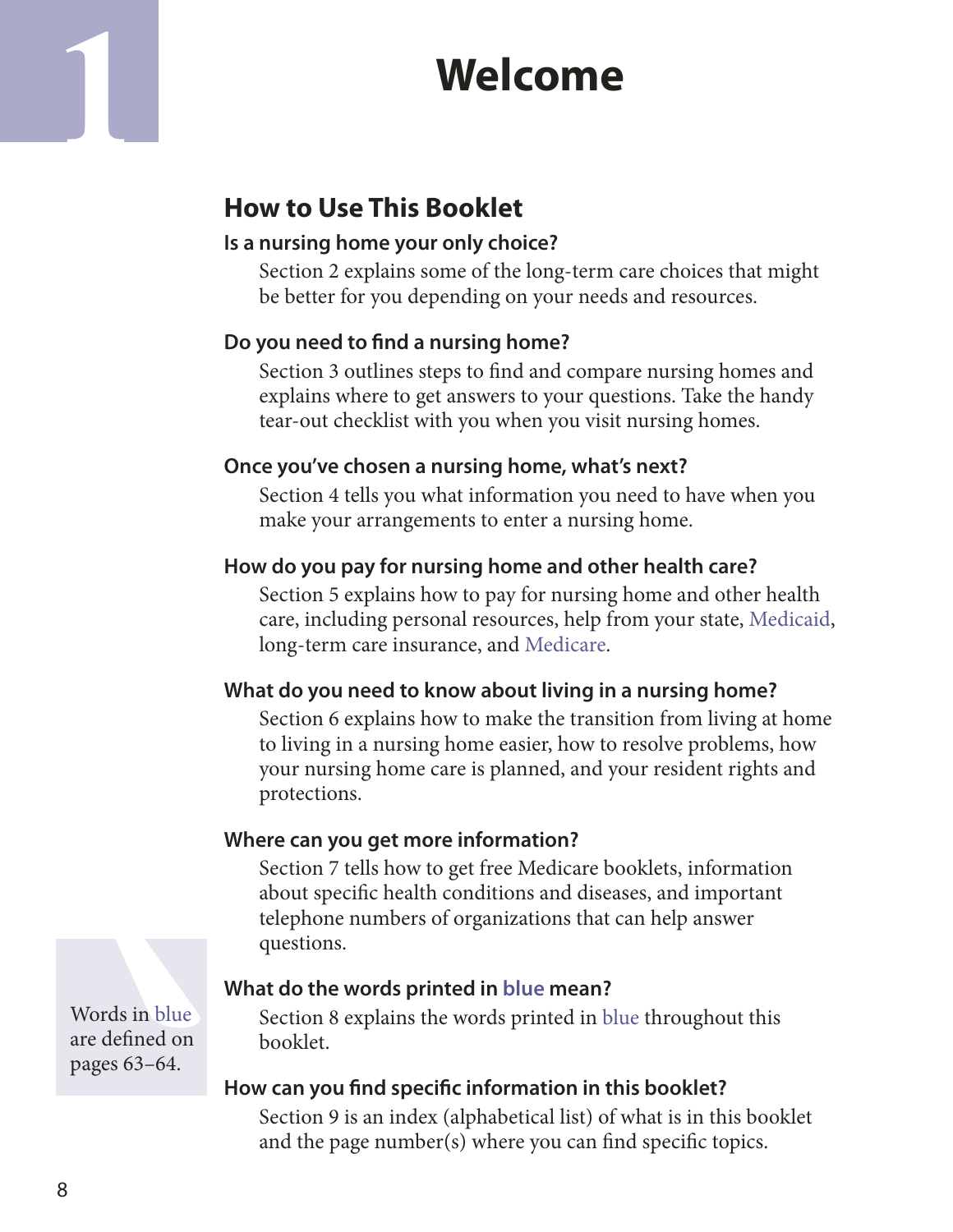# 1 Welcome

## How to Use This Booklet

### Is a nursing home your only choice?

Section 2 explains some of the long-term care choices that might be better for you depending on your needs and resources.

### Do you need to find a nursing home?

Section 3 outlines steps to find and compare nursing homes and explains where to get answers to your questions. Take the handy tear-out checklist with you when you visit nursing homes.

### Once you've chosen a nursing home, what's next?

Section 4 tells you what information you need to have when you make your arrangements to enter a nursing home.

### How do you pay for nursing home and other health care?

Section 5 explains how to pay for nursing home and other health care, including personal resources, help from your state, Medicaid, long-term care insurance, and Medicare.

### What do you need to know about living in a nursing home?

Section 6 explains how to make the transition from living at home to living in a nursing home easier, how to resolve problems, how your nursing home care is planned, and your resident rights and protections.

### Where can you get more information?

Section 7 tells how to get free Medicare booklets, information about specific health conditions and diseases, and important telephone numbers of organizations that can help answer questions.

### What do the words printed in blue mean?

Section 8 explains the words printed in blue throughout this booklet.

> Words in blue are defined on pages 63–64.

### How can you find specific information in this booklet?

Section 9 is an index (alphabetical list) of what is in this booklet and the page number(s) where you can find specific topics.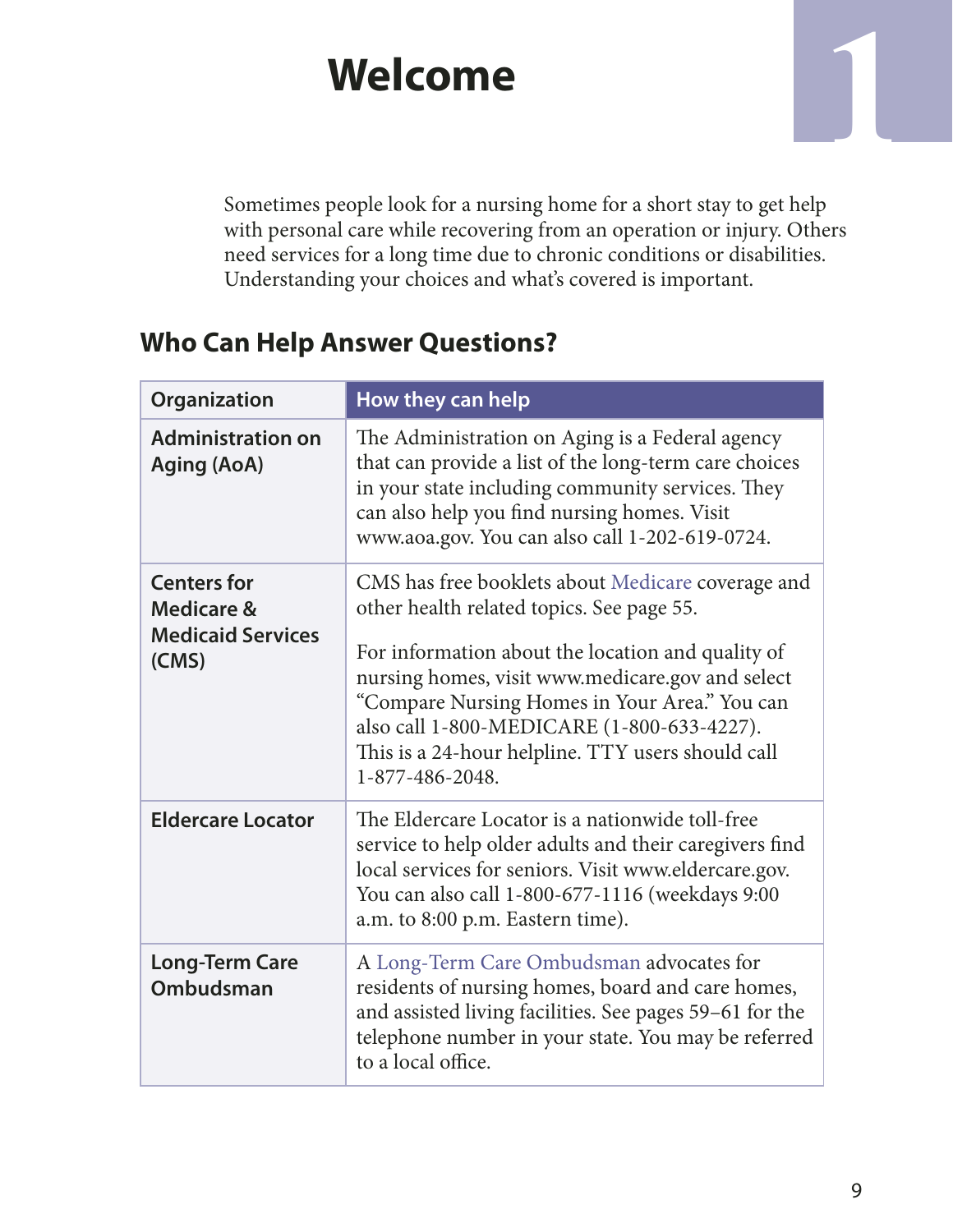# Welcome

Sometimes people look for a nursing home for a short stay to get help with personal care while recovering from an operation or injury. Others need services for a long time due to chronic conditions or disabilities. Understanding your choices and what's covered is important.

## Who Can Help Answer Questions?

| Organization | How they can help |
|---|---|
| **Administration on Aging (AoA)** | The Administration on Aging is a Federal agency that can provide a list of the long-term care choices in your state including community services. They can also help you find nursing homes. Visit www.aoa.gov. You can also call 1-202-619-0724. |
| **Centers for Medicare & Medicaid Services (CMS)** | CMS has free booklets about Medicare coverage and other health related topics. See page 55.<br><br>For information about the location and quality of nursing homes, visit www.medicare.gov and select "Compare Nursing Homes in Your Area." You can also call 1-800-MEDICARE (1-800-633-4227). This is a 24-hour helpline. TTY users should call 1-877-486-2048. |
| **Eldercare Locator** | The Eldercare Locator is a nationwide toll-free service to help older adults and their caregivers find local services for seniors. Visit www.eldercare.gov. You can also call 1-800-677-1116 (weekdays 9:00 a.m. to 8:00 p.m. Eastern time). |
| **Long-Term Care Ombudsman** | A Long-Term Care Ombudsman advocates for residents of nursing homes, board and care homes, and assisted living facilities. See pages 59–61 for the telephone number in your state. You may be referred to a local office. |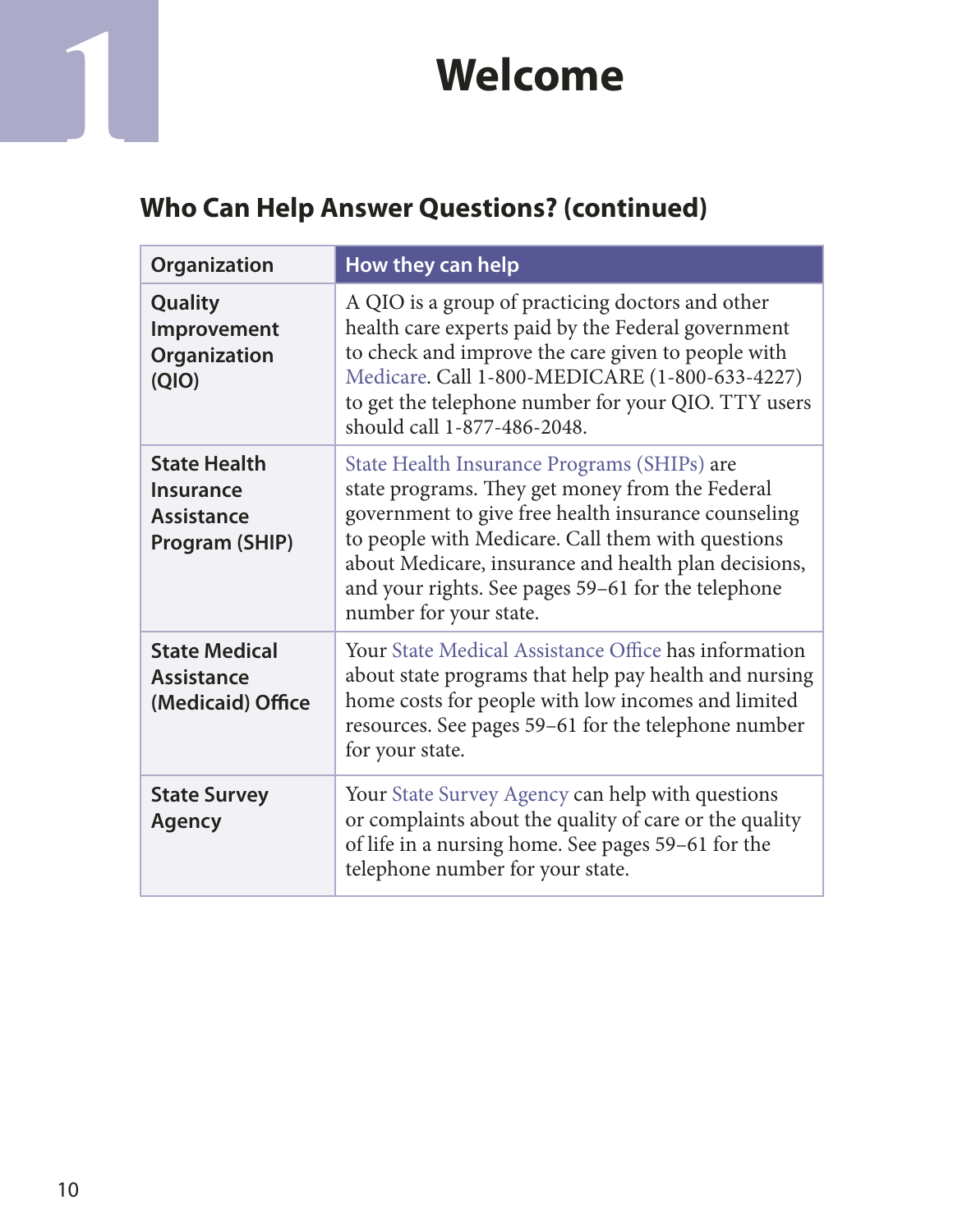# Welcome

## Who Can Help Answer Questions? (continued)

| Organization | How they can help |
| --- | --- |
| **Quality Improvement Organization (QIO)** | A QIO is a group of practicing doctors and other health care experts paid by the Federal government to check and improve the care given to people with Medicare. Call 1-800-MEDICARE (1-800-633-4227) to get the telephone number for your QIO. TTY users should call 1-877-486-2048. |
| **State Health Insurance Assistance Program (SHIP)** | State Health Insurance Programs (SHIPs) are state programs. They get money from the Federal government to give free health insurance counseling to people with Medicare. Call them with questions about Medicare, insurance and health plan decisions, and your rights. See pages 59–61 for the telephone number for your state. |
| **State Medical Assistance (Medicaid) Office** | Your State Medical Assistance Office has information about state programs that help pay health and nursing home costs for people with low incomes and limited resources. See pages 59–61 for the telephone number for your state. |
| **State Survey Agency** | Your State Survey Agency can help with questions or complaints about the quality of care or the quality of life in a nursing home. See pages 59–61 for the telephone number for your state. |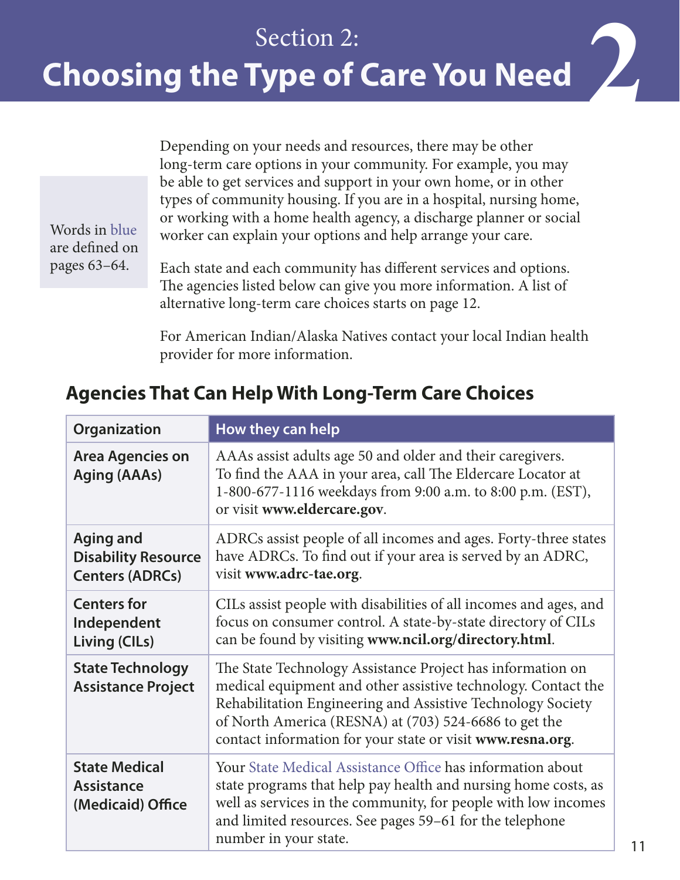# Section 2: Choosing the Type of Care You Need

Words in blue are defined on pages 63–64.

Depending on your needs and resources, there may be other long-term care options in your community. For example, you may be able to get services and support in your own home, or in other types of community housing. If you are in a hospital, nursing home, or working with a home health agency, a discharge planner or social worker can explain your options and help arrange your care.

Each state and each community has different services and options. The agencies listed below can give you more information. A list of alternative long-term care choices starts on page 12.

For American Indian/Alaska Natives contact your local Indian health provider for more information.

## Agencies That Can Help With Long-Term Care Choices

| Organization | How they can help |
|---|---|
| **Area Agencies on Aging (AAAs)** | AAAs assist adults age 50 and older and their caregivers. To find the AAA in your area, call The Eldercare Locator at 1-800-677-1116 weekdays from 9:00 a.m. to 8:00 p.m. (EST), or visit **www.eldercare.gov**. |
| **Aging and Disability Resource Centers (ADRCs)** | ADRCs assist people of all incomes and ages. Forty-three states have ADRCs. To find out if your area is served by an ADRC, visit **www.adrc-tae.org**. |
| **Centers for Independent Living (CILs)** | CILs assist people with disabilities of all incomes and ages, and focus on consumer control. A state-by-state directory of CILs can be found by visiting **www.ncil.org/directory.html**. |
| **State Technology Assistance Project** | The State Technology Assistance Project has information on medical equipment and other assistive technology. Contact the Rehabilitation Engineering and Assistive Technology Society of North America (RESNA) at (703) 524-6686 to get the contact information for your state or visit **www.resna.org**. |
| **State Medical Assistance (Medicaid) Office** | Your State Medical Assistance Office has information about state programs that help pay health and nursing home costs, as well as services in the community, for people with low incomes and limited resources. See pages 59–61 for the telephone number in your state. |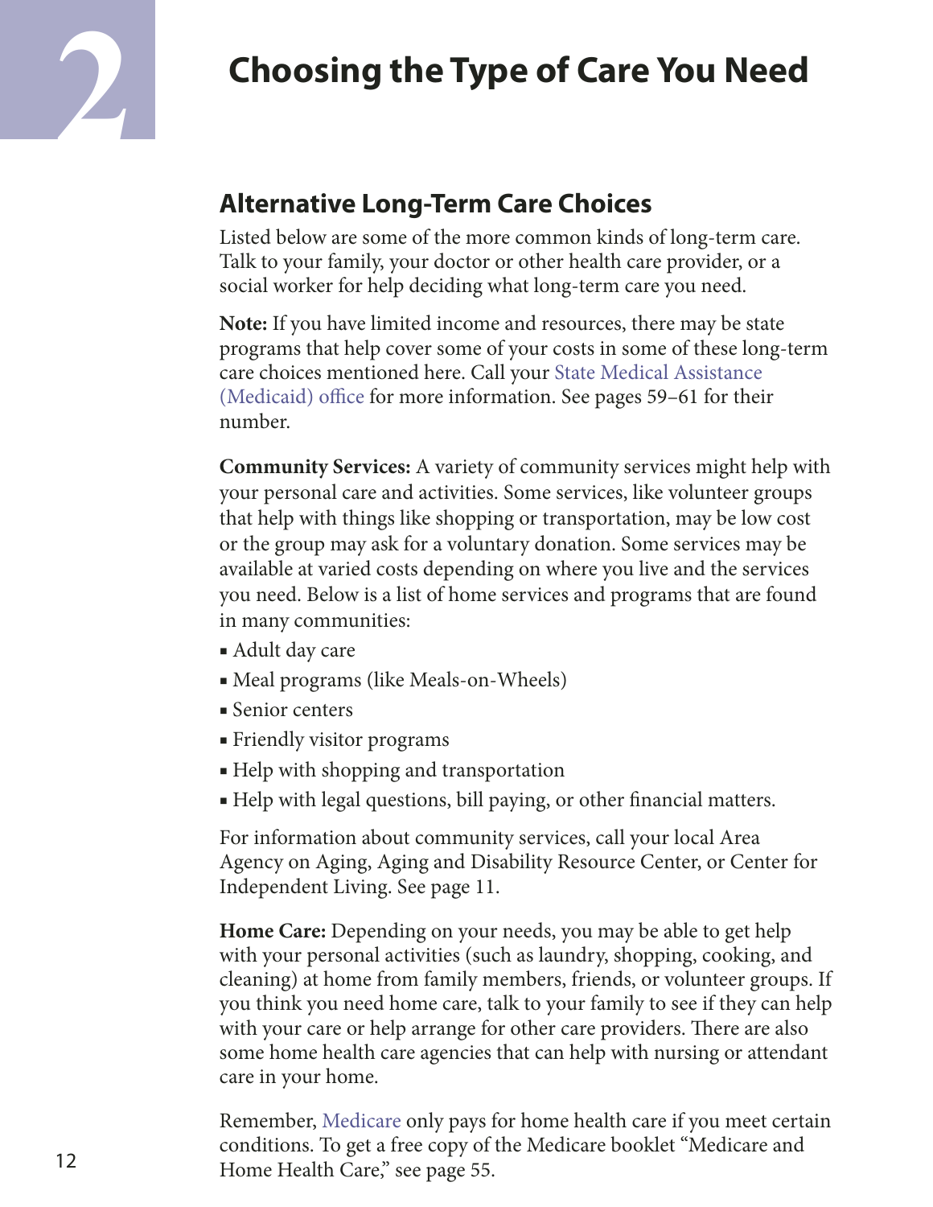# 2 Choosing the Type of Care You Need

## Alternative Long-Term Care Choices

Listed below are some of the more common kinds of long-term care. Talk to your family, your doctor or other health care provider, or a social worker for help deciding what long-term care you need.

**Note:** If you have limited income and resources, there may be state programs that help cover some of your costs in some of these long-term care choices mentioned here. Call your State Medical Assistance (Medicaid) office for more information. See pages 59–61 for their number.

**Community Services:** A variety of community services might help with your personal care and activities. Some services, like volunteer groups that help with things like shopping or transportation, may be low cost or the group may ask for a voluntary donation. Some services may be available at varied costs depending on where you live and the services you need. Below is a list of home services and programs that are found in many communities:

- Adult day care
- Meal programs (like Meals-on-Wheels)
- Senior centers
- Friendly visitor programs
- Help with shopping and transportation
- Help with legal questions, bill paying, or other financial matters.

For information about community services, call your local Area Agency on Aging, Aging and Disability Resource Center, or Center for Independent Living. See page 11.

**Home Care:** Depending on your needs, you may be able to get help with your personal activities (such as laundry, shopping, cooking, and cleaning) at home from family members, friends, or volunteer groups. If you think you need home care, talk to your family to see if they can help with your care or help arrange for other care providers. There are also some home health care agencies that can help with nursing or attendant care in your home.

Remember, Medicare only pays for home health care if you meet certain conditions. To get a free copy of the Medicare booklet "Medicare and Home Health Care," see page 55.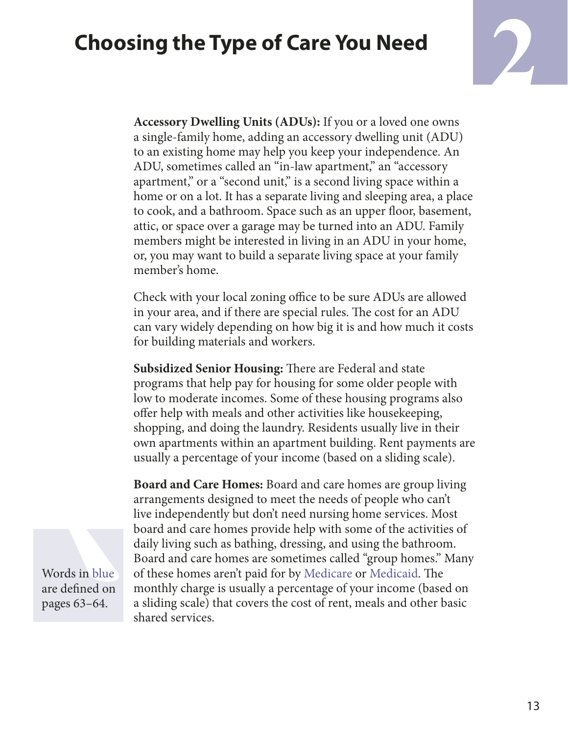# Choosing the Type of Care You Need

**Accessory Dwelling Units (ADUs):** If you or a loved one owns a single-family home, adding an accessory dwelling unit (ADU) to an existing home may help you keep your independence. An ADU, sometimes called an "in-law apartment," an "accessory apartment," or a "second unit," is a second living space within a home or on a lot. It has a separate living and sleeping area, a place to cook, and a bathroom. Space such as an upper floor, basement, attic, or space over a garage may be turned into an ADU. Family members might be interested in living in an ADU in your home, or, you may want to build a separate living space at your family member's home.

Check with your local zoning office to be sure ADUs are allowed in your area, and if there are special rules. The cost for an ADU can vary widely depending on how big it is and how much it costs for building materials and workers.

**Subsidized Senior Housing:** There are Federal and state programs that help pay for housing for some older people with low to moderate incomes. Some of these housing programs also offer help with meals and other activities like housekeeping, shopping, and doing the laundry. Residents usually live in their own apartments within an apartment building. Rent payments are usually a percentage of your income (based on a sliding scale).

**Board and Care Homes:** Board and care homes are group living arrangements designed to meet the needs of people who can't live independently but don't need nursing home services. Most board and care homes provide help with some of the activities of daily living such as bathing, dressing, and using the bathroom. Board and care homes are sometimes called "group homes." Many of these homes aren't paid for by Medicare or Medicaid. The monthly charge is usually a percentage of your income (based on a sliding scale) that covers the cost of rent, meals and other basic shared services.

Words in blue are defined on pages 63–64.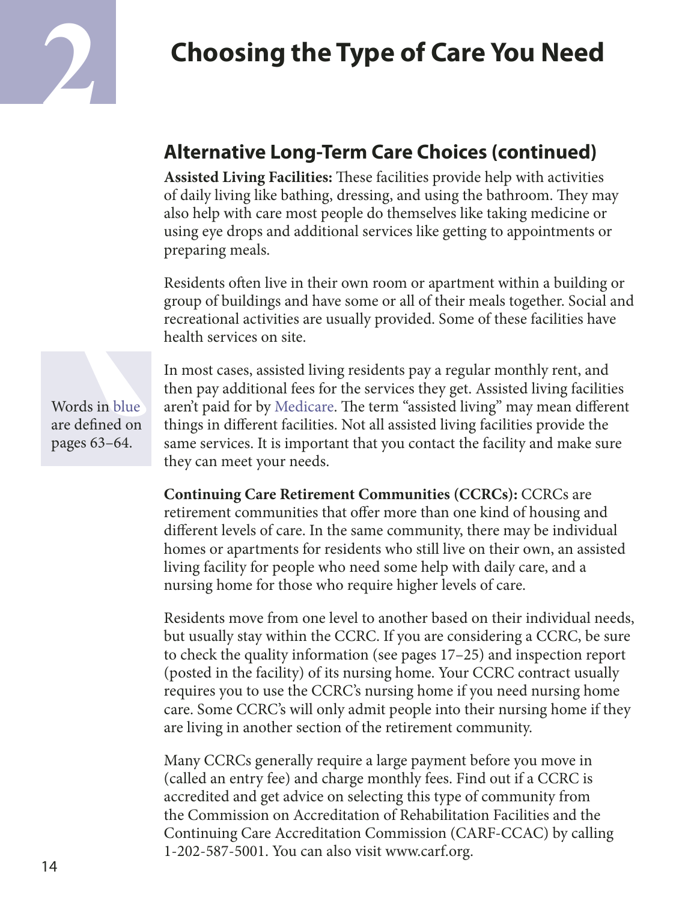# 2 Choosing the Type of Care You Need

## Alternative Long-Term Care Choices (continued)

**Assisted Living Facilities:** These facilities provide help with activities of daily living like bathing, dressing, and using the bathroom. They may also help with care most people do themselves like taking medicine or using eye drops and additional services like getting to appointments or preparing meals.

Residents often live in their own room or apartment within a building or group of buildings and have some or all of their meals together. Social and recreational activities are usually provided. Some of these facilities have health services on site.

Words in blue are defined on pages 63–64.

In most cases, assisted living residents pay a regular monthly rent, and then pay additional fees for the services they get. Assisted living facilities aren't paid for by Medicare. The term "assisted living" may mean different things in different facilities. Not all assisted living facilities provide the same services. It is important that you contact the facility and make sure they can meet your needs.

**Continuing Care Retirement Communities (CCRCs):** CCRCs are retirement communities that offer more than one kind of housing and different levels of care. In the same community, there may be individual homes or apartments for residents who still live on their own, an assisted living facility for people who need some help with daily care, and a nursing home for those who require higher levels of care.

Residents move from one level to another based on their individual needs, but usually stay within the CCRC. If you are considering a CCRC, be sure to check the quality information (see pages 17–25) and inspection report (posted in the facility) of its nursing home. Your CCRC contract usually requires you to use the CCRC's nursing home if you need nursing home care. Some CCRC's will only admit people into their nursing home if they are living in another section of the retirement community.

Many CCRCs generally require a large payment before you move in (called an entry fee) and charge monthly fees. Find out if a CCRC is accredited and get advice on selecting this type of community from the Commission on Accreditation of Rehabilitation Facilities and the Continuing Care Accreditation Commission (CARF-CCAC) by calling 1-202-587-5001. You can also visit www.carf.org.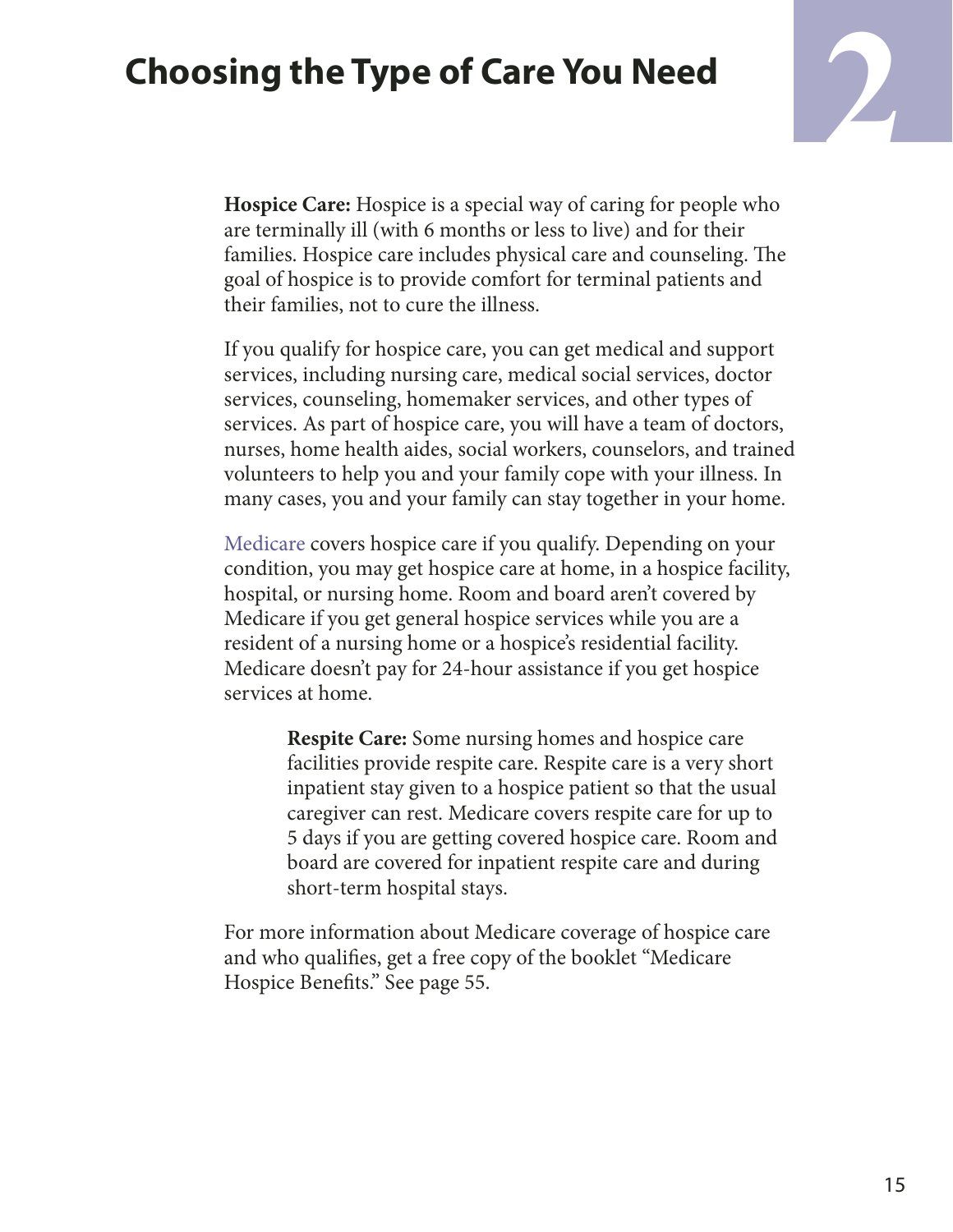# Choosing the Type of Care You Need

**Hospice Care:** Hospice is a special way of caring for people who are terminally ill (with 6 months or less to live) and for their families. Hospice care includes physical care and counseling. The goal of hospice is to provide comfort for terminal patients and their families, not to cure the illness.

If you qualify for hospice care, you can get medical and support services, including nursing care, medical social services, doctor services, counseling, homemaker services, and other types of services. As part of hospice care, you will have a team of doctors, nurses, home health aides, social workers, counselors, and trained volunteers to help you and your family cope with your illness. In many cases, you and your family can stay together in your home.

Medicare covers hospice care if you qualify. Depending on your condition, you may get hospice care at home, in a hospice facility, hospital, or nursing home. Room and board aren't covered by Medicare if you get general hospice services while you are a resident of a nursing home or a hospice's residential facility. Medicare doesn't pay for 24-hour assistance if you get hospice services at home.

> **Respite Care:** Some nursing homes and hospice care facilities provide respite care. Respite care is a very short inpatient stay given to a hospice patient so that the usual caregiver can rest. Medicare covers respite care for up to 5 days if you are getting covered hospice care. Room and board are covered for inpatient respite care and during short-term hospital stays.

For more information about Medicare coverage of hospice care and who qualifies, get a free copy of the booklet "Medicare Hospice Benefits." See page 55.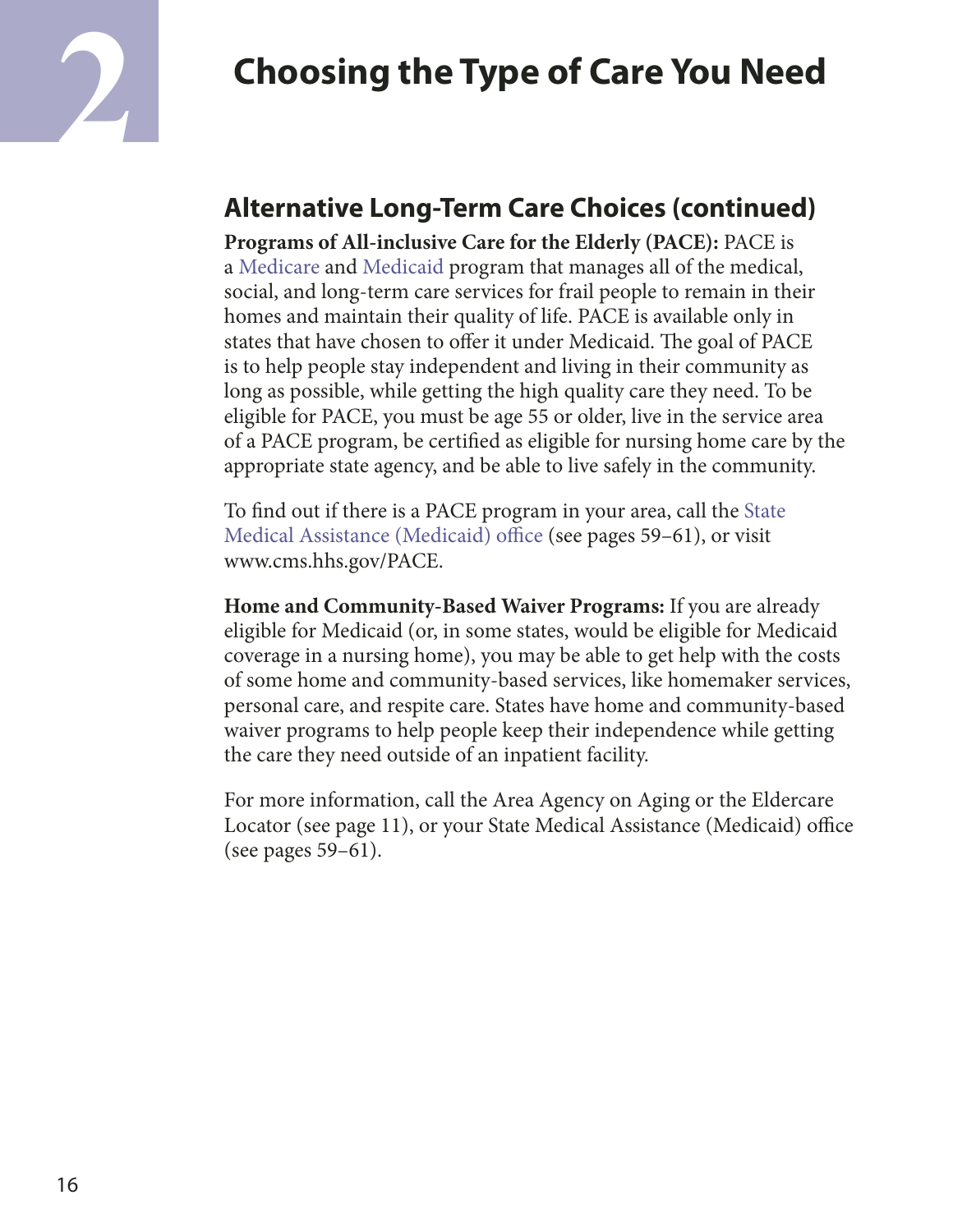# Choosing the Type of Care You Need

## Alternative Long-Term Care Choices (continued)

**Programs of All-inclusive Care for the Elderly (PACE):** PACE is a Medicare and Medicaid program that manages all of the medical, social, and long-term care services for frail people to remain in their homes and maintain their quality of life. PACE is available only in states that have chosen to offer it under Medicaid. The goal of PACE is to help people stay independent and living in their community as long as possible, while getting the high quality care they need. To be eligible for PACE, you must be age 55 or older, live in the service area of a PACE program, be certified as eligible for nursing home care by the appropriate state agency, and be able to live safely in the community.

To find out if there is a PACE program in your area, call the State Medical Assistance (Medicaid) office (see pages 59–61), or visit www.cms.hhs.gov/PACE.

**Home and Community-Based Waiver Programs:** If you are already eligible for Medicaid (or, in some states, would be eligible for Medicaid coverage in a nursing home), you may be able to get help with the costs of some home and community-based services, like homemaker services, personal care, and respite care. States have home and community-based waiver programs to help people keep their independence while getting the care they need outside of an inpatient facility.

For more information, call the Area Agency on Aging or the Eldercare Locator (see page 11), or your State Medical Assistance (Medicaid) office (see pages 59–61).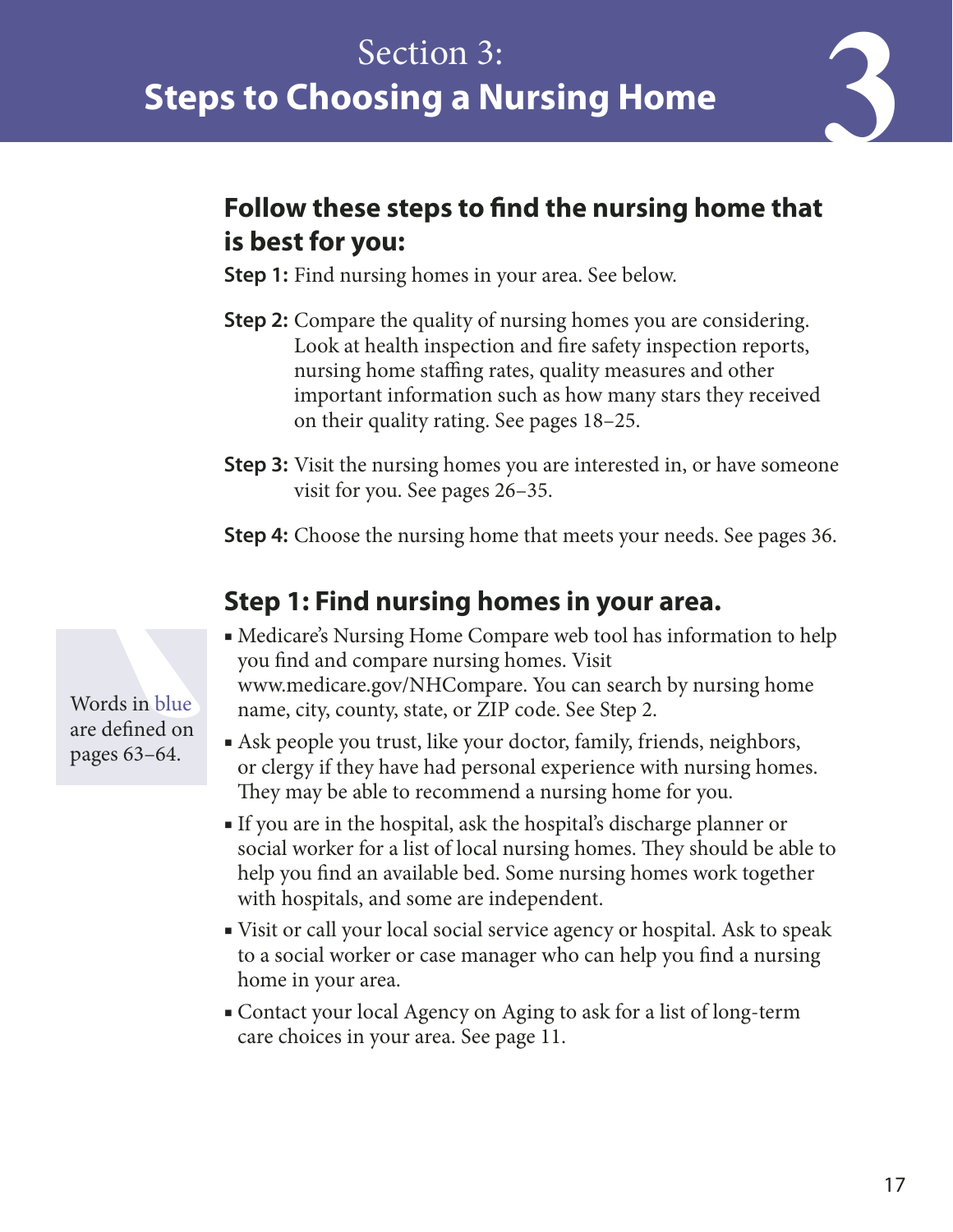# Section 3: Steps to Choosing a Nursing Home

## Follow these steps to find the nursing home that is best for you:

**Step 1:** Find nursing homes in your area. See below.

**Step 2:** Compare the quality of nursing homes you are considering. Look at health inspection and fire safety inspection reports, nursing home staffing rates, quality measures and other important information such as how many stars they received on their quality rating. See pages 18–25.

**Step 3:** Visit the nursing homes you are interested in, or have someone visit for you. See pages 26–35.

**Step 4:** Choose the nursing home that meets your needs. See pages 36.

## Step 1: Find nursing homes in your area.

Words in blue are defined on pages 63–64.

- Medicare's Nursing Home Compare web tool has information to help you find and compare nursing homes. Visit www.medicare.gov/NHCompare. You can search by nursing home name, city, county, state, or ZIP code. See Step 2.
- Ask people you trust, like your doctor, family, friends, neighbors, or clergy if they have had personal experience with nursing homes. They may be able to recommend a nursing home for you.
- If you are in the hospital, ask the hospital's discharge planner or social worker for a list of local nursing homes. They should be able to help you find an available bed. Some nursing homes work together with hospitals, and some are independent.
- Visit or call your local social service agency or hospital. Ask to speak to a social worker or case manager who can help you find a nursing home in your area.
- Contact your local Agency on Aging to ask for a list of long-term care choices in your area. See page 11.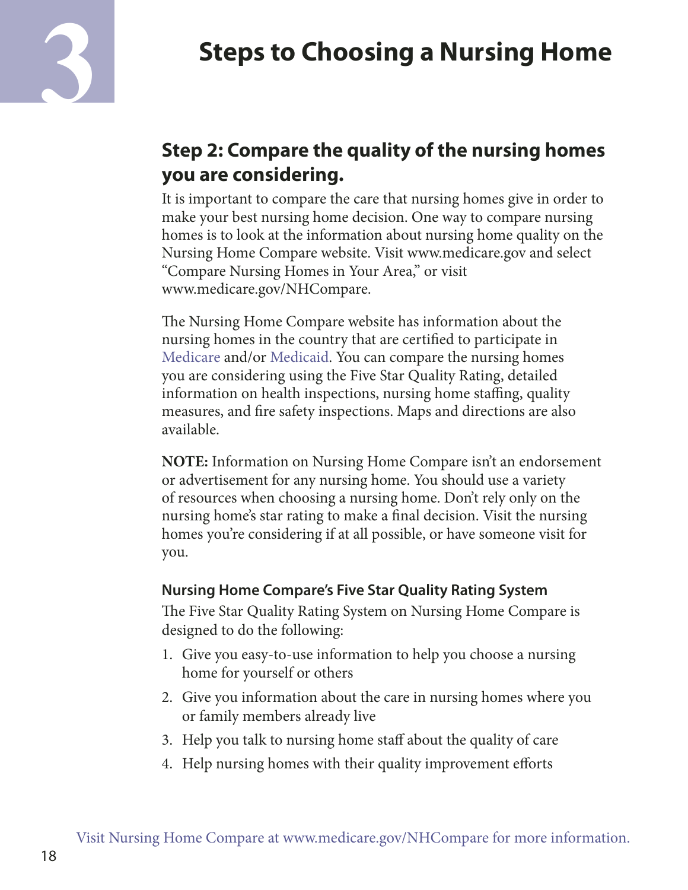# 3 Steps to Choosing a Nursing Home

## Step 2: Compare the quality of the nursing homes you are considering.

It is important to compare the care that nursing homes give in order to make your best nursing home decision. One way to compare nursing homes is to look at the information about nursing home quality on the Nursing Home Compare website. Visit www.medicare.gov and select "Compare Nursing Homes in Your Area," or visit www.medicare.gov/NHCompare.

The Nursing Home Compare website has information about the nursing homes in the country that are certified to participate in Medicare and/or Medicaid. You can compare the nursing homes you are considering using the Five Star Quality Rating, detailed information on health inspections, nursing home staffing, quality measures, and fire safety inspections. Maps and directions are also available.

**NOTE:** Information on Nursing Home Compare isn't an endorsement or advertisement for any nursing home. You should use a variety of resources when choosing a nursing home. Don't rely only on the nursing home's star rating to make a final decision. Visit the nursing homes you're considering if at all possible, or have someone visit for you.

### Nursing Home Compare's Five Star Quality Rating System

The Five Star Quality Rating System on Nursing Home Compare is designed to do the following:

1. Give you easy-to-use information to help you choose a nursing home for yourself or others
2. Give you information about the care in nursing homes where you or family members already live
3. Help you talk to nursing home staff about the quality of care
4. Help nursing homes with their quality improvement efforts

Visit Nursing Home Compare at www.medicare.gov/NHCompare for more information.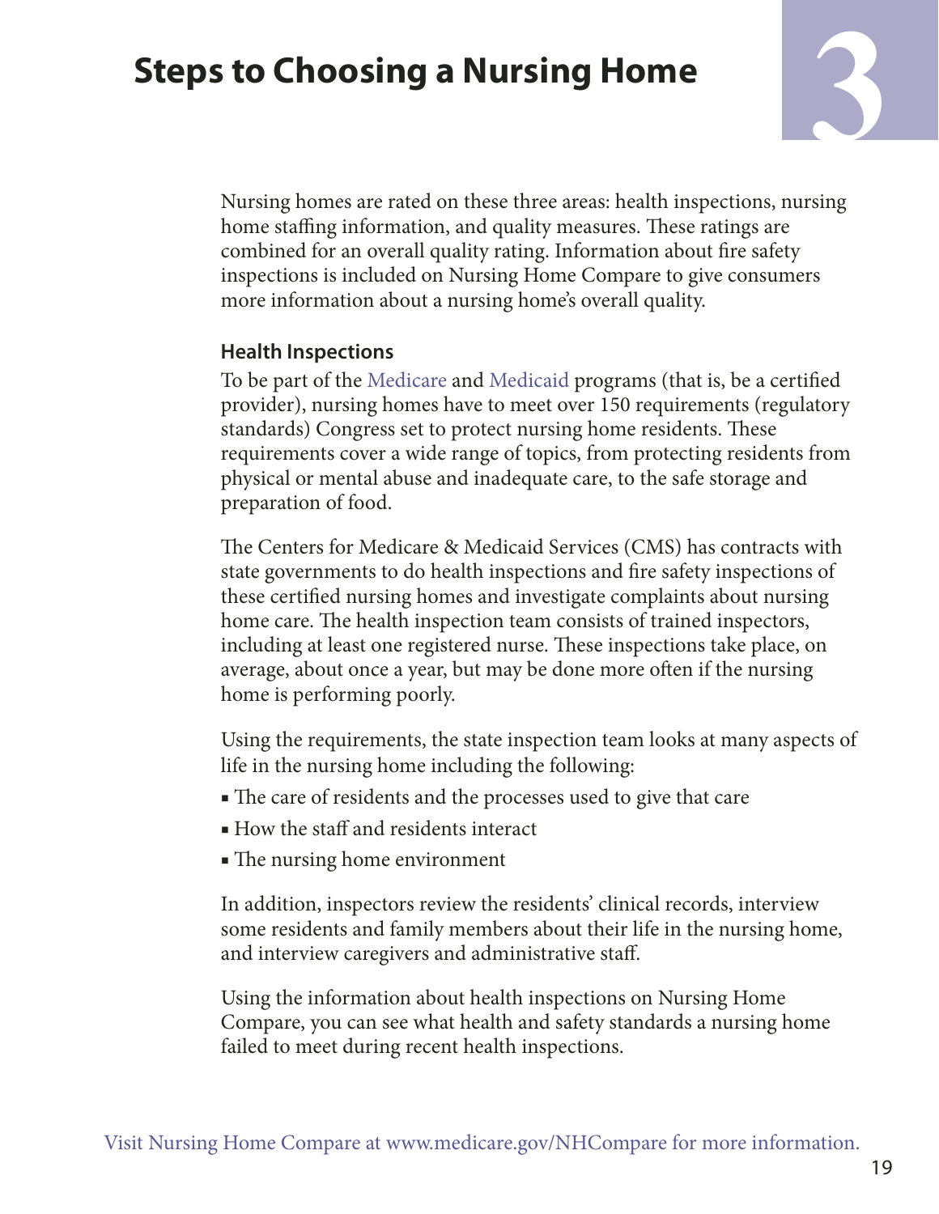# Steps to Choosing a Nursing Home

Nursing homes are rated on these three areas: health inspections, nursing home staffing information, and quality measures. These ratings are combined for an overall quality rating. Information about fire safety inspections is included on Nursing Home Compare to give consumers more information about a nursing home's overall quality.

### Health Inspections

To be part of the Medicare and Medicaid programs (that is, be a certified provider), nursing homes have to meet over 150 requirements (regulatory standards) Congress set to protect nursing home residents. These requirements cover a wide range of topics, from protecting residents from physical or mental abuse and inadequate care, to the safe storage and preparation of food.

The Centers for Medicare & Medicaid Services (CMS) has contracts with state governments to do health inspections and fire safety inspections of these certified nursing homes and investigate complaints about nursing home care. The health inspection team consists of trained inspectors, including at least one registered nurse. These inspections take place, on average, about once a year, but may be done more often if the nursing home is performing poorly.

Using the requirements, the state inspection team looks at many aspects of life in the nursing home including the following:

- The care of residents and the processes used to give that care
- How the staff and residents interact
- The nursing home environment

In addition, inspectors review the residents' clinical records, interview some residents and family members about their life in the nursing home, and interview caregivers and administrative staff.

Using the information about health inspections on Nursing Home Compare, you can see what health and safety standards a nursing home failed to meet during recent health inspections.

Visit Nursing Home Compare at www.medicare.gov/NHCompare for more information.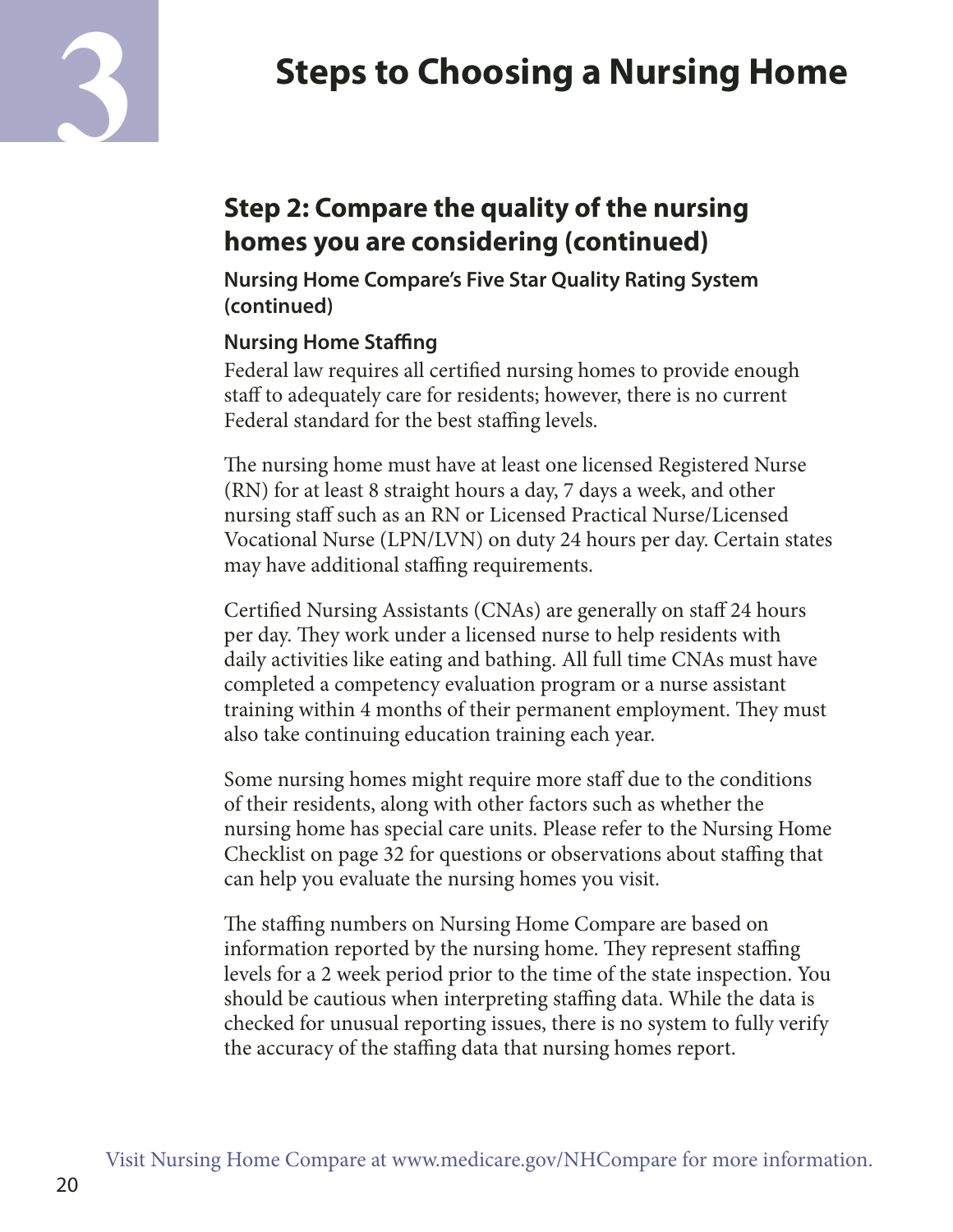# Steps to Choosing a Nursing Home

## Step 2: Compare the quality of the nursing homes you are considering (continued)

### Nursing Home Compare's Five Star Quality Rating System (continued)

#### Nursing Home Staffing

Federal law requires all certified nursing homes to provide enough staff to adequately care for residents; however, there is no current Federal standard for the best staffing levels.

The nursing home must have at least one licensed Registered Nurse (RN) for at least 8 straight hours a day, 7 days a week, and other nursing staff such as an RN or Licensed Practical Nurse/Licensed Vocational Nurse (LPN/LVN) on duty 24 hours per day. Certain states may have additional staffing requirements.

Certified Nursing Assistants (CNAs) are generally on staff 24 hours per day. They work under a licensed nurse to help residents with daily activities like eating and bathing. All full time CNAs must have completed a competency evaluation program or a nurse assistant training within 4 months of their permanent employment. They must also take continuing education training each year.

Some nursing homes might require more staff due to the conditions of their residents, along with other factors such as whether the nursing home has special care units. Please refer to the Nursing Home Checklist on page 32 for questions or observations about staffing that can help you evaluate the nursing homes you visit.

The staffing numbers on Nursing Home Compare are based on information reported by the nursing home. They represent staffing levels for a 2 week period prior to the time of the state inspection. You should be cautious when interpreting staffing data. While the data is checked for unusual reporting issues, there is no system to fully verify the accuracy of the staffing data that nursing homes report.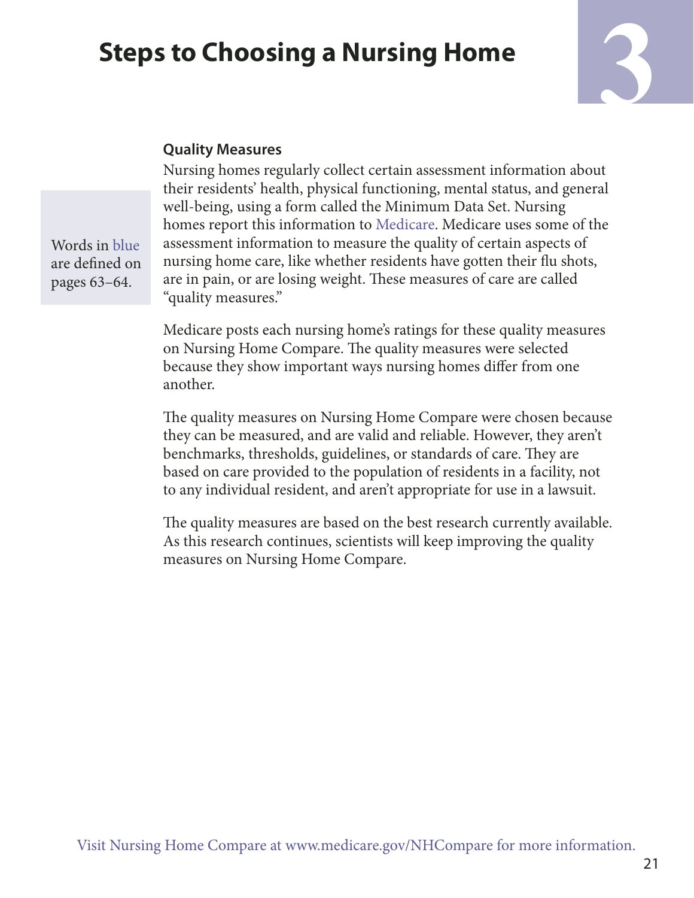### Quality Measures

Nursing homes regularly collect certain assessment information about their residents' health, physical functioning, mental status, and general well-being, using a form called the Minimum Data Set. Nursing homes report this information to Medicare. Medicare uses some of the assessment information to measure the quality of certain aspects of nursing home care, like whether residents have gotten their flu shots, are in pain, or are losing weight. These measures of care are called "quality measures."

Words in blue are defined on pages 63–64.

Medicare posts each nursing home's ratings for these quality measures on Nursing Home Compare. The quality measures were selected because they show important ways nursing homes differ from one another.

The quality measures on Nursing Home Compare were chosen because they can be measured, and are valid and reliable. However, they aren't benchmarks, thresholds, guidelines, or standards of care. They are based on care provided to the population of residents in a facility, not to any individual resident, and aren't appropriate for use in a lawsuit.

The quality measures are based on the best research currently available. As this research continues, scientists will keep improving the quality measures on Nursing Home Compare.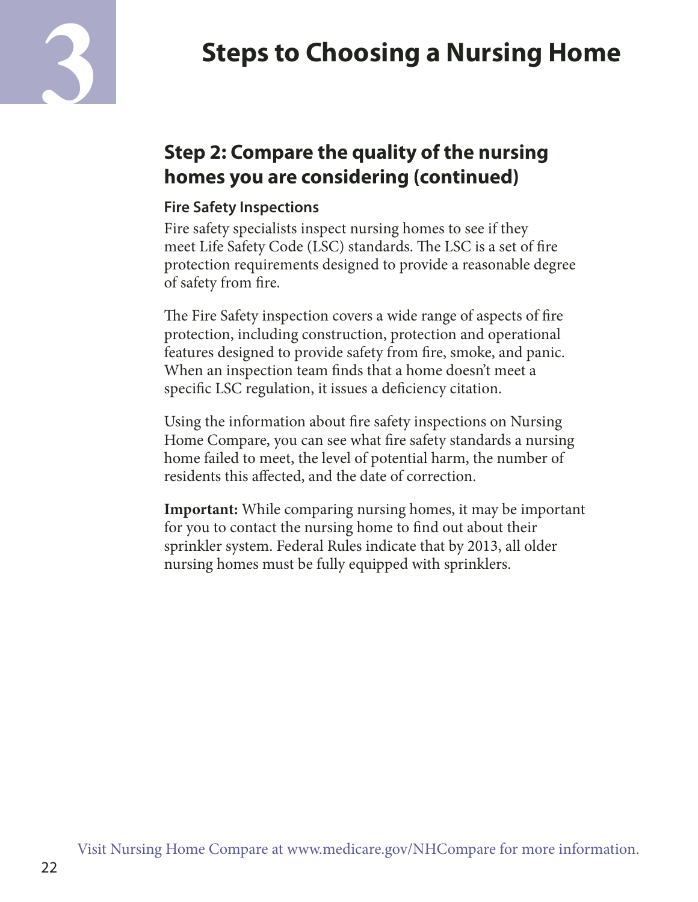# 3 Steps to Choosing a Nursing Home

## Step 2: Compare the quality of the nursing homes you are considering (continued)

### Fire Safety Inspections

Fire safety specialists inspect nursing homes to see if they meet Life Safety Code (LSC) standards. The LSC is a set of fire protection requirements designed to provide a reasonable degree of safety from fire.

The Fire Safety inspection covers a wide range of aspects of fire protection, including construction, protection and operational features designed to provide safety from fire, smoke, and panic. When an inspection team finds that a home doesn't meet a specific LSC regulation, it issues a deficiency citation.

Using the information about fire safety inspections on Nursing Home Compare, you can see what fire safety standards a nursing home failed to meet, the level of potential harm, the number of residents this affected, and the date of correction.

**Important:** While comparing nursing homes, it may be important for you to contact the nursing home to find out about their sprinkler system. Federal Rules indicate that by 2013, all older nursing homes must be fully equipped with sprinklers.

Visit Nursing Home Compare at www.medicare.gov/NHCompare for more information.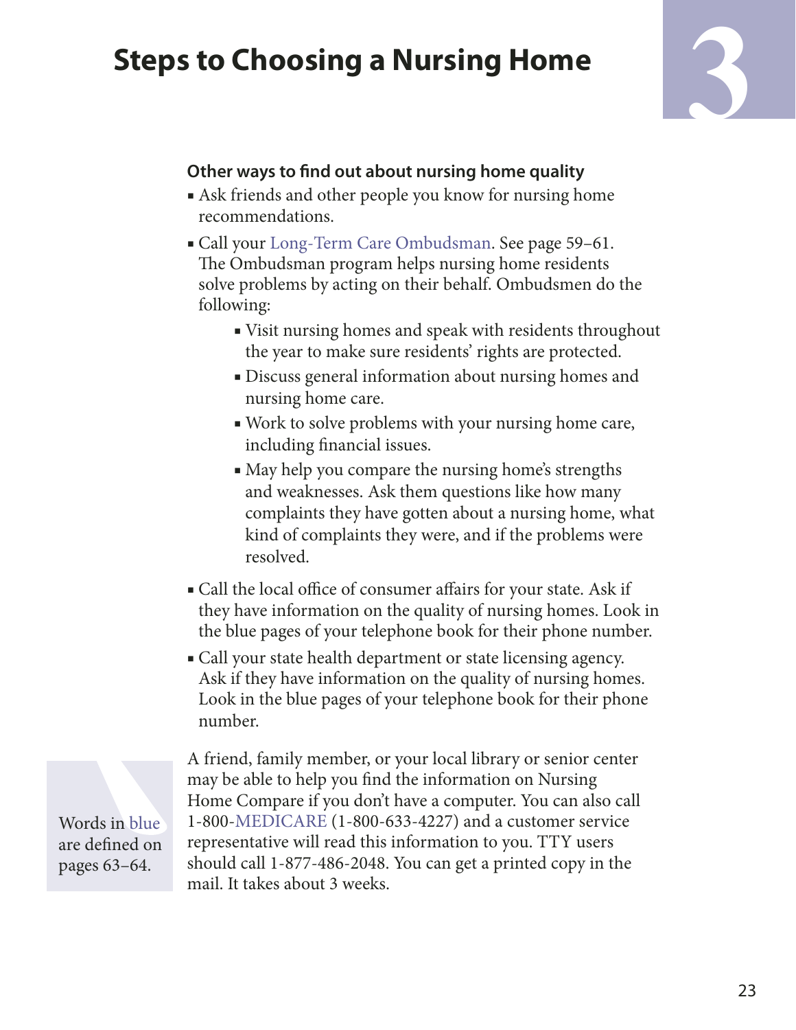# Steps to Choosing a Nursing Home

### Other ways to find out about nursing home quality

- Ask friends and other people you know for nursing home recommendations.
- Call your Long-Term Care Ombudsman. See page 59–61. The Ombudsman program helps nursing home residents solve problems by acting on their behalf. Ombudsmen do the following:
  - Visit nursing homes and speak with residents throughout the year to make sure residents' rights are protected.
  - Discuss general information about nursing homes and nursing home care.
  - Work to solve problems with your nursing home care, including financial issues.
  - May help you compare the nursing home's strengths and weaknesses. Ask them questions like how many complaints they have gotten about a nursing home, what kind of complaints they were, and if the problems were resolved.
- Call the local office of consumer affairs for your state. Ask if they have information on the quality of nursing homes. Look in the blue pages of your telephone book for their phone number.
- Call your state health department or state licensing agency. Ask if they have information on the quality of nursing homes. Look in the blue pages of your telephone book for their phone number.

Words in blue are defined on pages 63–64.

A friend, family member, or your local library or senior center may be able to help you find the information on Nursing Home Compare if you don't have a computer. You can also call 1-800-MEDICARE (1-800-633-4227) and a customer service representative will read this information to you. TTY users should call 1-877-486-2048. You can get a printed copy in the mail. It takes about 3 weeks.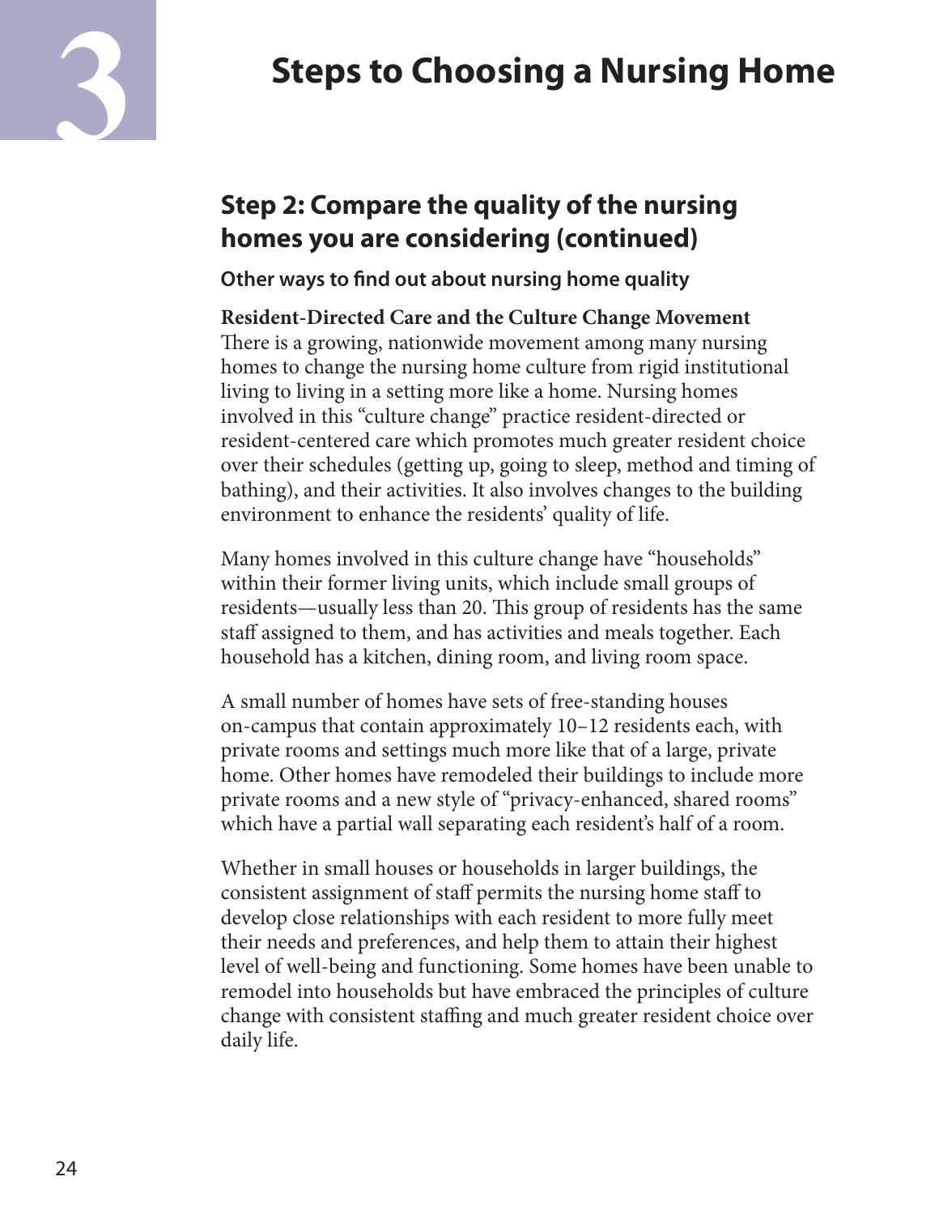# Steps to Choosing a Nursing Home

## Step 2: Compare the quality of the nursing homes you are considering (continued)

### Other ways to find out about nursing home quality

**Resident-Directed Care and the Culture Change Movement**
There is a growing, nationwide movement among many nursing homes to change the nursing home culture from rigid institutional living to living in a setting more like a home. Nursing homes involved in this "culture change" practice resident-directed or resident-centered care which promotes much greater resident choice over their schedules (getting up, going to sleep, method and timing of bathing), and their activities. It also involves changes to the building environment to enhance the residents' quality of life.

Many homes involved in this culture change have "households" within their former living units, which include small groups of residents—usually less than 20. This group of residents has the same staff assigned to them, and has activities and meals together. Each household has a kitchen, dining room, and living room space.

A small number of homes have sets of free-standing houses on-campus that contain approximately 10–12 residents each, with private rooms and settings much more like that of a large, private home. Other homes have remodeled their buildings to include more private rooms and a new style of "privacy-enhanced, shared rooms" which have a partial wall separating each resident's half of a room.

Whether in small houses or households in larger buildings, the consistent assignment of staff permits the nursing home staff to develop close relationships with each resident to more fully meet their needs and preferences, and help them to attain their highest level of well-being and functioning. Some homes have been unable to remodel into households but have embraced the principles of culture change with consistent staffing and much greater resident choice over daily life.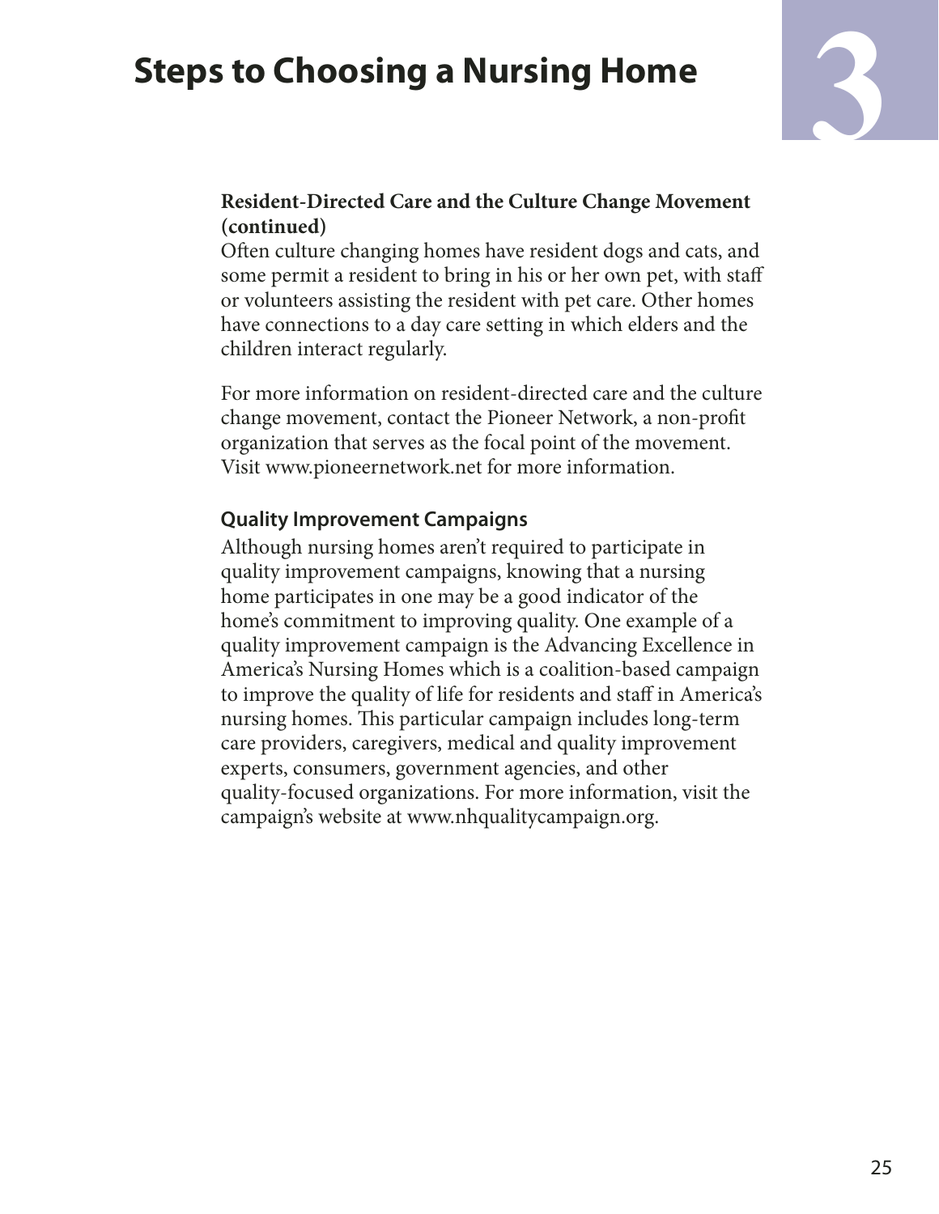### Resident-Directed Care and the Culture Change Movement (continued)

Often culture changing homes have resident dogs and cats, and some permit a resident to bring in his or her own pet, with staff or volunteers assisting the resident with pet care. Other homes have connections to a day care setting in which elders and the children interact regularly.

For more information on resident-directed care and the culture change movement, contact the Pioneer Network, a non-profit organization that serves as the focal point of the movement. Visit www.pioneernetwork.net for more information.

### Quality Improvement Campaigns

Although nursing homes aren't required to participate in quality improvement campaigns, knowing that a nursing home participates in one may be a good indicator of the home's commitment to improving quality. One example of a quality improvement campaign is the Advancing Excellence in America's Nursing Homes which is a coalition-based campaign to improve the quality of life for residents and staff in America's nursing homes. This particular campaign includes long-term care providers, caregivers, medical and quality improvement experts, consumers, government agencies, and other quality-focused organizations. For more information, visit the campaign's website at www.nhqualitycampaign.org.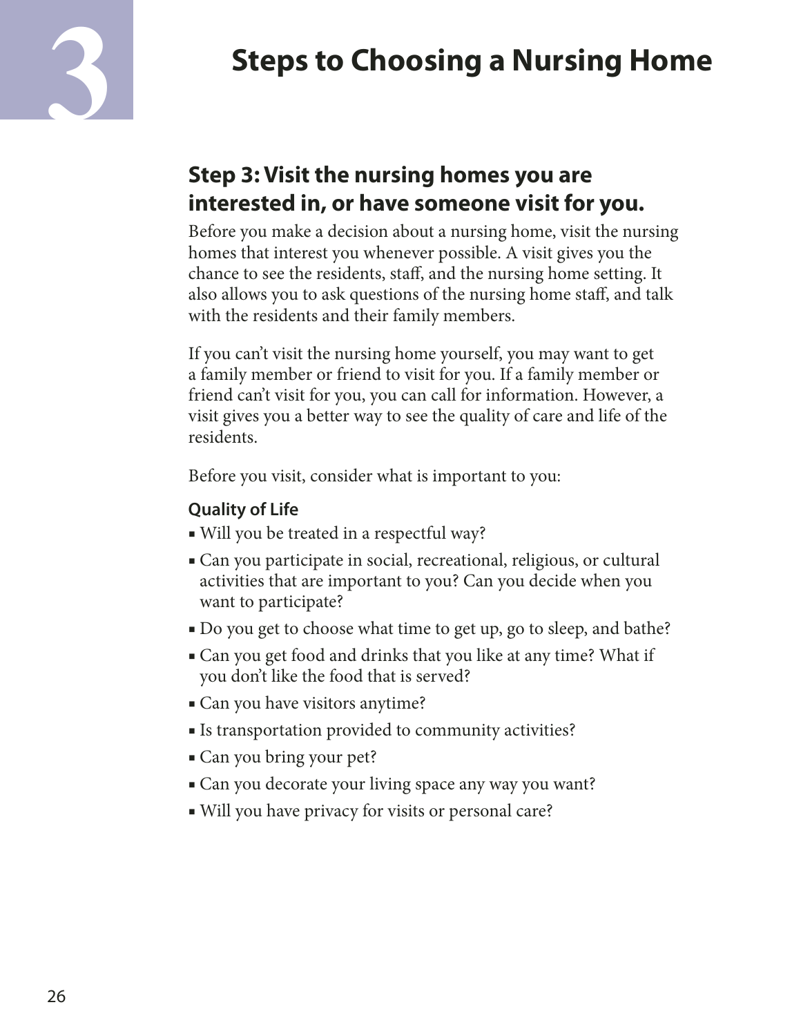# 3 Steps to Choosing a Nursing Home

## Step 3: Visit the nursing homes you are interested in, or have someone visit for you.

Before you make a decision about a nursing home, visit the nursing homes that interest you whenever possible. A visit gives you the chance to see the residents, staff, and the nursing home setting. It also allows you to ask questions of the nursing home staff, and talk with the residents and their family members.

If you can't visit the nursing home yourself, you may want to get a family member or friend to visit for you. If a family member or friend can't visit for you, you can call for information. However, a visit gives you a better way to see the quality of care and life of the residents.

Before you visit, consider what is important to you:

### Quality of Life

- Will you be treated in a respectful way?
- Can you participate in social, recreational, religious, or cultural activities that are important to you? Can you decide when you want to participate?
- Do you get to choose what time to get up, go to sleep, and bathe?
- Can you get food and drinks that you like at any time? What if you don't like the food that is served?
- Can you have visitors anytime?
- Is transportation provided to community activities?
- Can you bring your pet?
- Can you decorate your living space any way you want?
- Will you have privacy for visits or personal care?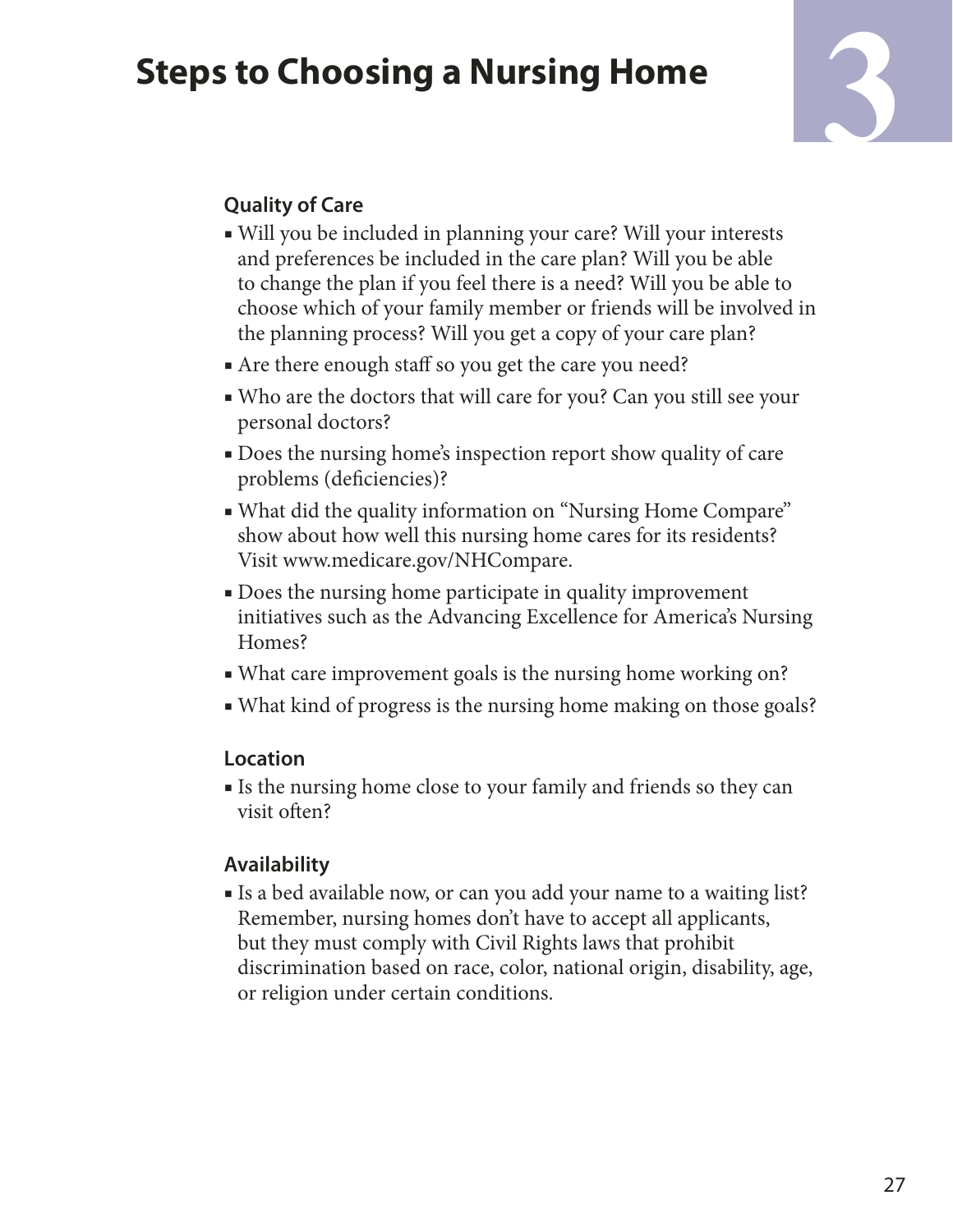# Steps to Choosing a Nursing Home

3

### Quality of Care

- Will you be included in planning your care? Will your interests and preferences be included in the care plan? Will you be able to change the plan if you feel there is a need? Will you be able to choose which of your family member or friends will be involved in the planning process? Will you get a copy of your care plan?
- Are there enough staff so you get the care you need?
- Who are the doctors that will care for you? Can you still see your personal doctors?
- Does the nursing home's inspection report show quality of care problems (deficiencies)?
- What did the quality information on "Nursing Home Compare" show about how well this nursing home cares for its residents? Visit www.medicare.gov/NHCompare.
- Does the nursing home participate in quality improvement initiatives such as the Advancing Excellence for America's Nursing Homes?
- What care improvement goals is the nursing home working on?
- What kind of progress is the nursing home making on those goals?

### Location

- Is the nursing home close to your family and friends so they can visit often?

### Availability

- Is a bed available now, or can you add your name to a waiting list? Remember, nursing homes don't have to accept all applicants, but they must comply with Civil Rights laws that prohibit discrimination based on race, color, national origin, disability, age, or religion under certain conditions.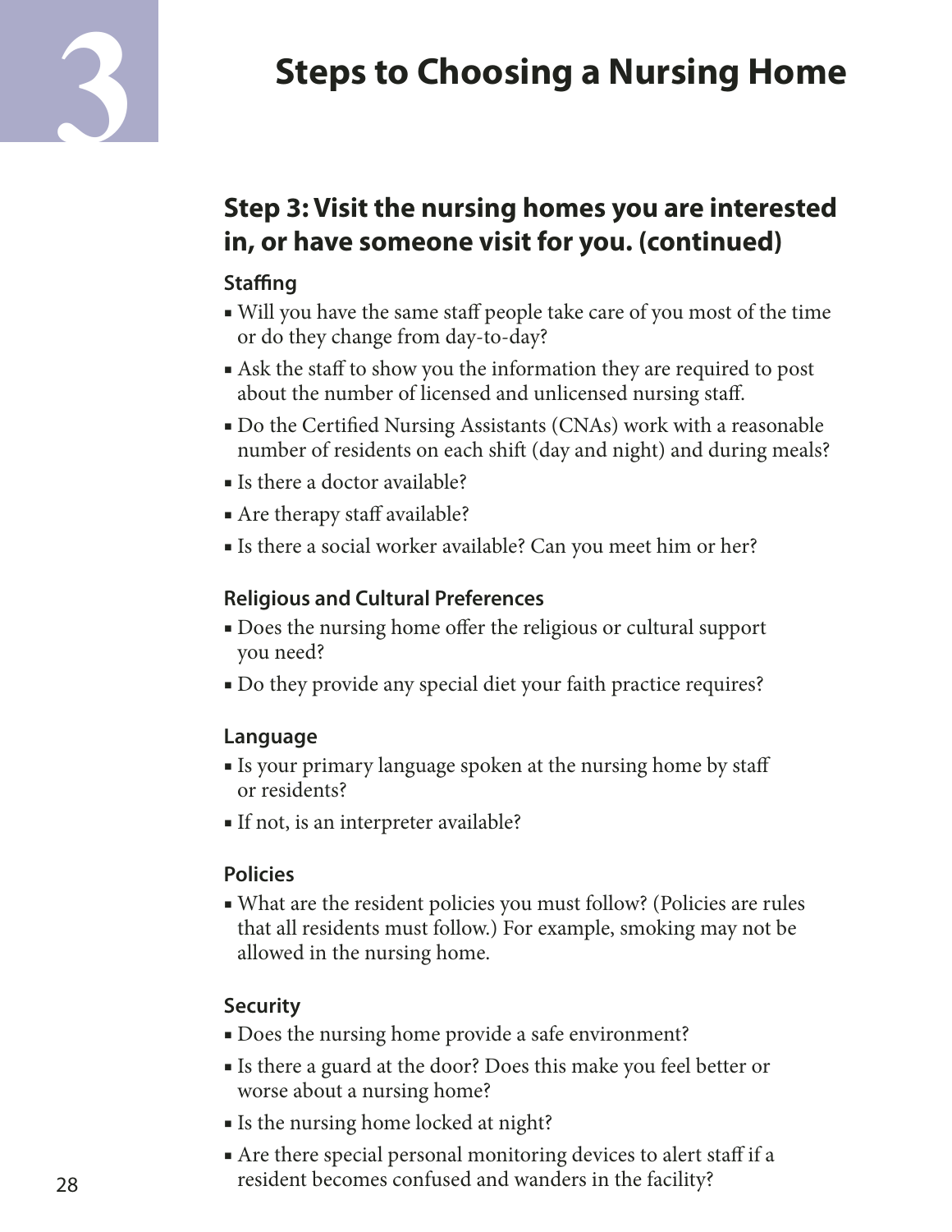# 3 Steps to Choosing a Nursing Home

## Step 3: Visit the nursing homes you are interested in, or have someone visit for you. (continued)

### Staffing

- Will you have the same staff people take care of you most of the time or do they change from day-to-day?
- Ask the staff to show you the information they are required to post about the number of licensed and unlicensed nursing staff.
- Do the Certified Nursing Assistants (CNAs) work with a reasonable number of residents on each shift (day and night) and during meals?
- Is there a doctor available?
- Are therapy staff available?
- Is there a social worker available? Can you meet him or her?

### Religious and Cultural Preferences

- Does the nursing home offer the religious or cultural support you need?
- Do they provide any special diet your faith practice requires?

### Language

- Is your primary language spoken at the nursing home by staff or residents?
- If not, is an interpreter available?

### Policies

- What are the resident policies you must follow? (Policies are rules that all residents must follow.) For example, smoking may not be allowed in the nursing home.

### Security

- Does the nursing home provide a safe environment?
- Is there a guard at the door? Does this make you feel better or worse about a nursing home?
- Is the nursing home locked at night?
- Are there special personal monitoring devices to alert staff if a resident becomes confused and wanders in the facility?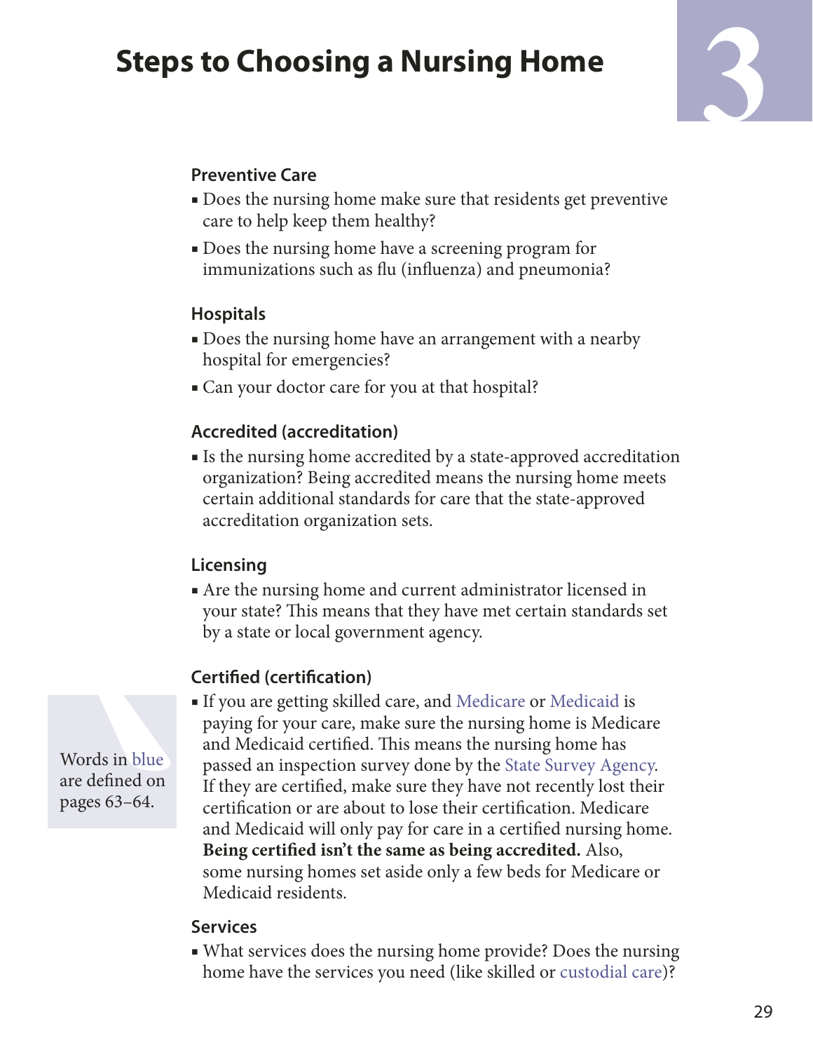# Steps to Choosing a Nursing Home

### Preventive Care

- Does the nursing home make sure that residents get preventive care to help keep them healthy?
- Does the nursing home have a screening program for immunizations such as flu (influenza) and pneumonia?

### Hospitals

- Does the nursing home have an arrangement with a nearby hospital for emergencies?
- Can your doctor care for you at that hospital?

### Accredited (accreditation)

- Is the nursing home accredited by a state-approved accreditation organization? Being accredited means the nursing home meets certain additional standards for care that the state-approved accreditation organization sets.

### Licensing

- Are the nursing home and current administrator licensed in your state? This means that they have met certain standards set by a state or local government agency.

### Certified (certification)

- If you are getting skilled care, and Medicare or Medicaid is paying for your care, make sure the nursing home is Medicare and Medicaid certified. This means the nursing home has passed an inspection survey done by the State Survey Agency. If they are certified, make sure they have not recently lost their certification or are about to lose their certification. Medicare and Medicaid will only pay for care in a certified nursing home. **Being certified isn't the same as being accredited.** Also, some nursing homes set aside only a few beds for Medicare or Medicaid residents.

Words in blue are defined on pages 63–64.

### Services

- What services does the nursing home provide? Does the nursing home have the services you need (like skilled or custodial care)?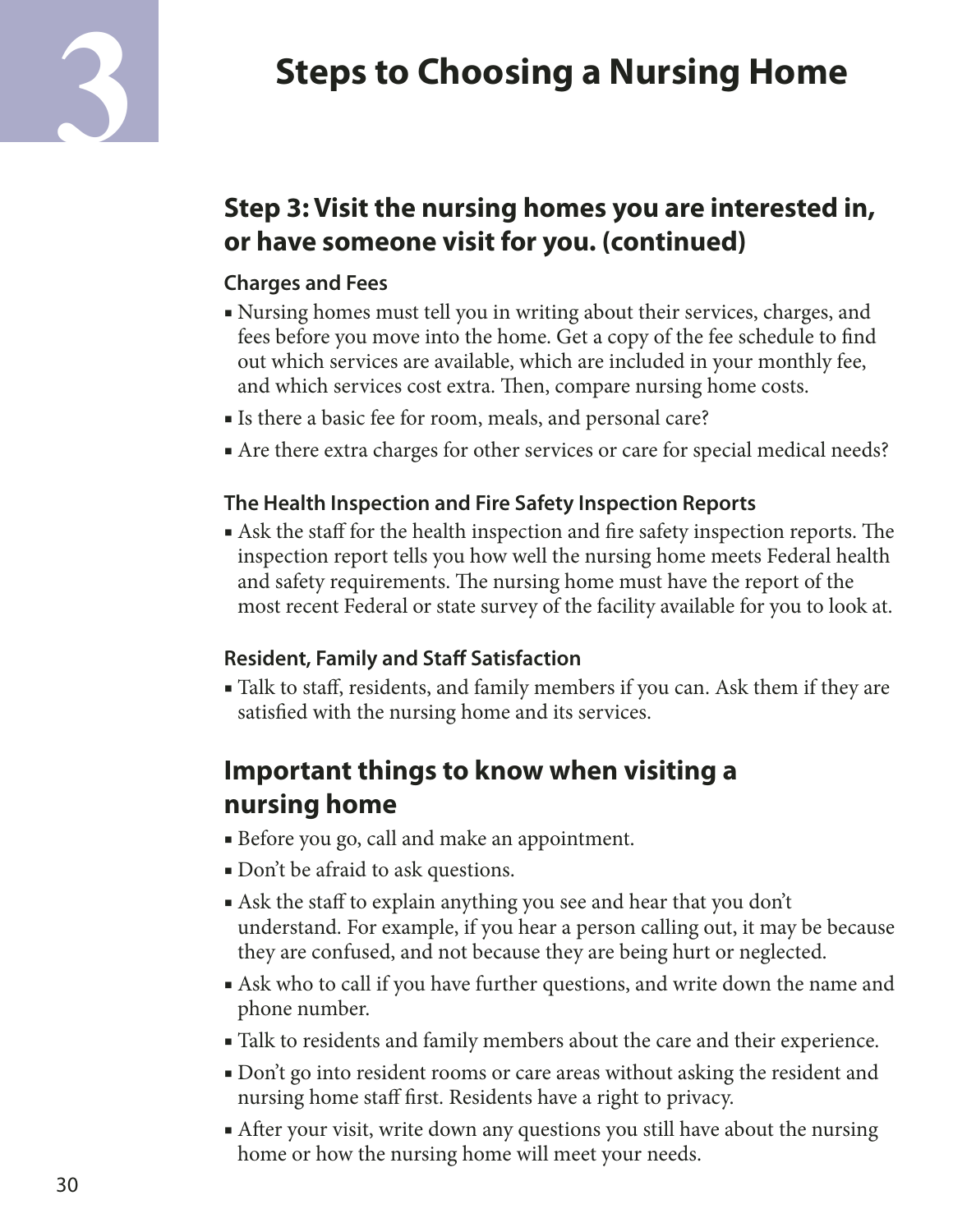# Steps to Choosing a Nursing Home

## Step 3: Visit the nursing homes you are interested in, or have someone visit for you. (continued)

### Charges and Fees

- Nursing homes must tell you in writing about their services, charges, and fees before you move into the home. Get a copy of the fee schedule to find out which services are available, which are included in your monthly fee, and which services cost extra. Then, compare nursing home costs.
- Is there a basic fee for room, meals, and personal care?
- Are there extra charges for other services or care for special medical needs?

### The Health Inspection and Fire Safety Inspection Reports

- Ask the staff for the health inspection and fire safety inspection reports. The inspection report tells you how well the nursing home meets Federal health and safety requirements. The nursing home must have the report of the most recent Federal or state survey of the facility available for you to look at.

### Resident, Family and Staff Satisfaction

- Talk to staff, residents, and family members if you can. Ask them if they are satisfied with the nursing home and its services.

## Important things to know when visiting a nursing home

- Before you go, call and make an appointment.
- Don't be afraid to ask questions.
- Ask the staff to explain anything you see and hear that you don't understand. For example, if you hear a person calling out, it may be because they are confused, and not because they are being hurt or neglected.
- Ask who to call if you have further questions, and write down the name and phone number.
- Talk to residents and family members about the care and their experience.
- Don't go into resident rooms or care areas without asking the resident and nursing home staff first. Residents have a right to privacy.
- After your visit, write down any questions you still have about the nursing home or how the nursing home will meet your needs.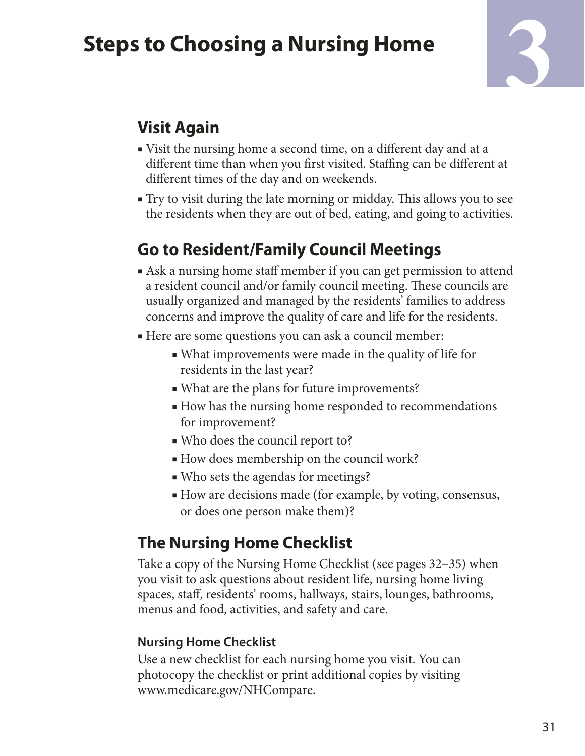# Steps to Choosing a Nursing Home

## Visit Again

- Visit the nursing home a second time, on a different day and at a different time than when you first visited. Staffing can be different at different times of the day and on weekends.
- Try to visit during the late morning or midday. This allows you to see the residents when they are out of bed, eating, and going to activities.

## Go to Resident/Family Council Meetings

- Ask a nursing home staff member if you can get permission to attend a resident council and/or family council meeting. These councils are usually organized and managed by the residents' families to address concerns and improve the quality of care and life for the residents.
- Here are some questions you can ask a council member:
  - What improvements were made in the quality of life for residents in the last year?
  - What are the plans for future improvements?
  - How has the nursing home responded to recommendations for improvement?
  - Who does the council report to?
  - How does membership on the council work?
  - Who sets the agendas for meetings?
  - How are decisions made (for example, by voting, consensus, or does one person make them)?

## The Nursing Home Checklist

Take a copy of the Nursing Home Checklist (see pages 32–35) when you visit to ask questions about resident life, nursing home living spaces, staff, residents' rooms, hallways, stairs, lounges, bathrooms, menus and food, activities, and safety and care.

### Nursing Home Checklist

Use a new checklist for each nursing home you visit. You can photocopy the checklist or print additional copies by visiting www.medicare.gov/NHCompare.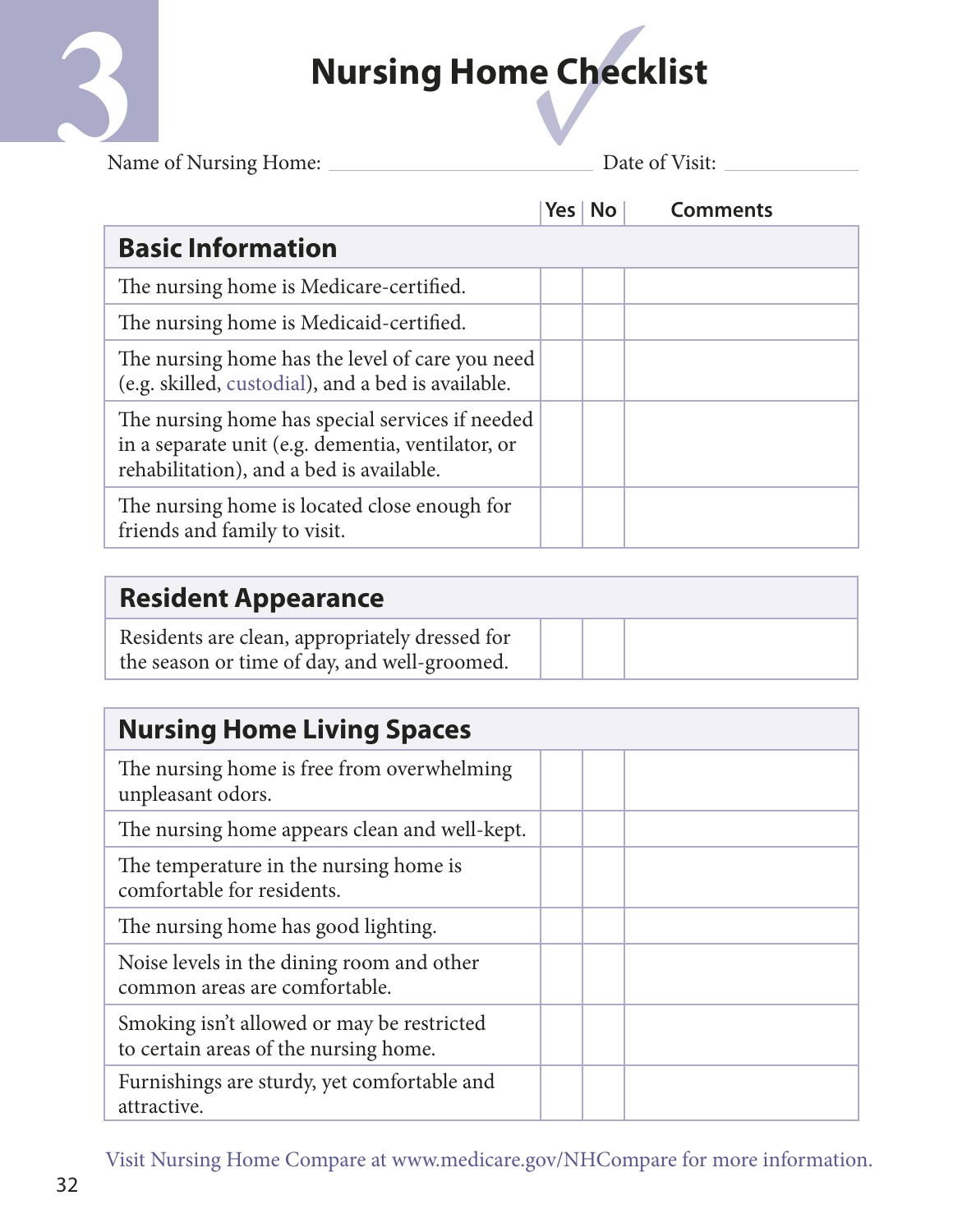# 3 Nursing Home Checklist

Name of Nursing Home: ______________________ Date of Visit: ____________

| | Yes | No | Comments |
|---|---|---|---|
| **Basic Information** | | | |
| The nursing home is Medicare-certified. | | | |
| The nursing home is Medicaid-certified. | | | |
| The nursing home has the level of care you need (e.g. skilled, custodial), and a bed is available. | | | |
| The nursing home has special services if needed in a separate unit (e.g. dementia, ventilator, or rehabilitation), and a bed is available. | | | |
| The nursing home is located close enough for friends and family to visit. | | | |
| **Resident Appearance** | | | |
| Residents are clean, appropriately dressed for the season or time of day, and well-groomed. | | | |
| **Nursing Home Living Spaces** | | | |
| The nursing home is free from overwhelming unpleasant odors. | | | |
| The nursing home appears clean and well-kept. | | | |
| The temperature in the nursing home is comfortable for residents. | | | |
| The nursing home has good lighting. | | | |
| Noise levels in the dining room and other common areas are comfortable. | | | |
| Smoking isn't allowed or may be restricted to certain areas of the nursing home. | | | |
| Furnishings are sturdy, yet comfortable and attractive. | | | |

Visit Nursing Home Compare at www.medicare.gov/NHCompare for more information.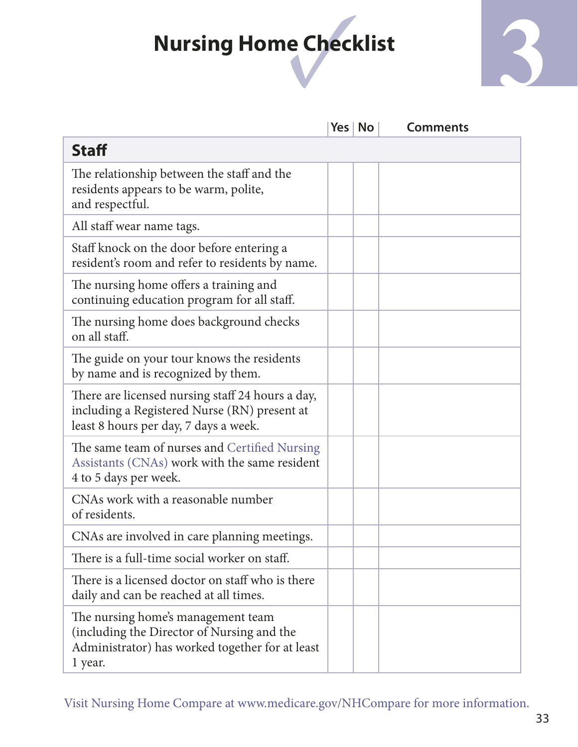# Nursing Home Checklist

| | Yes | No | Comments |
|---|---|---|---|
| **Staff** | | | |
| The relationship between the staff and the residents appears to be warm, polite, and respectful. | | | |
| All staff wear name tags. | | | |
| Staff knock on the door before entering a resident's room and refer to residents by name. | | | |
| The nursing home offers a training and continuing education program for all staff. | | | |
| The nursing home does background checks on all staff. | | | |
| The guide on your tour knows the residents by name and is recognized by them. | | | |
| There are licensed nursing staff 24 hours a day, including a Registered Nurse (RN) present at least 8 hours per day, 7 days a week. | | | |
| The same team of nurses and Certified Nursing Assistants (CNAs) work with the same resident 4 to 5 days per week. | | | |
| CNAs work with a reasonable number of residents. | | | |
| CNAs are involved in care planning meetings. | | | |
| There is a full-time social worker on staff. | | | |
| There is a licensed doctor on staff who is there daily and can be reached at all times. | | | |
| The nursing home's management team (including the Director of Nursing and the Administrator) has worked together for at least 1 year. | | | |

Visit Nursing Home Compare at www.medicare.gov/NHCompare for more information.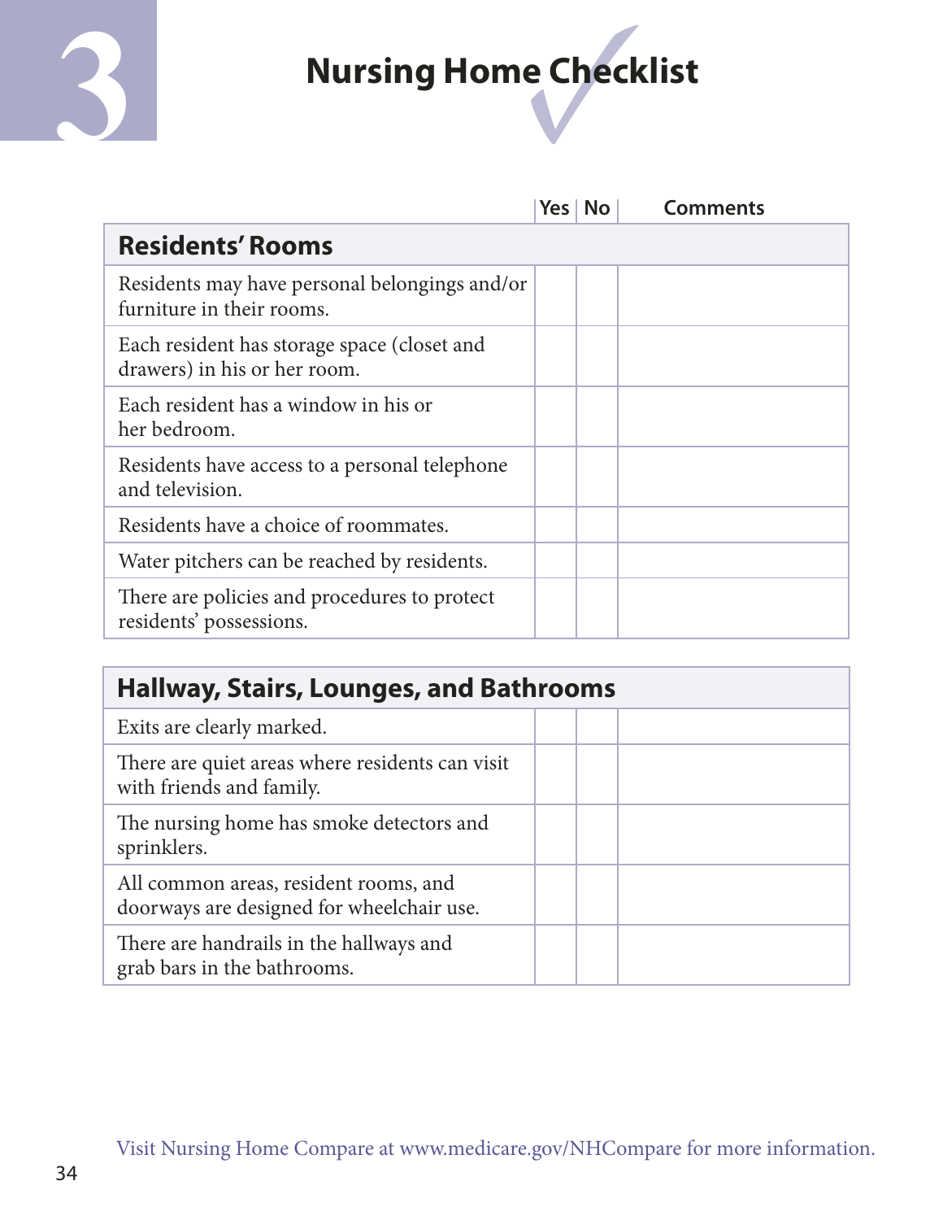# 3 Nursing Home Checklist

| | Yes | No | Comments |
|---|---|---|---|
| **Residents' Rooms** | | | |
| Residents may have personal belongings and/or furniture in their rooms. | | | |
| Each resident has storage space (closet and drawers) in his or her room. | | | |
| Each resident has a window in his or her bedroom. | | | |
| Residents have access to a personal telephone and television. | | | |
| Residents have a choice of roommates. | | | |
| Water pitchers can be reached by residents. | | | |
| There are policies and procedures to protect residents' possessions. | | | |

| | Yes | No | Comments |
|---|---|---|---|
| **Hallway, Stairs, Lounges, and Bathrooms** | | | |
| Exits are clearly marked. | | | |
| There are quiet areas where residents can visit with friends and family. | | | |
| The nursing home has smoke detectors and sprinklers. | | | |
| All common areas, resident rooms, and doorways are designed for wheelchair use. | | | |
| There are handrails in the hallways and grab bars in the bathrooms. | | | |

Visit Nursing Home Compare at www.medicare.gov/NHCompare for more information.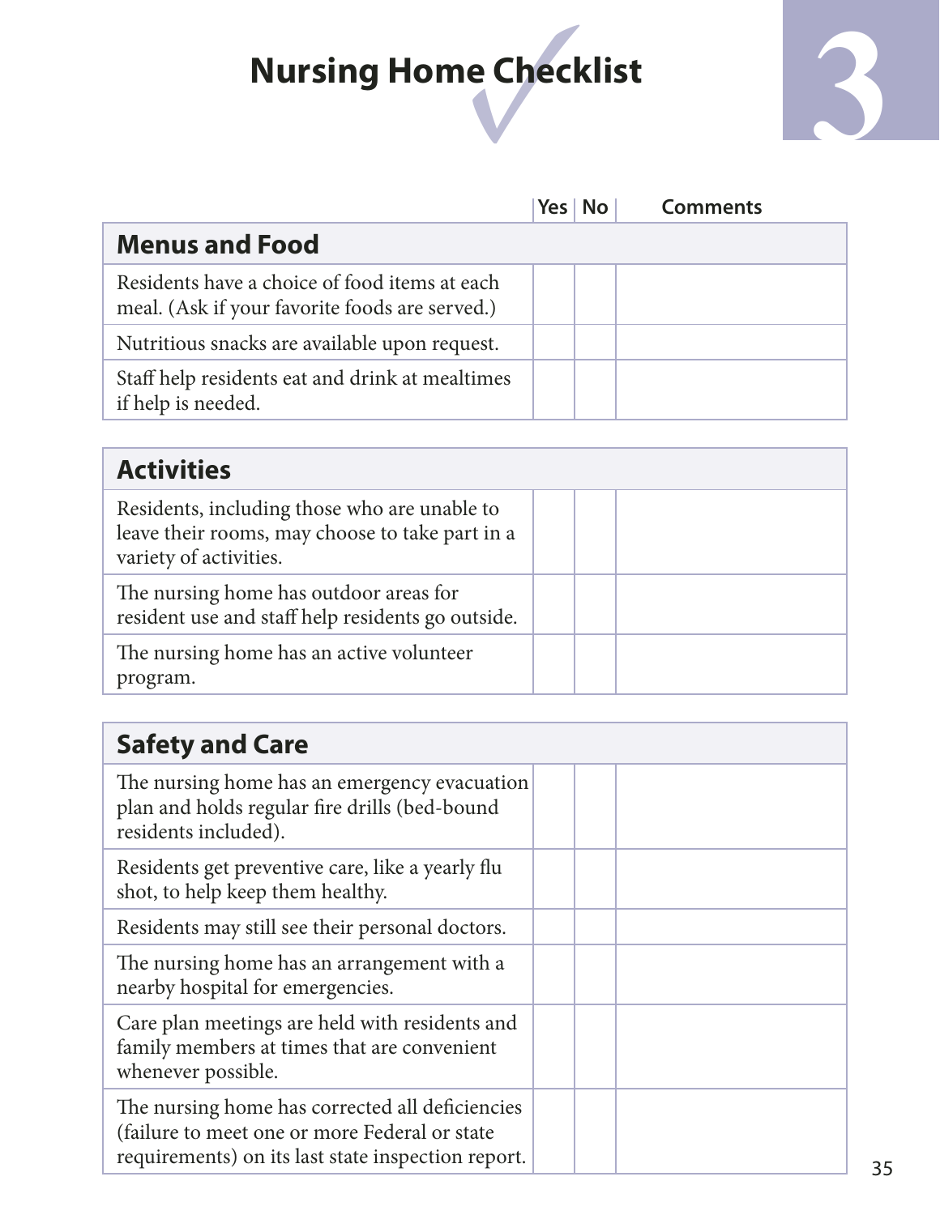# Nursing Home Checklist

| | Yes | No | Comments |
|---|---|---|---|
| **Menus and Food** | | | |
| Residents have a choice of food items at each meal. (Ask if your favorite foods are served.) | | | |
| Nutritious snacks are available upon request. | | | |
| Staff help residents eat and drink at mealtimes if help is needed. | | | |

| | Yes | No | Comments |
|---|---|---|---|
| **Activities** | | | |
| Residents, including those who are unable to leave their rooms, may choose to take part in a variety of activities. | | | |
| The nursing home has outdoor areas for resident use and staff help residents go outside. | | | |
| The nursing home has an active volunteer program. | | | |

| | Yes | No | Comments |
|---|---|---|---|
| **Safety and Care** | | | |
| The nursing home has an emergency evacuation plan and holds regular fire drills (bed-bound residents included). | | | |
| Residents get preventive care, like a yearly flu shot, to help keep them healthy. | | | |
| Residents may still see their personal doctors. | | | |
| The nursing home has an arrangement with a nearby hospital for emergencies. | | | |
| Care plan meetings are held with residents and family members at times that are convenient whenever possible. | | | |
| The nursing home has corrected all deficiencies (failure to meet one or more Federal or state requirements) on its last state inspection report. | | | |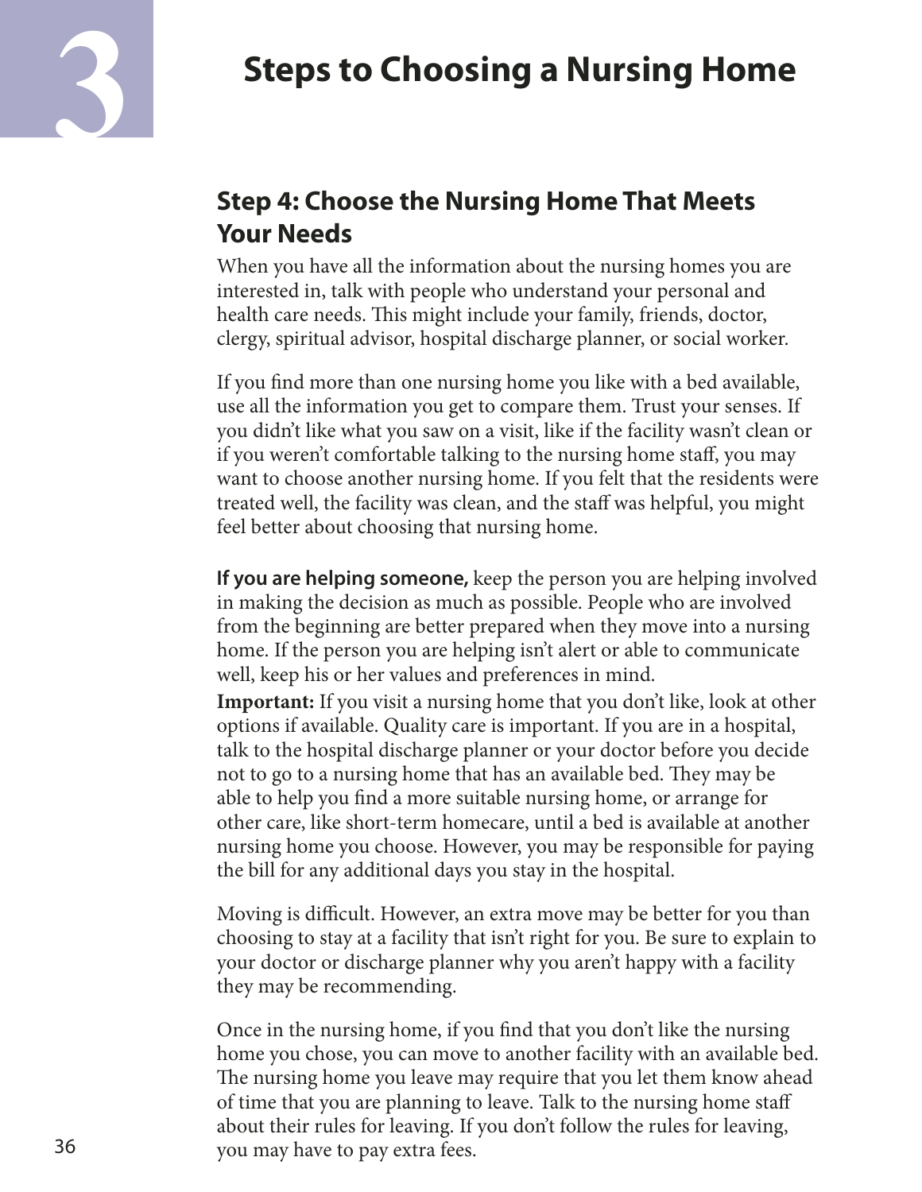# 3 Steps to Choosing a Nursing Home

## Step 4: Choose the Nursing Home That Meets Your Needs

When you have all the information about the nursing homes you are interested in, talk with people who understand your personal and health care needs. This might include your family, friends, doctor, clergy, spiritual advisor, hospital discharge planner, or social worker.

If you find more than one nursing home you like with a bed available, use all the information you get to compare them. Trust your senses. If you didn't like what you saw on a visit, like if the facility wasn't clean or if you weren't comfortable talking to the nursing home staff, you may want to choose another nursing home. If you felt that the residents were treated well, the facility was clean, and the staff was helpful, you might feel better about choosing that nursing home.

**If you are helping someone,** keep the person you are helping involved in making the decision as much as possible. People who are involved from the beginning are better prepared when they move into a nursing home. If the person you are helping isn't alert or able to communicate well, keep his or her values and preferences in mind.

**Important:** If you visit a nursing home that you don't like, look at other options if available. Quality care is important. If you are in a hospital, talk to the hospital discharge planner or your doctor before you decide not to go to a nursing home that has an available bed. They may be able to help you find a more suitable nursing home, or arrange for other care, like short-term homecare, until a bed is available at another nursing home you choose. However, you may be responsible for paying the bill for any additional days you stay in the hospital.

Moving is difficult. However, an extra move may be better for you than choosing to stay at a facility that isn't right for you. Be sure to explain to your doctor or discharge planner why you aren't happy with a facility they may be recommending.

Once in the nursing home, if you find that you don't like the nursing home you chose, you can move to another facility with an available bed. The nursing home you leave may require that you let them know ahead of time that you are planning to leave. Talk to the nursing home staff about their rules for leaving. If you don't follow the rules for leaving, you may have to pay extra fees.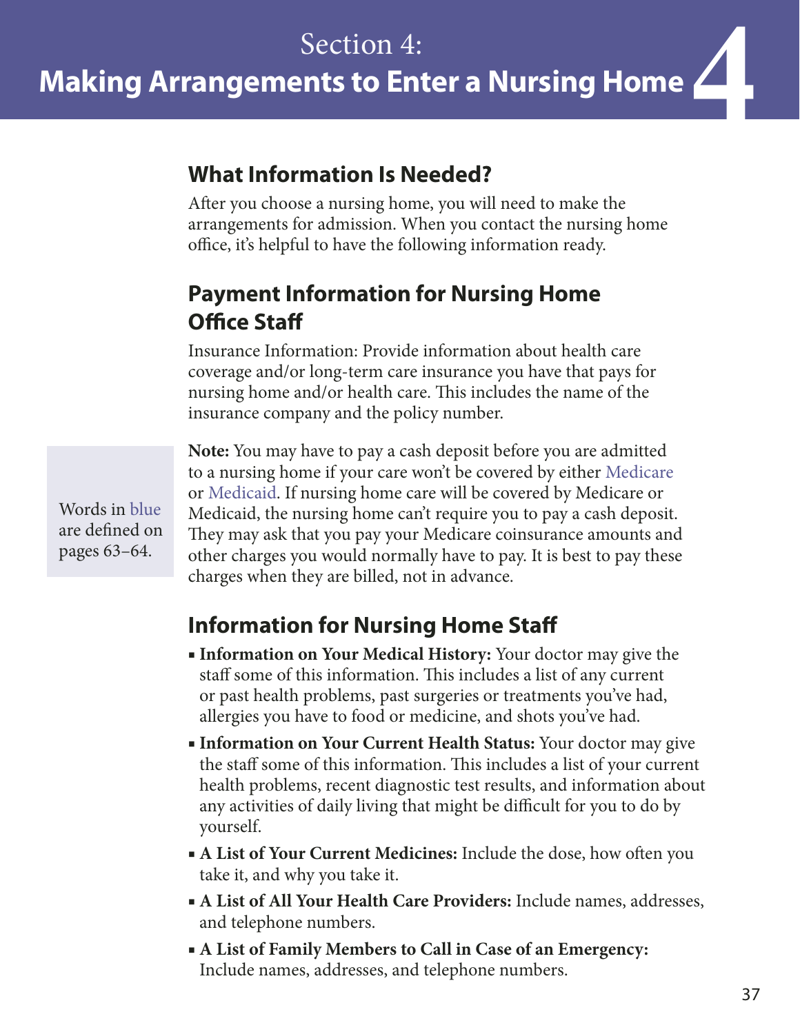# Section 4: Making Arrangements to Enter a Nursing Home

## What Information Is Needed?

After you choose a nursing home, you will need to make the arrangements for admission. When you contact the nursing home office, it's helpful to have the following information ready.

## Payment Information for Nursing Home Office Staff

Insurance Information: Provide information about health care coverage and/or long-term care insurance you have that pays for nursing home and/or health care. This includes the name of the insurance company and the policy number.

Words in blue are defined on pages 63–64.

**Note:** You may have to pay a cash deposit before you are admitted to a nursing home if your care won't be covered by either Medicare or Medicaid. If nursing home care will be covered by Medicare or Medicaid, the nursing home can't require you to pay a cash deposit. They may ask that you pay your Medicare coinsurance amounts and other charges you would normally have to pay. It is best to pay these charges when they are billed, not in advance.

## Information for Nursing Home Staff

- **Information on Your Medical History:** Your doctor may give the staff some of this information. This includes a list of any current or past health problems, past surgeries or treatments you've had, allergies you have to food or medicine, and shots you've had.
- **Information on Your Current Health Status:** Your doctor may give the staff some of this information. This includes a list of your current health problems, recent diagnostic test results, and information about any activities of daily living that might be difficult for you to do by yourself.
- **A List of Your Current Medicines:** Include the dose, how often you take it, and why you take it.
- **A List of All Your Health Care Providers:** Include names, addresses, and telephone numbers.
- **A List of Family Members to Call in Case of an Emergency:** Include names, addresses, and telephone numbers.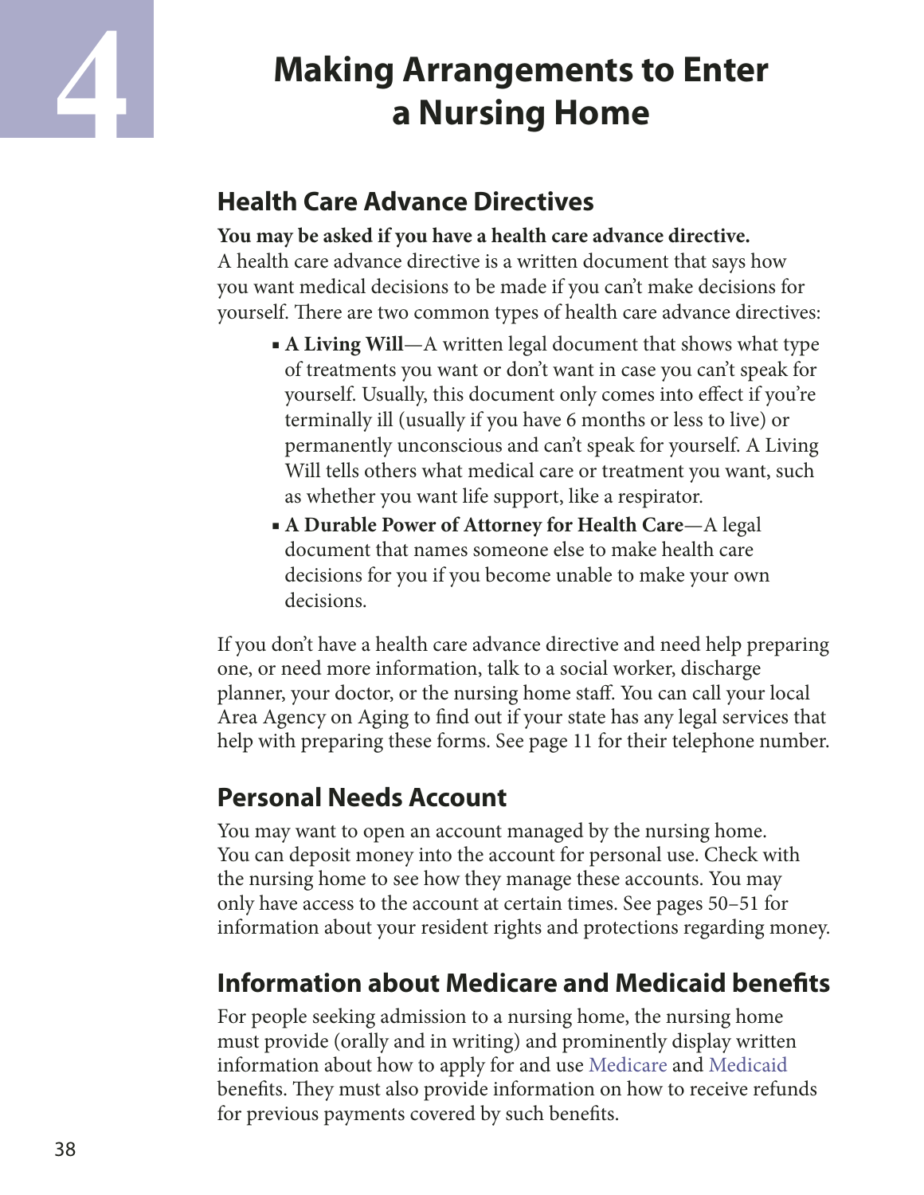# 4 Making Arrangements to Enter a Nursing Home

## Health Care Advance Directives

**You may be asked if you have a health care advance directive.** A health care advance directive is a written document that says how you want medical decisions to be made if you can't make decisions for yourself. There are two common types of health care advance directives:

- **A Living Will**—A written legal document that shows what type of treatments you want or don't want in case you can't speak for yourself. Usually, this document only comes into effect if you're terminally ill (usually if you have 6 months or less to live) or permanently unconscious and can't speak for yourself. A Living Will tells others what medical care or treatment you want, such as whether you want life support, like a respirator.
- **A Durable Power of Attorney for Health Care**—A legal document that names someone else to make health care decisions for you if you become unable to make your own decisions.

If you don't have a health care advance directive and need help preparing one, or need more information, talk to a social worker, discharge planner, your doctor, or the nursing home staff. You can call your local Area Agency on Aging to find out if your state has any legal services that help with preparing these forms. See page 11 for their telephone number.

## Personal Needs Account

You may want to open an account managed by the nursing home. You can deposit money into the account for personal use. Check with the nursing home to see how they manage these accounts. You may only have access to the account at certain times. See pages 50–51 for information about your resident rights and protections regarding money.

## Information about Medicare and Medicaid benefits

For people seeking admission to a nursing home, the nursing home must provide (orally and in writing) and prominently display written information about how to apply for and use Medicare and Medicaid benefits. They must also provide information on how to receive refunds for previous payments covered by such benefits.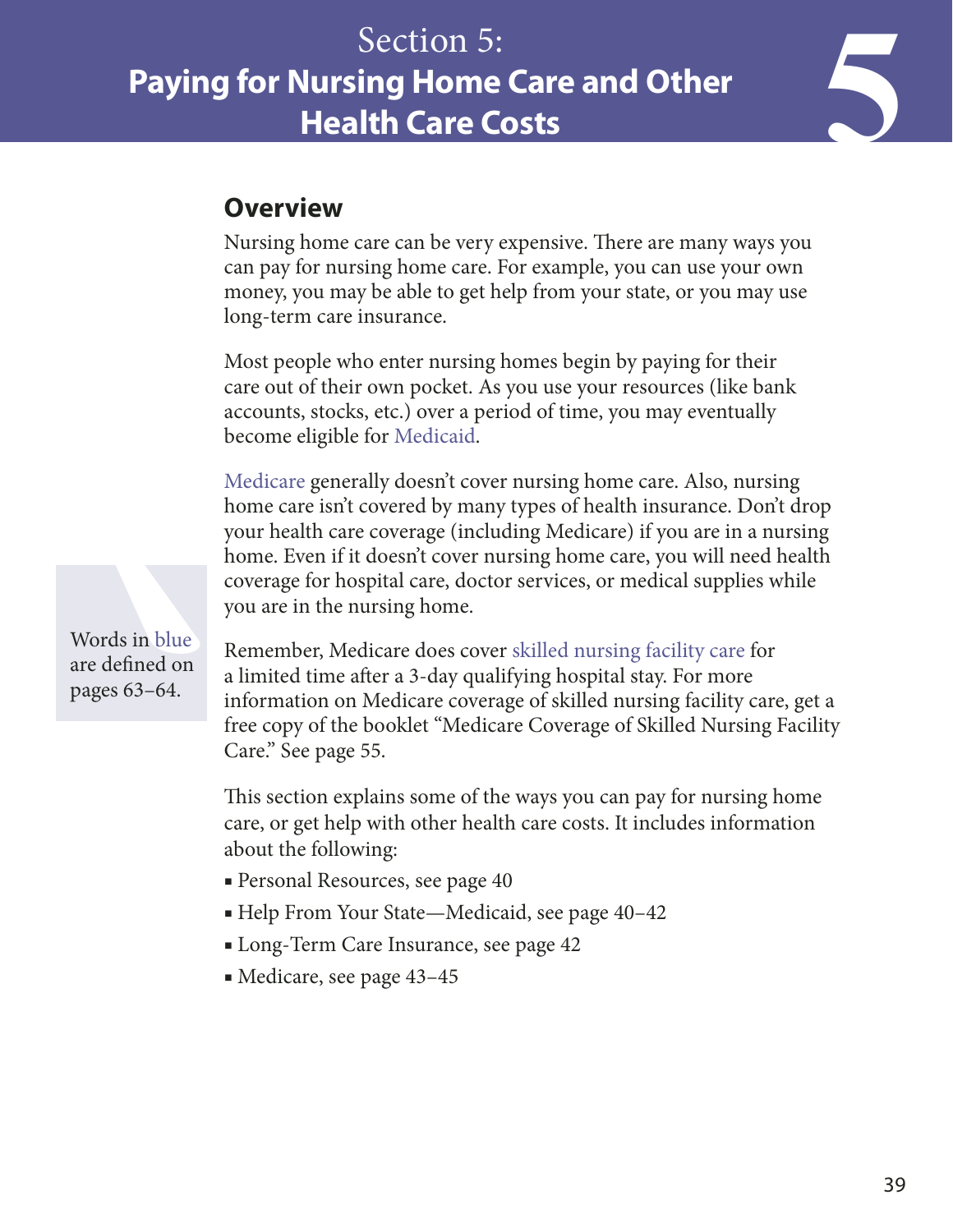# Section 5: Paying for Nursing Home Care and Other Health Care Costs

## Overview

Nursing home care can be very expensive. There are many ways you can pay for nursing home care. For example, you can use your own money, you may be able to get help from your state, or you may use long-term care insurance.

Most people who enter nursing homes begin by paying for their care out of their own pocket. As you use your resources (like bank accounts, stocks, etc.) over a period of time, you may eventually become eligible for Medicaid.

Medicare generally doesn't cover nursing home care. Also, nursing home care isn't covered by many types of health insurance. Don't drop your health care coverage (including Medicare) if you are in a nursing home. Even if it doesn't cover nursing home care, you will need health coverage for hospital care, doctor services, or medical supplies while you are in the nursing home.

Words in blue are defined on pages 63–64.

Remember, Medicare does cover skilled nursing facility care for a limited time after a 3-day qualifying hospital stay. For more information on Medicare coverage of skilled nursing facility care, get a free copy of the booklet "Medicare Coverage of Skilled Nursing Facility Care." See page 55.

This section explains some of the ways you can pay for nursing home care, or get help with other health care costs. It includes information about the following:

- Personal Resources, see page 40
- Help From Your State—Medicaid, see page 40–42
- Long-Term Care Insurance, see page 42
- Medicare, see page 43–45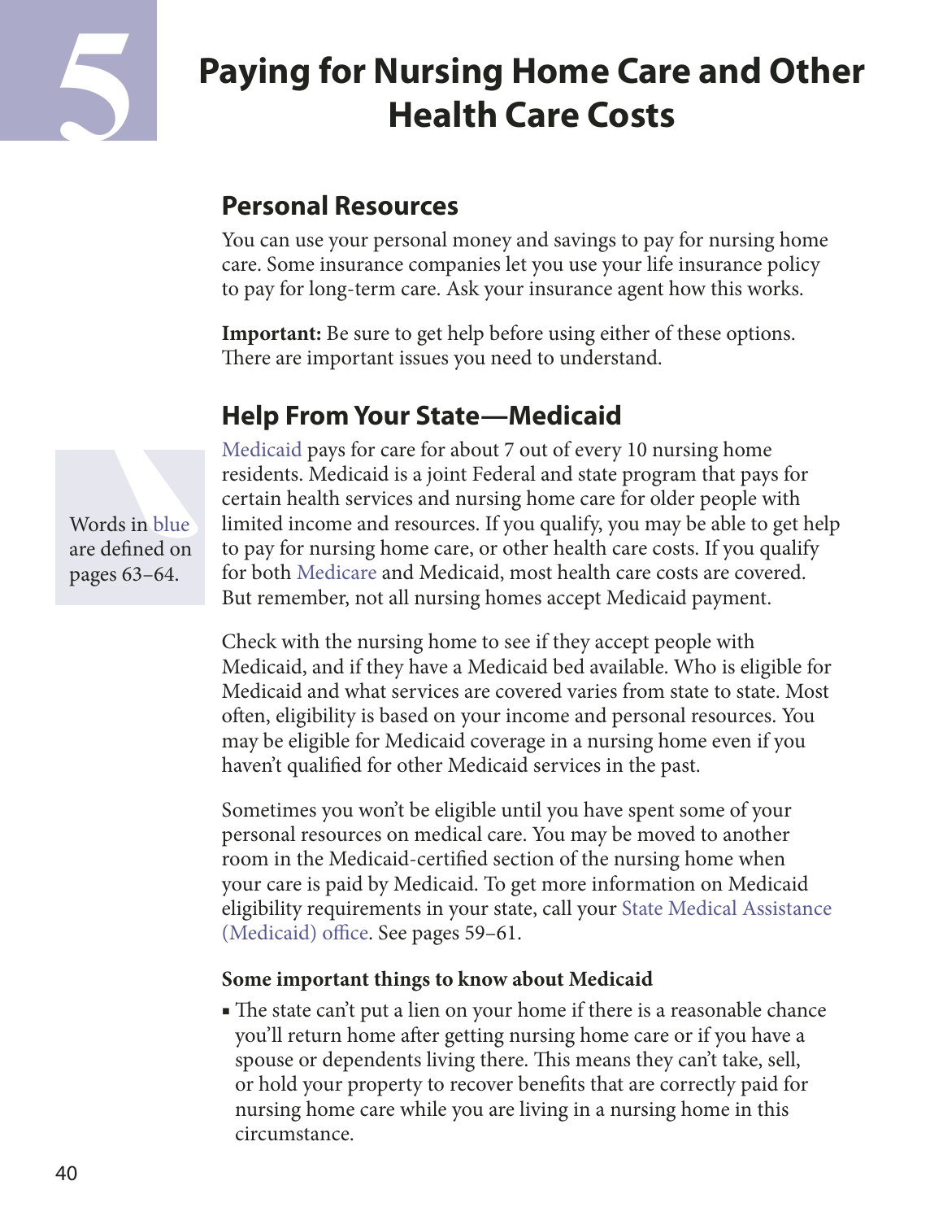# 5 Paying for Nursing Home Care and Other Health Care Costs

## Personal Resources

You can use your personal money and savings to pay for nursing home care. Some insurance companies let you use your life insurance policy to pay for long-term care. Ask your insurance agent how this works.

**Important:** Be sure to get help before using either of these options. There are important issues you need to understand.

## Help From Your State—Medicaid

Words in blue are defined on pages 63–64.

Medicaid pays for care for about 7 out of every 10 nursing home residents. Medicaid is a joint Federal and state program that pays for certain health services and nursing home care for older people with limited income and resources. If you qualify, you may be able to get help to pay for nursing home care, or other health care costs. If you qualify for both Medicare and Medicaid, most health care costs are covered. But remember, not all nursing homes accept Medicaid payment.

Check with the nursing home to see if they accept people with Medicaid, and if they have a Medicaid bed available. Who is eligible for Medicaid and what services are covered varies from state to state. Most often, eligibility is based on your income and personal resources. You may be eligible for Medicaid coverage in a nursing home even if you haven't qualified for other Medicaid services in the past.

Sometimes you won't be eligible until you have spent some of your personal resources on medical care. You may be moved to another room in the Medicaid-certified section of the nursing home when your care is paid by Medicaid. To get more information on Medicaid eligibility requirements in your state, call your State Medical Assistance (Medicaid) office. See pages 59–61.

**Some important things to know about Medicaid**

- The state can't put a lien on your home if there is a reasonable chance you'll return home after getting nursing home care or if you have a spouse or dependents living there. This means they can't take, sell, or hold your property to recover benefits that are correctly paid for nursing home care while you are living in a nursing home in this circumstance.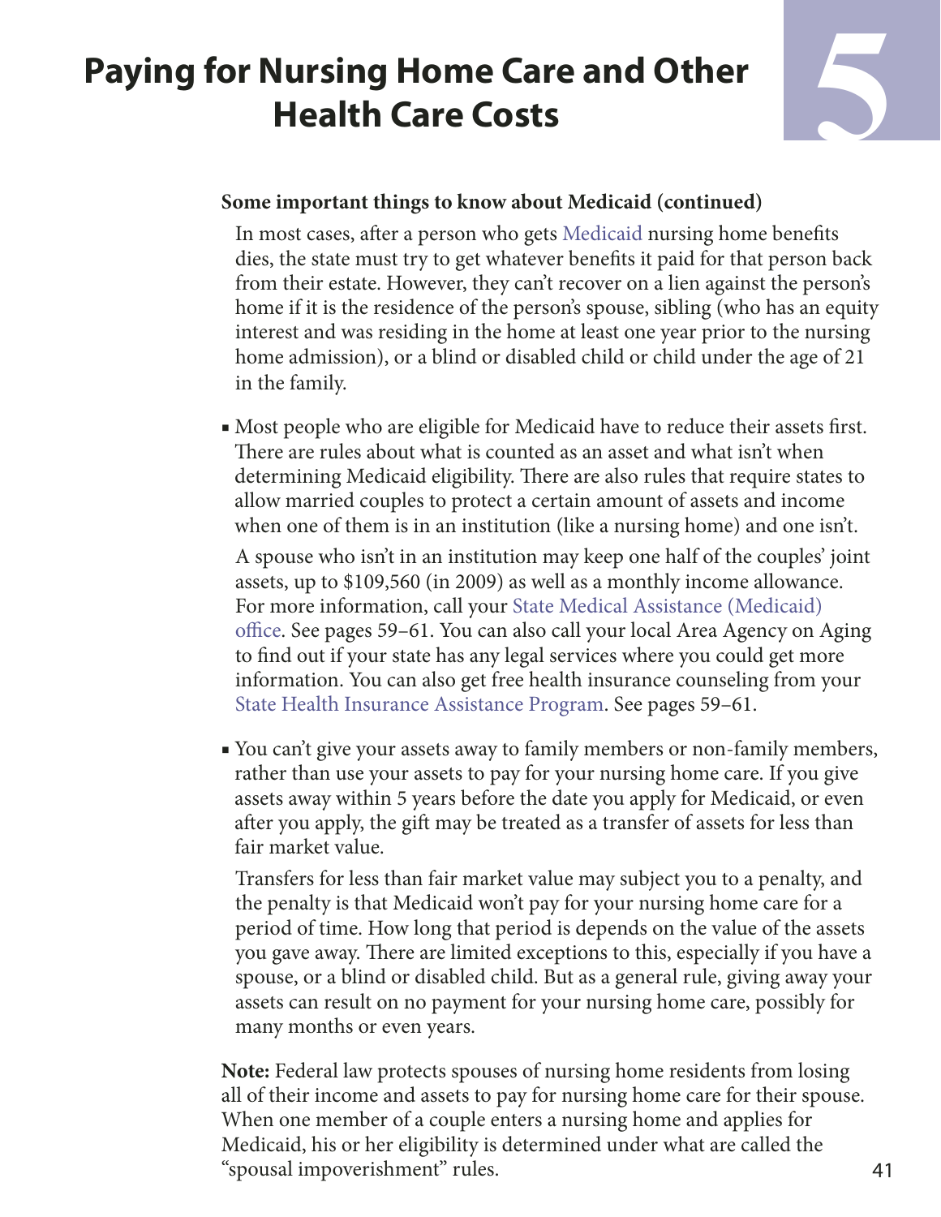# Paying for Nursing Home Care and Other Health Care Costs

**Some important things to know about Medicaid (continued)**

In most cases, after a person who gets Medicaid nursing home benefits dies, the state must try to get whatever benefits it paid for that person back from their estate. However, they can't recover on a lien against the person's home if it is the residence of the person's spouse, sibling (who has an equity interest and was residing in the home at least one year prior to the nursing home admission), or a blind or disabled child or child under the age of 21 in the family.

- Most people who are eligible for Medicaid have to reduce their assets first. There are rules about what is counted as an asset and what isn't when determining Medicaid eligibility. There are also rules that require states to allow married couples to protect a certain amount of assets and income when one of them is in an institution (like a nursing home) and one isn't.

  A spouse who isn't in an institution may keep one half of the couples' joint assets, up to $109,560 (in 2009) as well as a monthly income allowance. For more information, call your State Medical Assistance (Medicaid) office. See pages 59–61. You can also call your local Area Agency on Aging to find out if your state has any legal services where you could get more information. You can also get free health insurance counseling from your State Health Insurance Assistance Program. See pages 59–61.

- You can't give your assets away to family members or non-family members, rather than use your assets to pay for your nursing home care. If you give assets away within 5 years before the date you apply for Medicaid, or even after you apply, the gift may be treated as a transfer of assets for less than fair market value.

  Transfers for less than fair market value may subject you to a penalty, and the penalty is that Medicaid won't pay for your nursing home care for a period of time. How long that period is depends on the value of the assets you gave away. There are limited exceptions to this, especially if you have a spouse, or a blind or disabled child. But as a general rule, giving away your assets can result on no payment for your nursing home care, possibly for many months or even years.

**Note:** Federal law protects spouses of nursing home residents from losing all of their income and assets to pay for nursing home care for their spouse. When one member of a couple enters a nursing home and applies for Medicaid, his or her eligibility is determined under what are called the "spousal impoverishment" rules.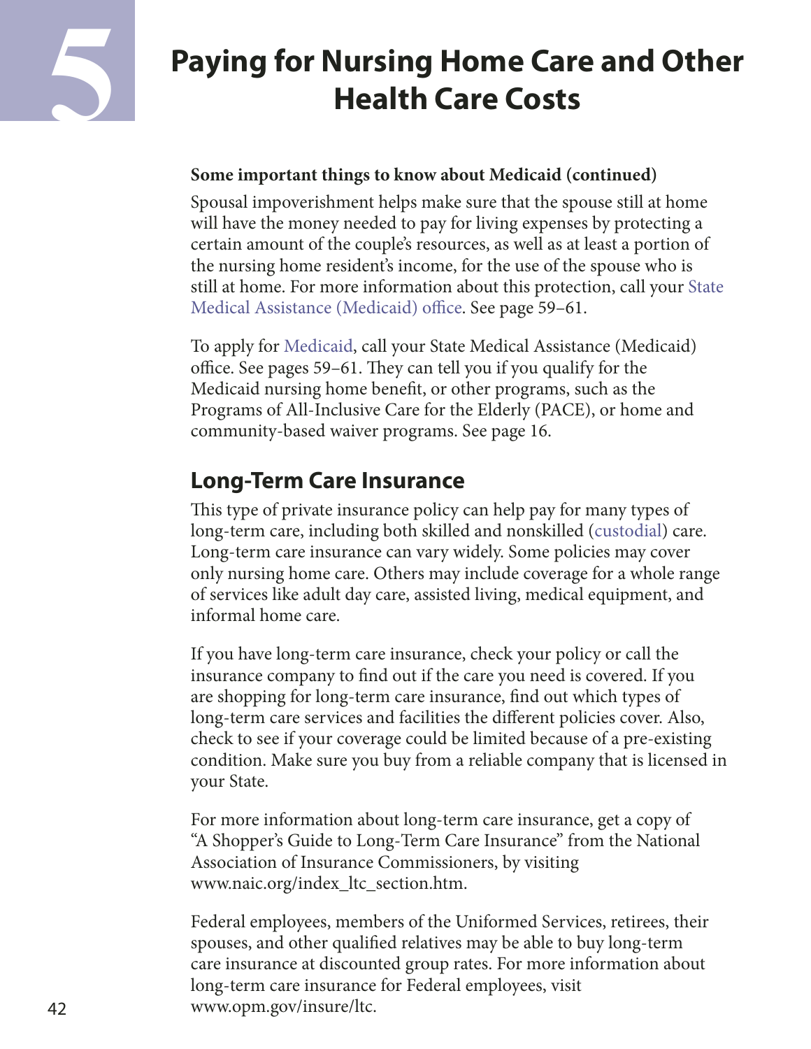# 5 Paying for Nursing Home Care and Other Health Care Costs

**Some important things to know about Medicaid (continued)**

Spousal impoverishment helps make sure that the spouse still at home will have the money needed to pay for living expenses by protecting a certain amount of the couple's resources, as well as at least a portion of the nursing home resident's income, for the use of the spouse who is still at home. For more information about this protection, call your State Medical Assistance (Medicaid) office. See page 59–61.

To apply for Medicaid, call your State Medical Assistance (Medicaid) office. See pages 59–61. They can tell you if you qualify for the Medicaid nursing home benefit, or other programs, such as the Programs of All-Inclusive Care for the Elderly (PACE), or home and community-based waiver programs. See page 16.

## Long-Term Care Insurance

This type of private insurance policy can help pay for many types of long-term care, including both skilled and nonskilled (custodial) care. Long-term care insurance can vary widely. Some policies may cover only nursing home care. Others may include coverage for a whole range of services like adult day care, assisted living, medical equipment, and informal home care.

If you have long-term care insurance, check your policy or call the insurance company to find out if the care you need is covered. If you are shopping for long-term care insurance, find out which types of long-term care services and facilities the different policies cover. Also, check to see if your coverage could be limited because of a pre-existing condition. Make sure you buy from a reliable company that is licensed in your State.

For more information about long-term care insurance, get a copy of "A Shopper's Guide to Long-Term Care Insurance" from the National Association of Insurance Commissioners, by visiting www.naic.org/index_ltc_section.htm.

Federal employees, members of the Uniformed Services, retirees, their spouses, and other qualified relatives may be able to buy long-term care insurance at discounted group rates. For more information about long-term care insurance for Federal employees, visit www.opm.gov/insure/ltc.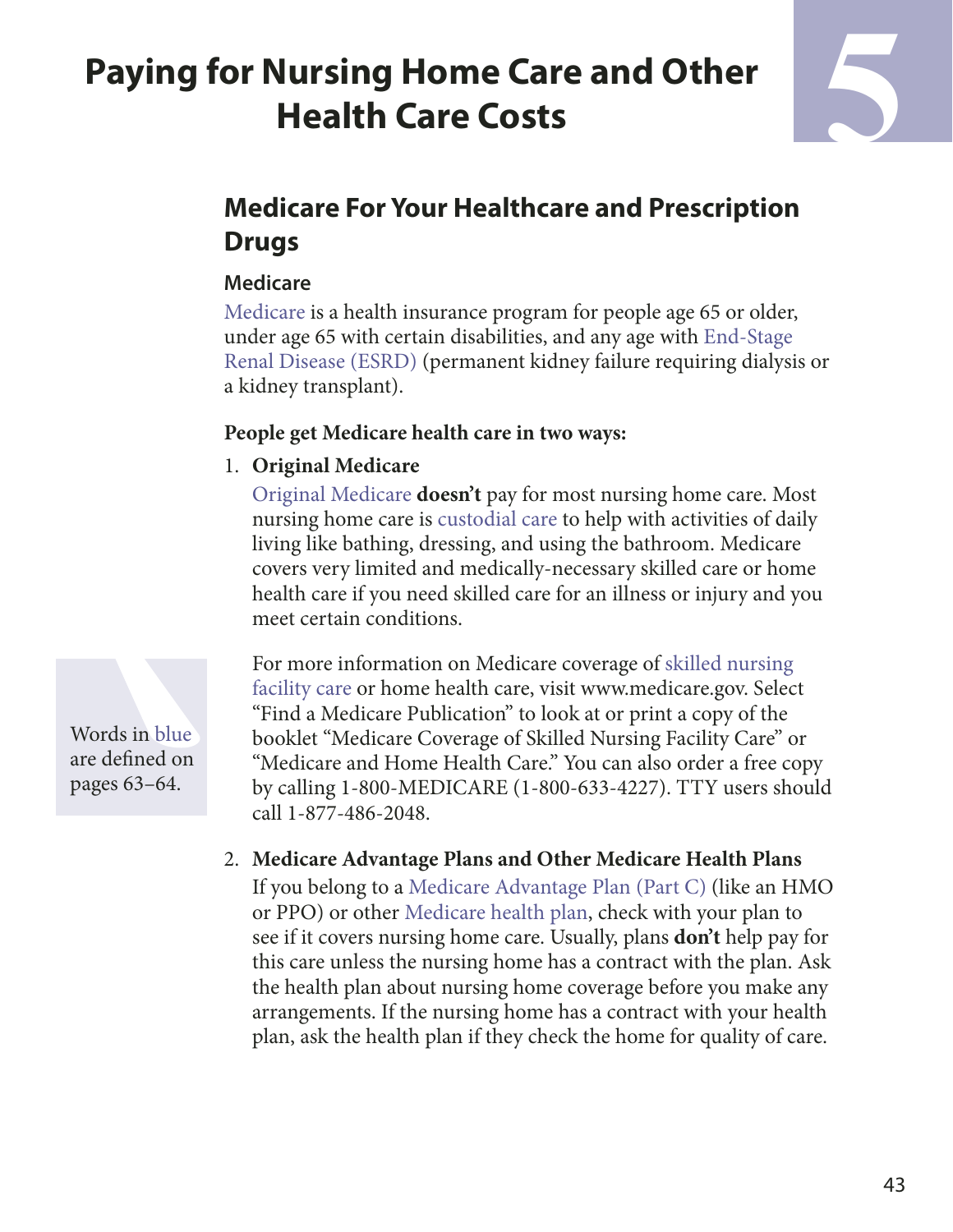# Paying for Nursing Home Care and Other Health Care Costs

5

## Medicare For Your Healthcare and Prescription Drugs

### Medicare

Medicare is a health insurance program for people age 65 or older, under age 65 with certain disabilities, and any age with End-Stage Renal Disease (ESRD) (permanent kidney failure requiring dialysis or a kidney transplant).

**People get Medicare health care in two ways:**

1. **Original Medicare**

   Original Medicare **doesn't** pay for most nursing home care. Most nursing home care is custodial care to help with activities of daily living like bathing, dressing, and using the bathroom. Medicare covers very limited and medically-necessary skilled care or home health care if you need skilled care for an illness or injury and you meet certain conditions.

   For more information on Medicare coverage of skilled nursing facility care or home health care, visit www.medicare.gov. Select "Find a Medicare Publication" to look at or print a copy of the booklet "Medicare Coverage of Skilled Nursing Facility Care" or "Medicare and Home Health Care." You can also order a free copy by calling 1-800-MEDICARE (1-800-633-4227). TTY users should call 1-877-486-2048.

Words in blue are defined on pages 63–64.

2. **Medicare Advantage Plans and Other Medicare Health Plans**

   If you belong to a Medicare Advantage Plan (Part C) (like an HMO or PPO) or other Medicare health plan, check with your plan to see if it covers nursing home care. Usually, plans **don't** help pay for this care unless the nursing home has a contract with the plan. Ask the health plan about nursing home coverage before you make any arrangements. If the nursing home has a contract with your health plan, ask the health plan if they check the home for quality of care.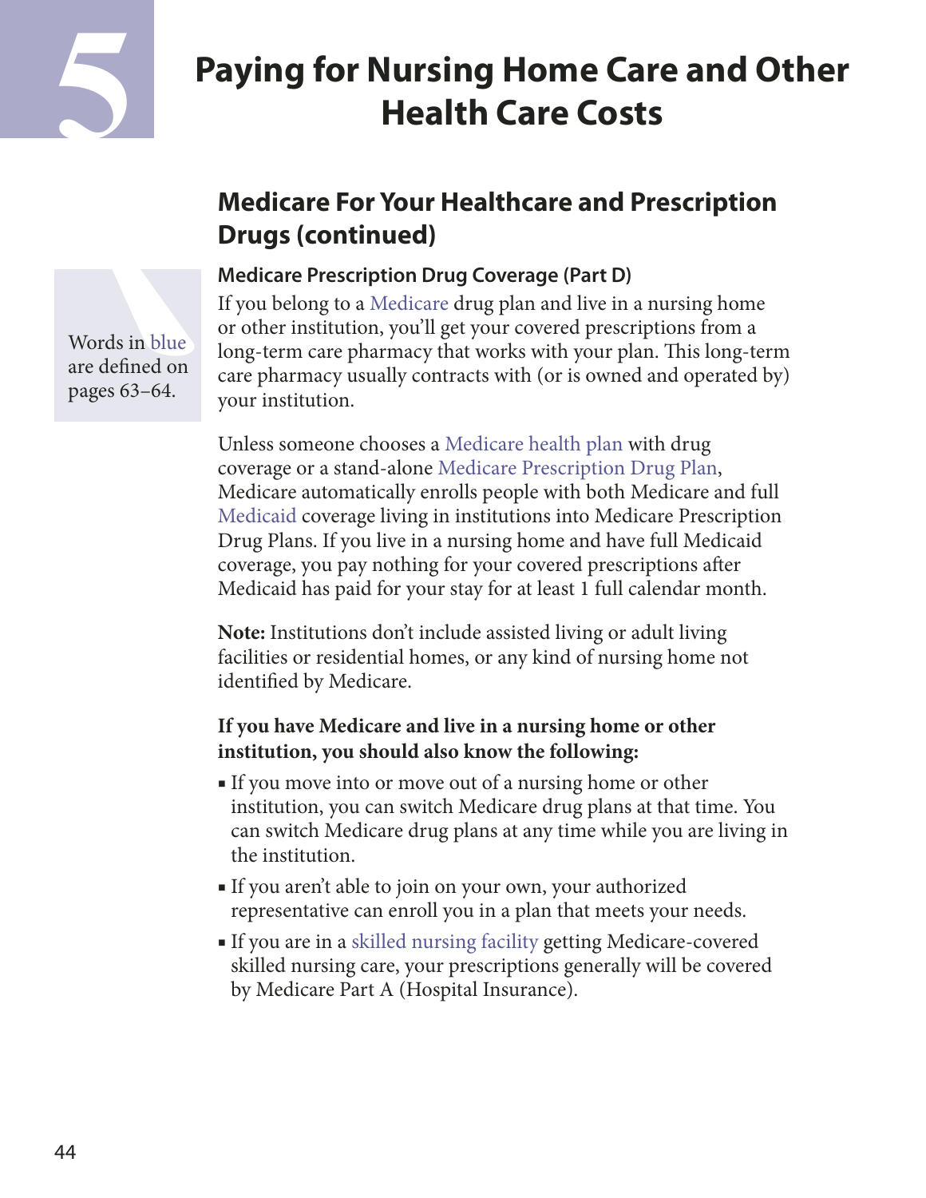# 5 Paying for Nursing Home Care and Other Health Care Costs

Words in blue are defined on pages 63–64.

## Medicare For Your Healthcare and Prescription Drugs (continued)

### Medicare Prescription Drug Coverage (Part D)

If you belong to a Medicare drug plan and live in a nursing home or other institution, you'll get your covered prescriptions from a long-term care pharmacy that works with your plan. This long-term care pharmacy usually contracts with (or is owned and operated by) your institution.

Unless someone chooses a Medicare health plan with drug coverage or a stand-alone Medicare Prescription Drug Plan, Medicare automatically enrolls people with both Medicare and full Medicaid coverage living in institutions into Medicare Prescription Drug Plans. If you live in a nursing home and have full Medicaid coverage, you pay nothing for your covered prescriptions after Medicaid has paid for your stay for at least 1 full calendar month.

**Note:** Institutions don't include assisted living or adult living facilities or residential homes, or any kind of nursing home not identified by Medicare.

**If you have Medicare and live in a nursing home or other institution, you should also know the following:**

- If you move into or move out of a nursing home or other institution, you can switch Medicare drug plans at that time. You can switch Medicare drug plans at any time while you are living in the institution.
- If you aren't able to join on your own, your authorized representative can enroll you in a plan that meets your needs.
- If you are in a skilled nursing facility getting Medicare-covered skilled nursing care, your prescriptions generally will be covered by Medicare Part A (Hospital Insurance).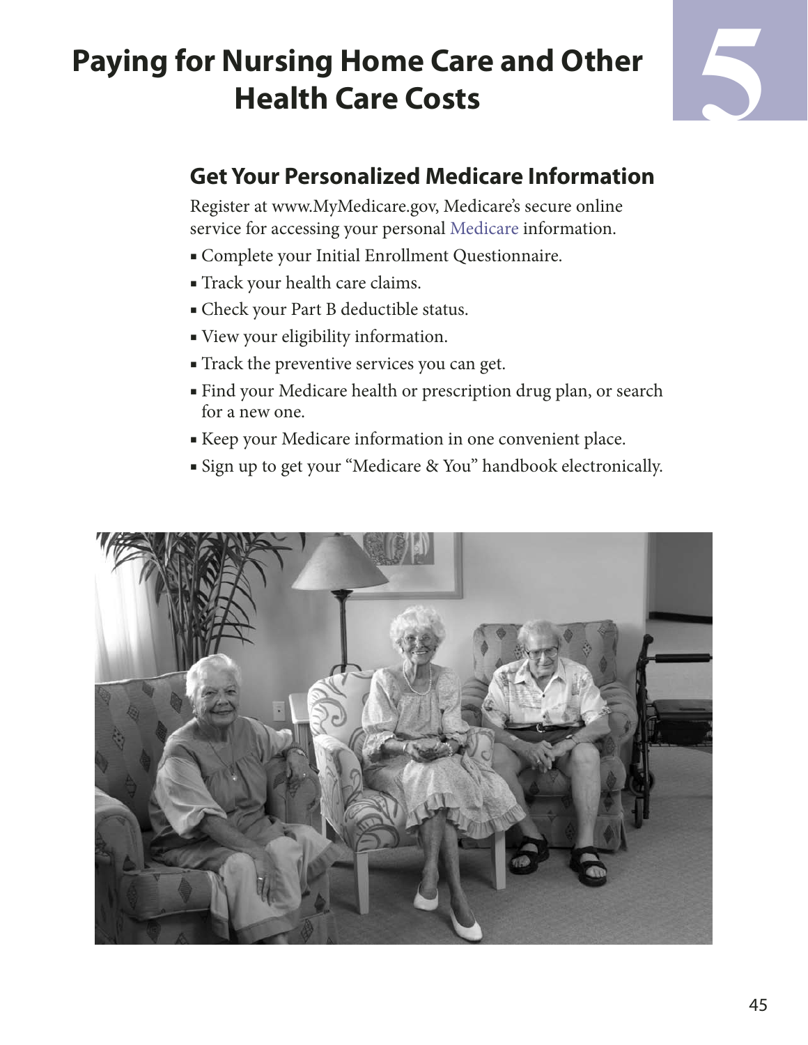# Paying for Nursing Home Care and Other Health Care Costs

5

## Get Your Personalized Medicare Information

Register at www.MyMedicare.gov, Medicare's secure online service for accessing your personal Medicare information.

- Complete your Initial Enrollment Questionnaire.
- Track your health care claims.
- Check your Part B deductible status.
- View your eligibility information.
- Track the preventive services you can get.
- Find your Medicare health or prescription drug plan, or search for a new one.
- Keep your Medicare information in one convenient place.
- Sign up to get your "Medicare & You" handbook electronically.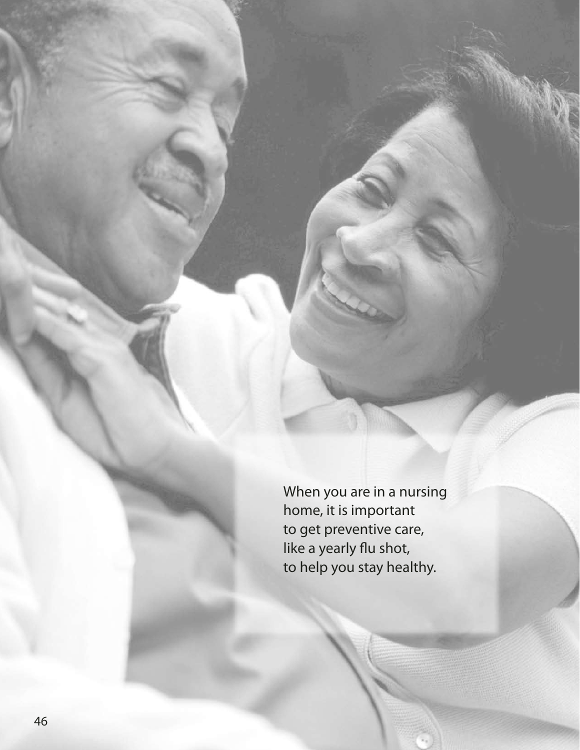When you are in a nursing home, it is important to get preventive care, like a yearly flu shot, to help you stay healthy.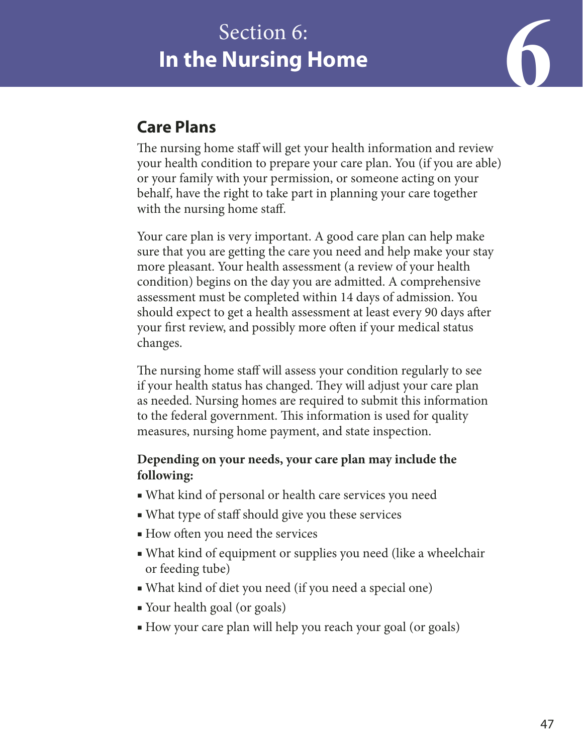# Section 6: In the Nursing Home

## Care Plans

The nursing home staff will get your health information and review your health condition to prepare your care plan. You (if you are able) or your family with your permission, or someone acting on your behalf, have the right to take part in planning your care together with the nursing home staff.

Your care plan is very important. A good care plan can help make sure that you are getting the care you need and help make your stay more pleasant. Your health assessment (a review of your health condition) begins on the day you are admitted. A comprehensive assessment must be completed within 14 days of admission. You should expect to get a health assessment at least every 90 days after your first review, and possibly more often if your medical status changes.

The nursing home staff will assess your condition regularly to see if your health status has changed. They will adjust your care plan as needed. Nursing homes are required to submit this information to the federal government. This information is used for quality measures, nursing home payment, and state inspection.

**Depending on your needs, your care plan may include the following:**

- What kind of personal or health care services you need
- What type of staff should give you these services
- How often you need the services
- What kind of equipment or supplies you need (like a wheelchair or feeding tube)
- What kind of diet you need (if you need a special one)
- Your health goal (or goals)
- How your care plan will help you reach your goal (or goals)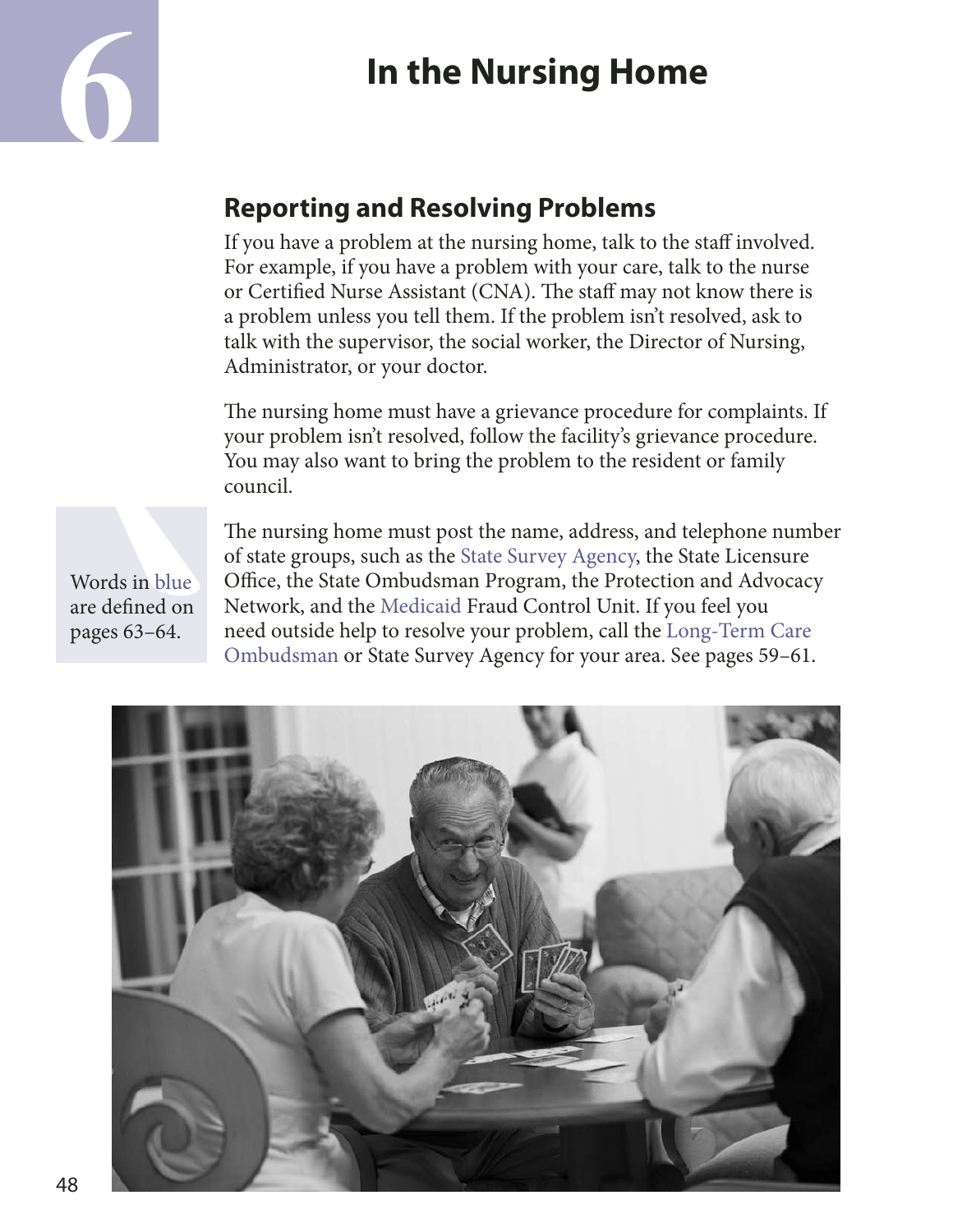# 6 In the Nursing Home

## Reporting and Resolving Problems

If you have a problem at the nursing home, talk to the staff involved. For example, if you have a problem with your care, talk to the nurse or Certified Nurse Assistant (CNA). The staff may not know there is a problem unless you tell them. If the problem isn't resolved, ask to talk with the supervisor, the social worker, the Director of Nursing, Administrator, or your doctor.

The nursing home must have a grievance procedure for complaints. If your problem isn't resolved, follow the facility's grievance procedure. You may also want to bring the problem to the resident or family council.

Words in blue are defined on pages 63–64.

The nursing home must post the name, address, and telephone number of state groups, such as the State Survey Agency, the State Licensure Office, the State Ombudsman Program, the Protection and Advocacy Network, and the Medicaid Fraud Control Unit. If you feel you need outside help to resolve your problem, call the Long-Term Care Ombudsman or State Survey Agency for your area. See pages 59–61.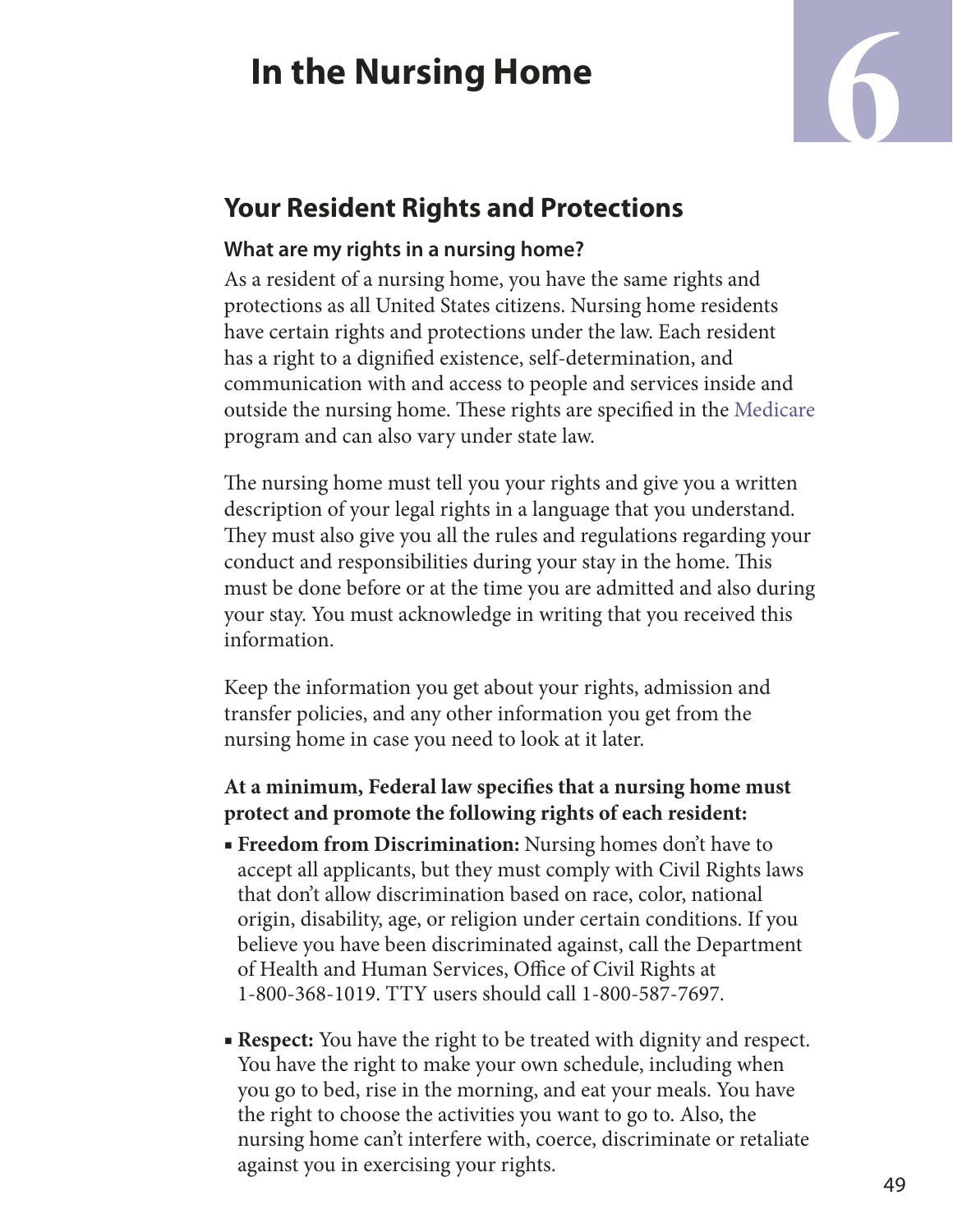# In the Nursing Home

## Your Resident Rights and Protections

### What are my rights in a nursing home?

As a resident of a nursing home, you have the same rights and protections as all United States citizens. Nursing home residents have certain rights and protections under the law. Each resident has a right to a dignified existence, self-determination, and communication with and access to people and services inside and outside the nursing home. These rights are specified in the Medicare program and can also vary under state law.

The nursing home must tell you your rights and give you a written description of your legal rights in a language that you understand. They must also give you all the rules and regulations regarding your conduct and responsibilities during your stay in the home. This must be done before or at the time you are admitted and also during your stay. You must acknowledge in writing that you received this information.

Keep the information you get about your rights, admission and transfer policies, and any other information you get from the nursing home in case you need to look at it later.

**At a minimum, Federal law specifies that a nursing home must protect and promote the following rights of each resident:**

- **Freedom from Discrimination:** Nursing homes don't have to accept all applicants, but they must comply with Civil Rights laws that don't allow discrimination based on race, color, national origin, disability, age, or religion under certain conditions. If you believe you have been discriminated against, call the Department of Health and Human Services, Office of Civil Rights at 1-800-368-1019. TTY users should call 1-800-587-7697.
- **Respect:** You have the right to be treated with dignity and respect. You have the right to make your own schedule, including when you go to bed, rise in the morning, and eat your meals. You have the right to choose the activities you want to go to. Also, the nursing home can't interfere with, coerce, discriminate or retaliate against you in exercising your rights.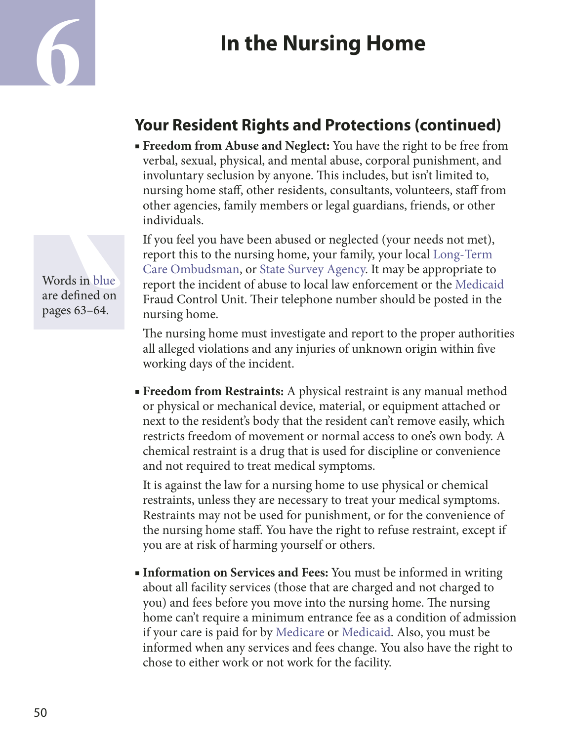# In the Nursing Home

## Your Resident Rights and Protections (continued)

- **Freedom from Abuse and Neglect:** You have the right to be free from verbal, sexual, physical, and mental abuse, corporal punishment, and involuntary seclusion by anyone. This includes, but isn't limited to, nursing home staff, other residents, consultants, volunteers, staff from other agencies, family members or legal guardians, friends, or other individuals.

  If you feel you have been abused or neglected (your needs not met), report this to the nursing home, your family, your local Long-Term Care Ombudsman, or State Survey Agency. It may be appropriate to report the incident of abuse to local law enforcement or the Medicaid Fraud Control Unit. Their telephone number should be posted in the nursing home.

  The nursing home must investigate and report to the proper authorities all alleged violations and any injuries of unknown origin within five working days of the incident.

- **Freedom from Restraints:** A physical restraint is any manual method or physical or mechanical device, material, or equipment attached or next to the resident's body that the resident can't remove easily, which restricts freedom of movement or normal access to one's own body. A chemical restraint is a drug that is used for discipline or convenience and not required to treat medical symptoms.

  It is against the law for a nursing home to use physical or chemical restraints, unless they are necessary to treat your medical symptoms. Restraints may not be used for punishment, or for the convenience of the nursing home staff. You have the right to refuse restraint, except if you are at risk of harming yourself or others.

- **Information on Services and Fees:** You must be informed in writing about all facility services (those that are charged and not charged to you) and fees before you move into the nursing home. The nursing home can't require a minimum entrance fee as a condition of admission if your care is paid for by Medicare or Medicaid. Also, you must be informed when any services and fees change. You also have the right to chose to either work or not work for the facility.

Words in blue are defined on pages 63–64.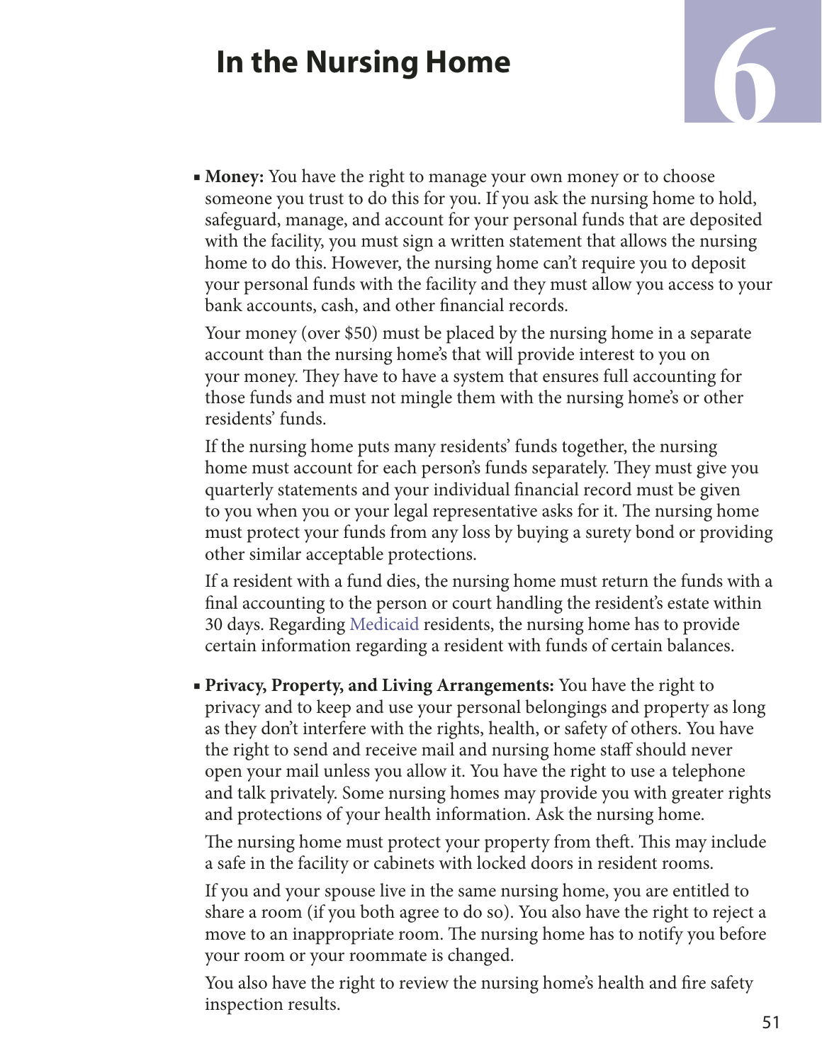# In the Nursing Home

- **Money:** You have the right to manage your own money or to choose someone you trust to do this for you. If you ask the nursing home to hold, safeguard, manage, and account for your personal funds that are deposited with the facility, you must sign a written statement that allows the nursing home to do this. However, the nursing home can't require you to deposit your personal funds with the facility and they must allow you access to your bank accounts, cash, and other financial records.

  Your money (over $50) must be placed by the nursing home in a separate account than the nursing home's that will provide interest to you on your money. They have to have a system that ensures full accounting for those funds and must not mingle them with the nursing home's or other residents' funds.

  If the nursing home puts many residents' funds together, the nursing home must account for each person's funds separately. They must give you quarterly statements and your individual financial record must be given to you when you or your legal representative asks for it. The nursing home must protect your funds from any loss by buying a surety bond or providing other similar acceptable protections.

  If a resident with a fund dies, the nursing home must return the funds with a final accounting to the person or court handling the resident's estate within 30 days. Regarding Medicaid residents, the nursing home has to provide certain information regarding a resident with funds of certain balances.

- **Privacy, Property, and Living Arrangements:** You have the right to privacy and to keep and use your personal belongings and property as long as they don't interfere with the rights, health, or safety of others. You have the right to send and receive mail and nursing home staff should never open your mail unless you allow it. You have the right to use a telephone and talk privately. Some nursing homes may provide you with greater rights and protections of your health information. Ask the nursing home.

  The nursing home must protect your property from theft. This may include a safe in the facility or cabinets with locked doors in resident rooms.

  If you and your spouse live in the same nursing home, you are entitled to share a room (if you both agree to do so). You also have the right to reject a move to an inappropriate room. The nursing home has to notify you before your room or your roommate is changed.

  You also have the right to review the nursing home's health and fire safety inspection results.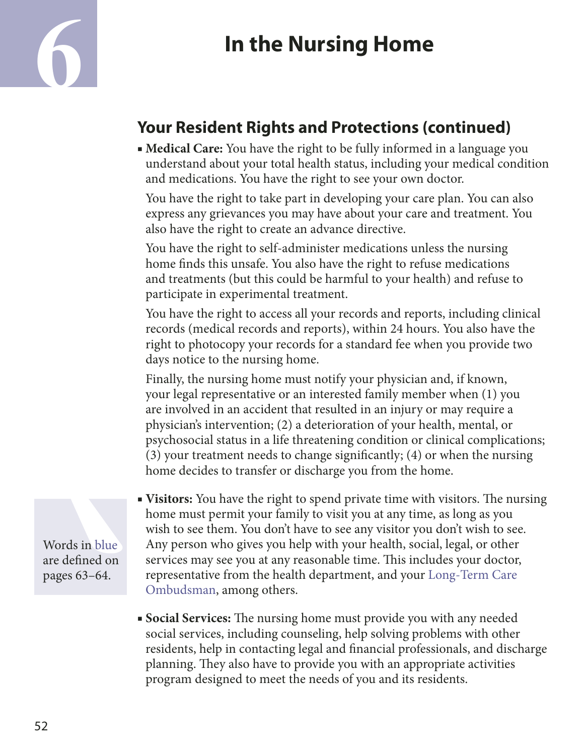# 6 In the Nursing Home

## Your Resident Rights and Protections (continued)

- **Medical Care:** You have the right to be fully informed in a language you understand about your total health status, including your medical condition and medications. You have the right to see your own doctor.

  You have the right to take part in developing your care plan. You can also express any grievances you may have about your care and treatment. You also have the right to create an advance directive.

  You have the right to self-administer medications unless the nursing home finds this unsafe. You also have the right to refuse medications and treatments (but this could be harmful to your health) and refuse to participate in experimental treatment.

  You have the right to access all your records and reports, including clinical records (medical records and reports), within 24 hours. You also have the right to photocopy your records for a standard fee when you provide two days notice to the nursing home.

  Finally, the nursing home must notify your physician and, if known, your legal representative or an interested family member when (1) you are involved in an accident that resulted in an injury or may require a physician's intervention; (2) a deterioration of your health, mental, or psychosocial status in a life threatening condition or clinical complications; (3) your treatment needs to change significantly; (4) or when the nursing home decides to transfer or discharge you from the home.

- **Visitors:** You have the right to spend private time with visitors. The nursing home must permit your family to visit you at any time, as long as you wish to see them. You don't have to see any visitor you don't wish to see. Any person who gives you help with your health, social, legal, or other services may see you at any reasonable time. This includes your doctor, representative from the health department, and your Long-Term Care Ombudsman, among others.

- **Social Services:** The nursing home must provide you with any needed social services, including counseling, help solving problems with other residents, help in contacting legal and financial professionals, and discharge planning. They also have to provide you with an appropriate activities program designed to meet the needs of you and its residents.

Words in blue are defined on pages 63–64.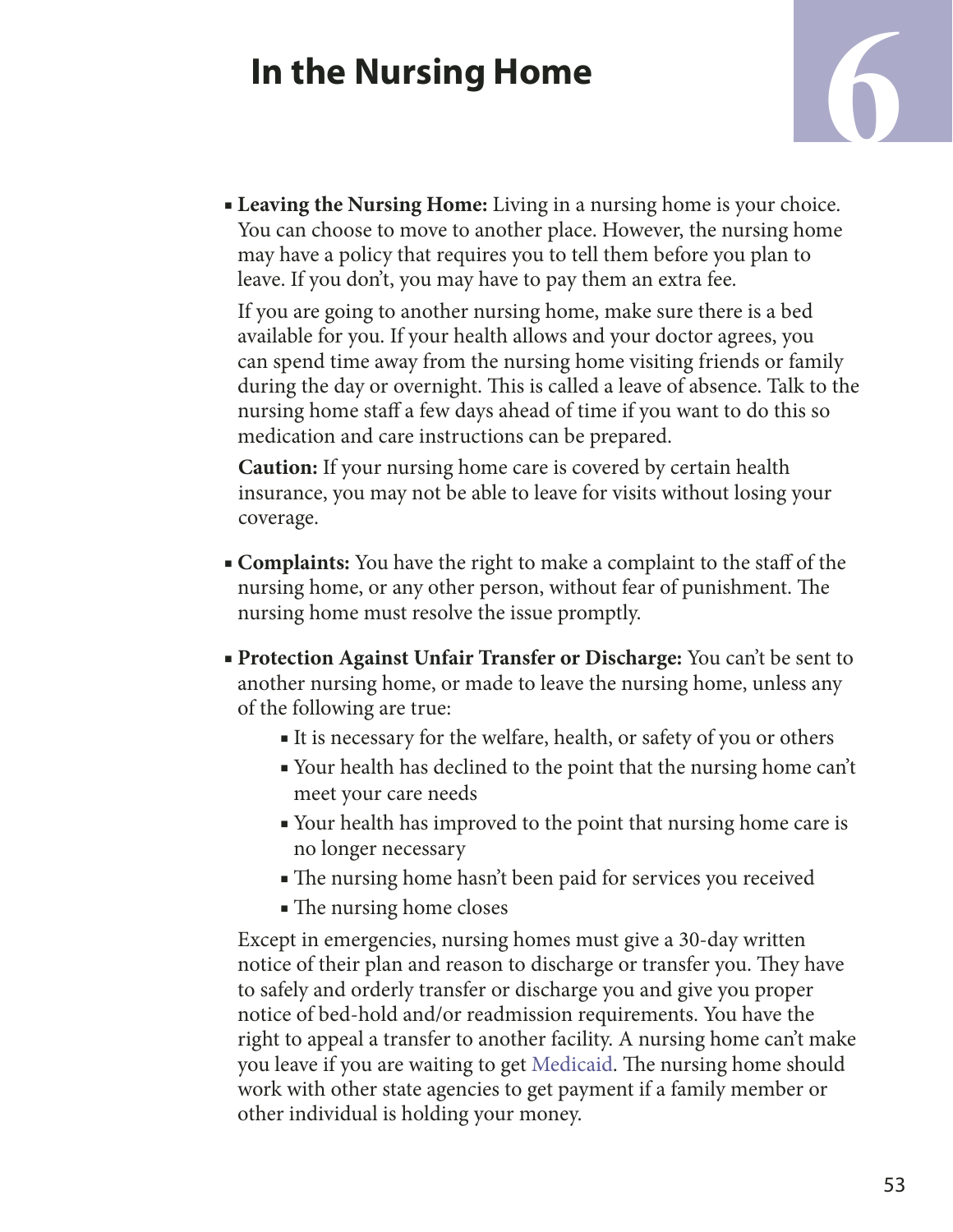# In the Nursing Home

- **Leaving the Nursing Home:** Living in a nursing home is your choice. You can choose to move to another place. However, the nursing home may have a policy that requires you to tell them before you plan to leave. If you don't, you may have to pay them an extra fee.

  If you are going to another nursing home, make sure there is a bed available for you. If your health allows and your doctor agrees, you can spend time away from the nursing home visiting friends or family during the day or overnight. This is called a leave of absence. Talk to the nursing home staff a few days ahead of time if you want to do this so medication and care instructions can be prepared.

  **Caution:** If your nursing home care is covered by certain health insurance, you may not be able to leave for visits without losing your coverage.

- **Complaints:** You have the right to make a complaint to the staff of the nursing home, or any other person, without fear of punishment. The nursing home must resolve the issue promptly.

- **Protection Against Unfair Transfer or Discharge:** You can't be sent to another nursing home, or made to leave the nursing home, unless any of the following are true:
  - It is necessary for the welfare, health, or safety of you or others
  - Your health has declined to the point that the nursing home can't meet your care needs
  - Your health has improved to the point that nursing home care is no longer necessary
  - The nursing home hasn't been paid for services you received
  - The nursing home closes

  Except in emergencies, nursing homes must give a 30-day written notice of their plan and reason to discharge or transfer you. They have to safely and orderly transfer or discharge you and give you proper notice of bed-hold and/or readmission requirements. You have the right to appeal a transfer to another facility. A nursing home can't make you leave if you are waiting to get Medicaid. The nursing home should work with other state agencies to get payment if a family member or other individual is holding your money.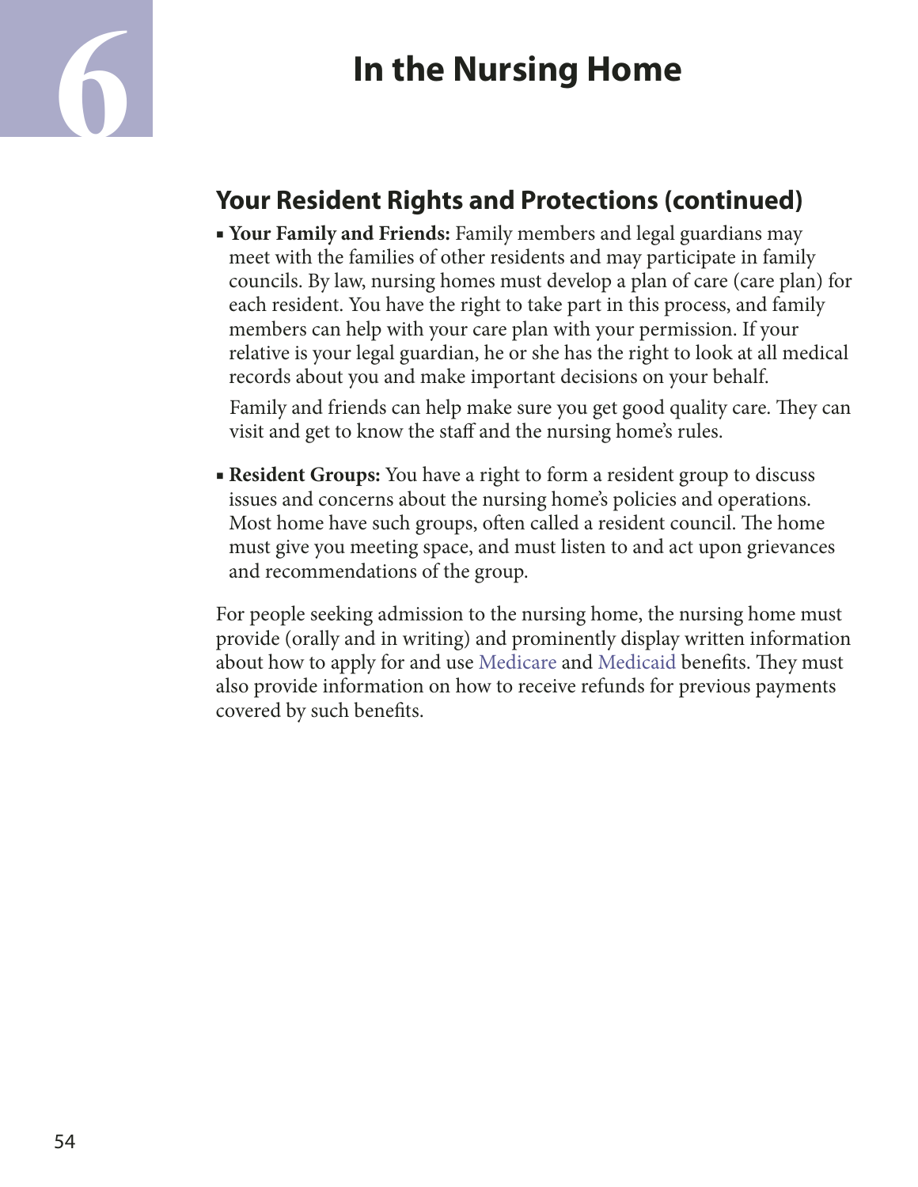# 6 In the Nursing Home

## Your Resident Rights and Protections (continued)

- **Your Family and Friends:** Family members and legal guardians may meet with the families of other residents and may participate in family councils. By law, nursing homes must develop a plan of care (care plan) for each resident. You have the right to take part in this process, and family members can help with your care plan with your permission. If your relative is your legal guardian, he or she has the right to look at all medical records about you and make important decisions on your behalf.

  Family and friends can help make sure you get good quality care. They can visit and get to know the staff and the nursing home's rules.

- **Resident Groups:** You have a right to form a resident group to discuss issues and concerns about the nursing home's policies and operations. Most home have such groups, often called a resident council. The home must give you meeting space, and must listen to and act upon grievances and recommendations of the group.

For people seeking admission to the nursing home, the nursing home must provide (orally and in writing) and prominently display written information about how to apply for and use Medicare and Medicaid benefits. They must also provide information on how to receive refunds for previous payments covered by such benefits.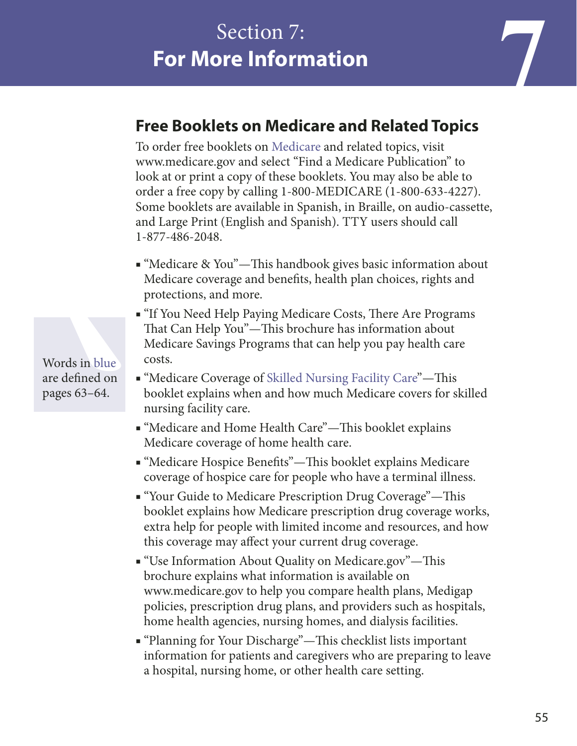# Section 7: For More Information

## Free Booklets on Medicare and Related Topics

To order free booklets on Medicare and related topics, visit www.medicare.gov and select "Find a Medicare Publication" to look at or print a copy of these booklets. You may also be able to order a free copy by calling 1-800-MEDICARE (1-800-633-4227). Some booklets are available in Spanish, in Braille, on audio-cassette, and Large Print (English and Spanish). TTY users should call 1-877-486-2048.

Words in blue are defined on pages 63–64.

- "Medicare & You"—This handbook gives basic information about Medicare coverage and benefits, health plan choices, rights and protections, and more.
- "If You Need Help Paying Medicare Costs, There Are Programs That Can Help You"—This brochure has information about Medicare Savings Programs that can help you pay health care costs.
- "Medicare Coverage of Skilled Nursing Facility Care"—This booklet explains when and how much Medicare covers for skilled nursing facility care.
- "Medicare and Home Health Care"—This booklet explains Medicare coverage of home health care.
- "Medicare Hospice Benefits"—This booklet explains Medicare coverage of hospice care for people who have a terminal illness.
- "Your Guide to Medicare Prescription Drug Coverage"—This booklet explains how Medicare prescription drug coverage works, extra help for people with limited income and resources, and how this coverage may affect your current drug coverage.
- "Use Information About Quality on Medicare.gov"—This brochure explains what information is available on www.medicare.gov to help you compare health plans, Medigap policies, prescription drug plans, and providers such as hospitals, home health agencies, nursing homes, and dialysis facilities.
- "Planning for Your Discharge"—This checklist lists important information for patients and caregivers who are preparing to leave a hospital, nursing home, or other health care setting.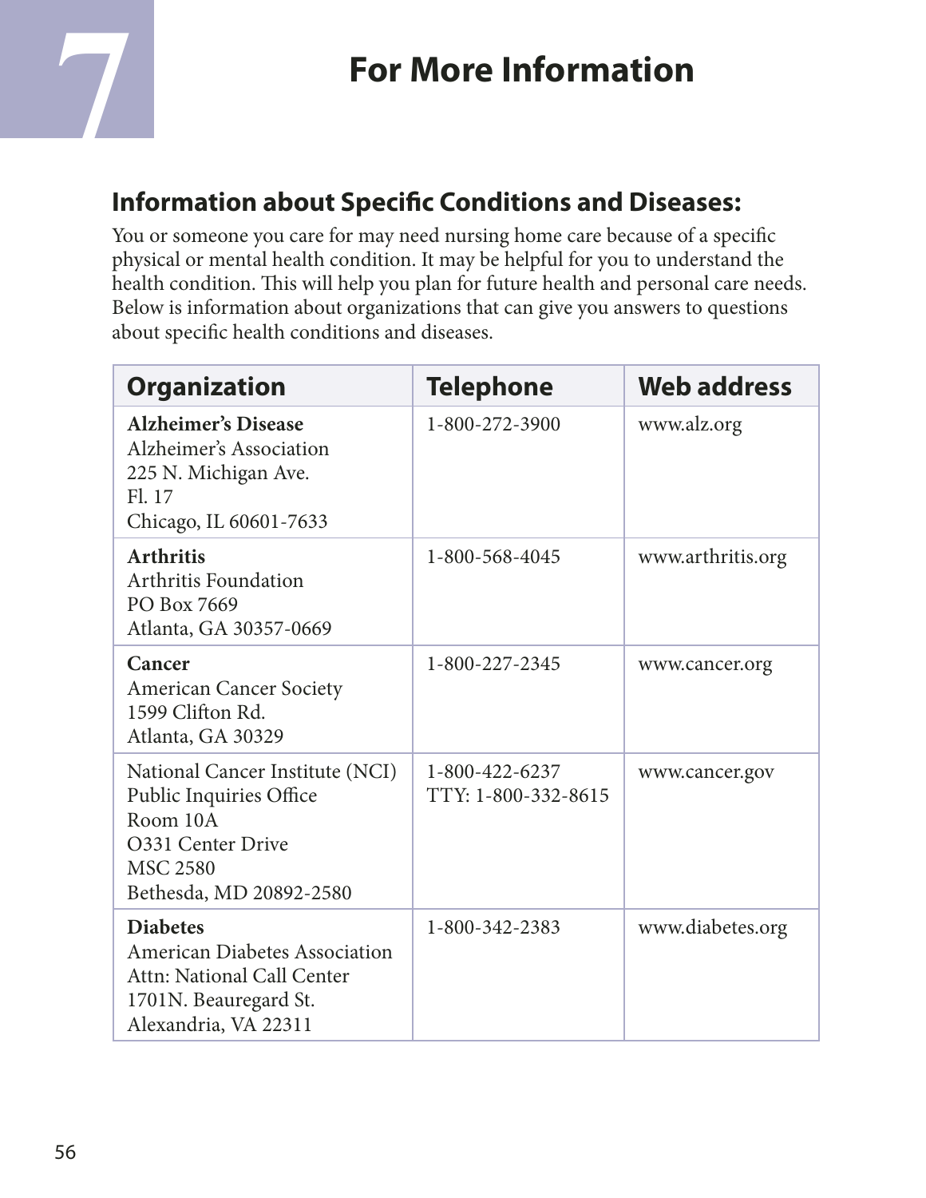# 7 For More Information

## Information about Specific Conditions and Diseases:

You or someone you care for may need nursing home care because of a specific physical or mental health condition. It may be helpful for you to understand the health condition. This will help you plan for future health and personal care needs. Below is information about organizations that can give you answers to questions about specific health conditions and diseases.

| Organization | Telephone | Web address |
| --- | --- | --- |
| **Alzheimer's Disease**<br>Alzheimer's Association<br>225 N. Michigan Ave.<br>Fl. 17<br>Chicago, IL 60601-7633 | 1-800-272-3900 | www.alz.org |
| **Arthritis**<br>Arthritis Foundation<br>PO Box 7669<br>Atlanta, GA 30357-0669 | 1-800-568-4045 | www.arthritis.org |
| **Cancer**<br>American Cancer Society<br>1599 Clifton Rd.<br>Atlanta, GA 30329 | 1-800-227-2345 | www.cancer.org |
| National Cancer Institute (NCI)<br>Public Inquiries Office<br>Room 10A<br>O331 Center Drive<br>MSC 2580<br>Bethesda, MD 20892-2580 | 1-800-422-6237<br>TTY: 1-800-332-8615 | www.cancer.gov |
| **Diabetes**<br>American Diabetes Association<br>Attn: National Call Center<br>1701N. Beauregard St.<br>Alexandria, VA 22311 | 1-800-342-2383 | www.diabetes.org |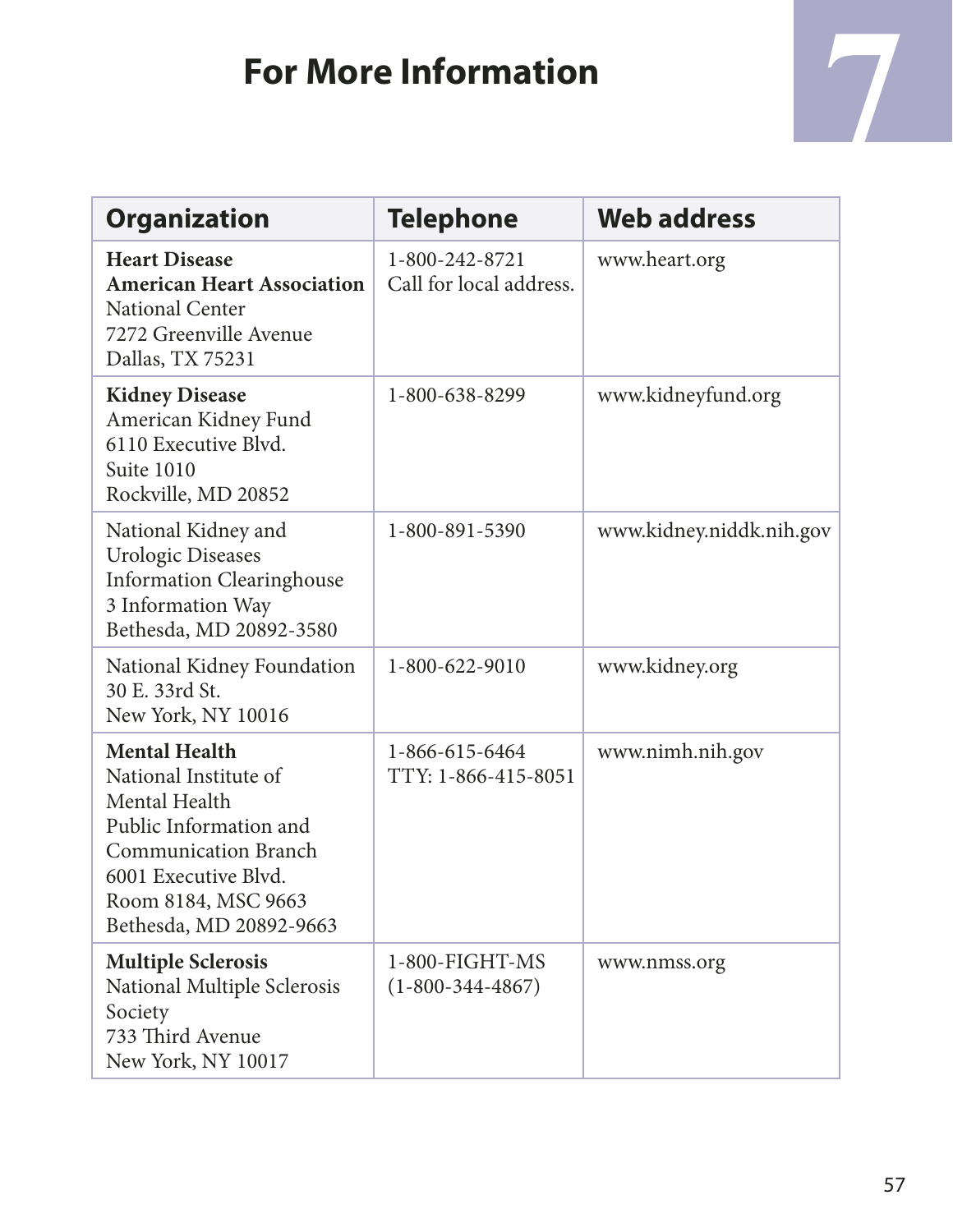# For More Information

| Organization | Telephone | Web address |
|---|---|---|
| **Heart Disease**<br>**American Heart Association**<br>National Center<br>7272 Greenville Avenue<br>Dallas, TX 75231 | 1-800-242-8721<br>Call for local address. | www.heart.org |
| **Kidney Disease**<br>American Kidney Fund<br>6110 Executive Blvd.<br>Suite 1010<br>Rockville, MD 20852 | 1-800-638-8299 | www.kidneyfund.org |
| National Kidney and Urologic Diseases Information Clearinghouse<br>3 Information Way<br>Bethesda, MD 20892-3580 | 1-800-891-5390 | www.kidney.niddk.nih.gov |
| National Kidney Foundation<br>30 E. 33rd St.<br>New York, NY 10016 | 1-800-622-9010 | www.kidney.org |
| **Mental Health**<br>National Institute of Mental Health<br>Public Information and Communication Branch<br>6001 Executive Blvd.<br>Room 8184, MSC 9663<br>Bethesda, MD 20892-9663 | 1-866-615-6464<br>TTY: 1-866-415-8051 | www.nimh.nih.gov |
| **Multiple Sclerosis**<br>National Multiple Sclerosis Society<br>733 Third Avenue<br>New York, NY 10017 | 1-800-FIGHT-MS<br>(1-800-344-4867) | www.nmss.org |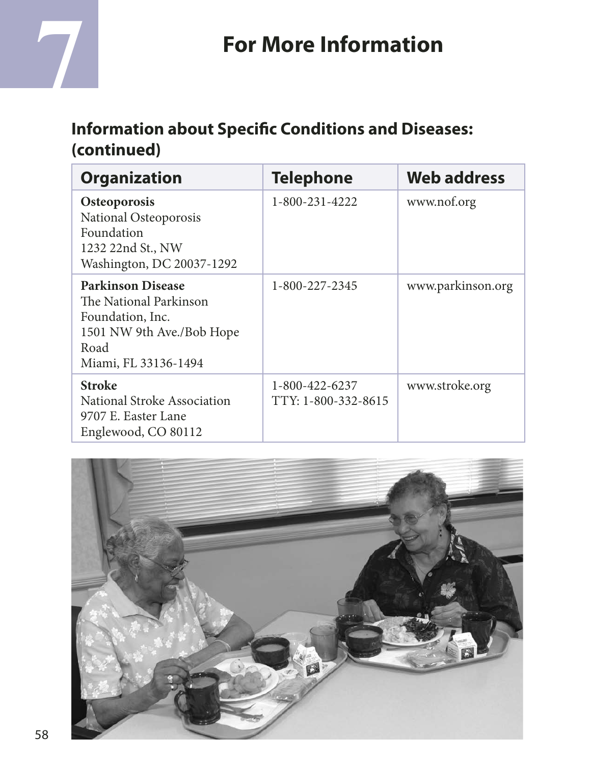# 7 For More Information

## Information about Specific Conditions and Diseases: (continued)

| Organization | Telephone | Web address |
|---|---|---|
| **Osteoporosis**<br>National Osteoporosis Foundation<br>1232 22nd St., NW<br>Washington, DC 20037-1292 | 1-800-231-4222 | www.nof.org |
| **Parkinson Disease**<br>The National Parkinson Foundation, Inc.<br>1501 NW 9th Ave./Bob Hope Road<br>Miami, FL 33136-1494 | 1-800-227-2345 | www.parkinson.org |
| **Stroke**<br>National Stroke Association<br>9707 E. Easter Lane<br>Englewood, CO 80112 | 1-800-422-6237<br>TTY: 1-800-332-8615 | www.stroke.org |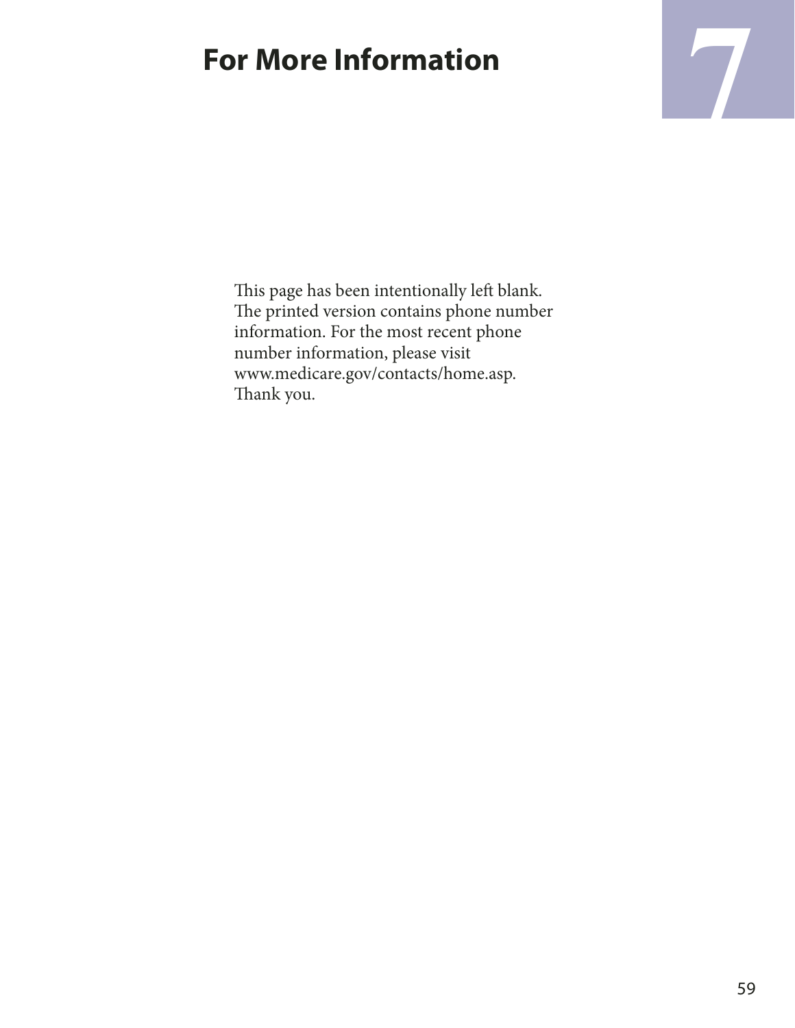# For More Information

7

This page has been intentionally left blank. The printed version contains phone number information. For the most recent phone number information, please visit www.medicare.gov/contacts/home.asp. Thank you.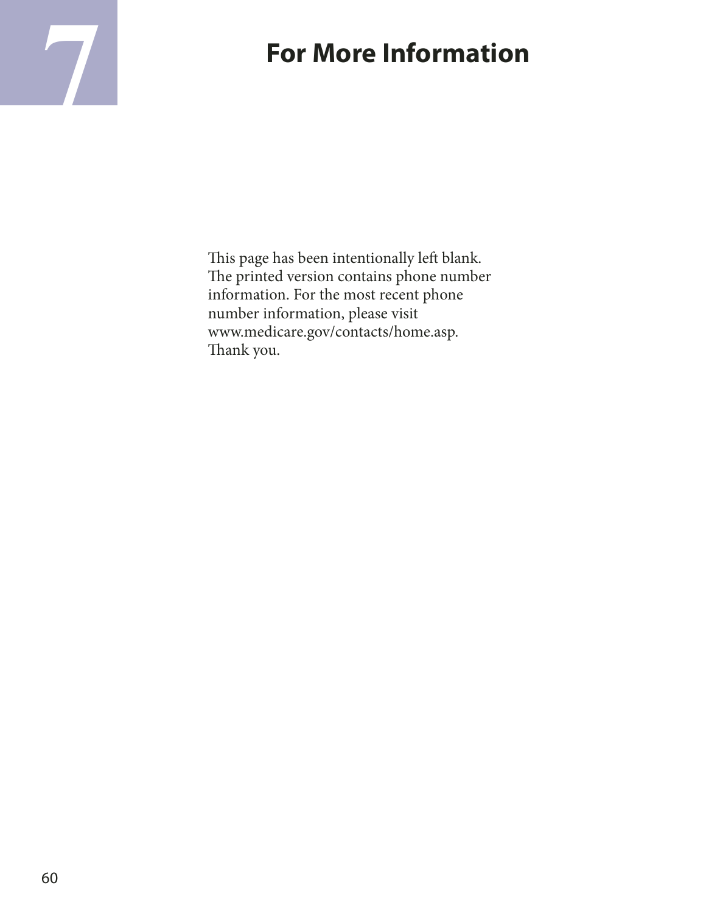# 7 For More Information

This page has been intentionally left blank. The printed version contains phone number information. For the most recent phone number information, please visit www.medicare.gov/contacts/home.asp. Thank you.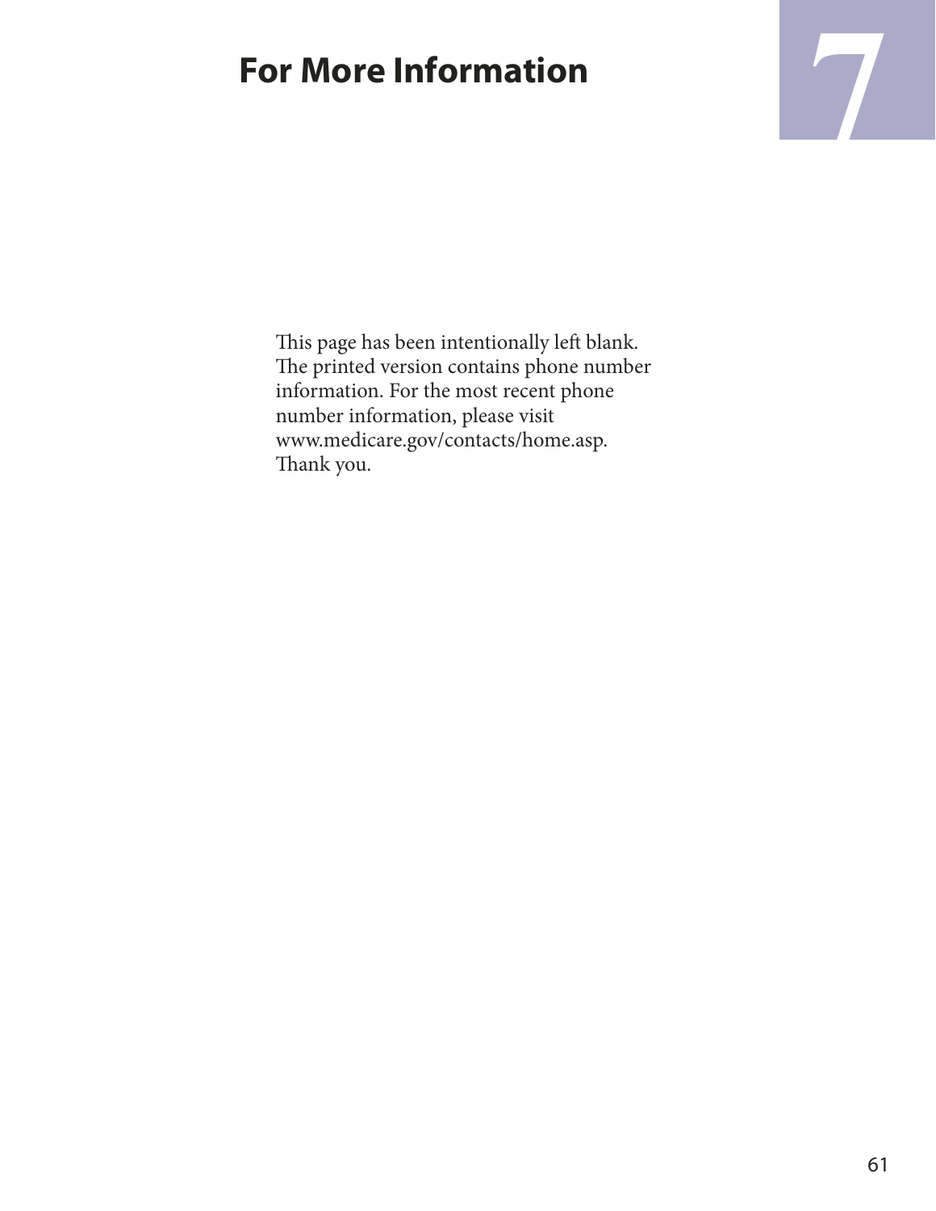# For More Information

7

This page has been intentionally left blank. The printed version contains phone number information. For the most recent phone number information, please visit www.medicare.gov/contacts/home.asp. Thank you.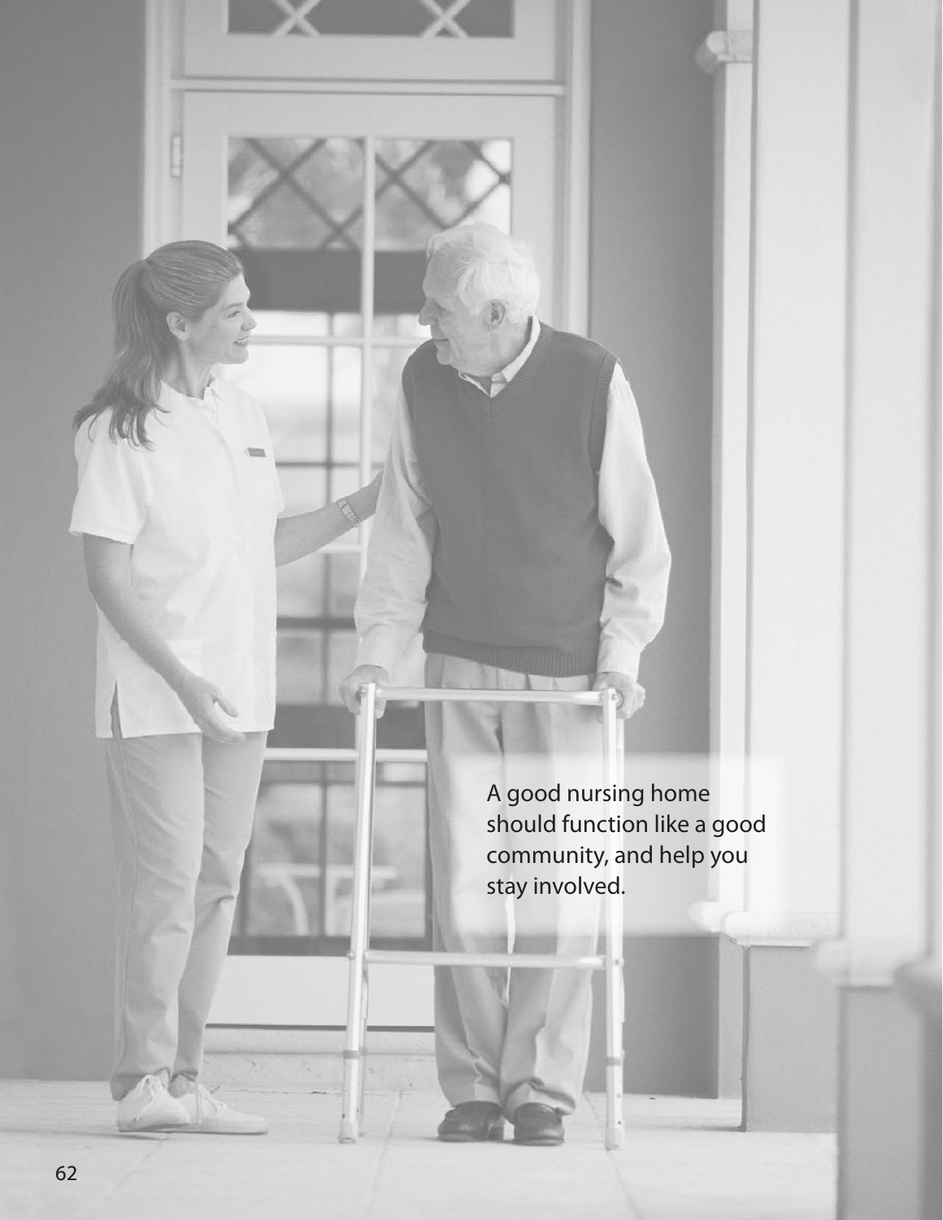A good nursing home should function like a good community, and help you stay involved.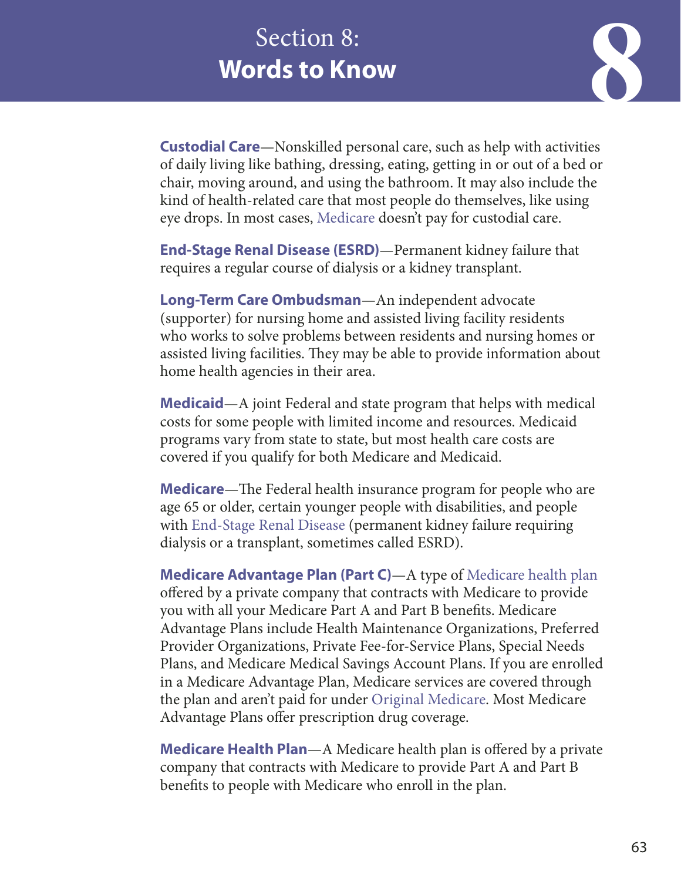# Section 8: **Words to Know**

**Custodial Care**—Nonskilled personal care, such as help with activities of daily living like bathing, dressing, eating, getting in or out of a bed or chair, moving around, and using the bathroom. It may also include the kind of health-related care that most people do themselves, like using eye drops. In most cases, Medicare doesn't pay for custodial care.

**End-Stage Renal Disease (ESRD)**—Permanent kidney failure that requires a regular course of dialysis or a kidney transplant.

**Long-Term Care Ombudsman**—An independent advocate (supporter) for nursing home and assisted living facility residents who works to solve problems between residents and nursing homes or assisted living facilities. They may be able to provide information about home health agencies in their area.

**Medicaid**—A joint Federal and state program that helps with medical costs for some people with limited income and resources. Medicaid programs vary from state to state, but most health care costs are covered if you qualify for both Medicare and Medicaid.

**Medicare**—The Federal health insurance program for people who are age 65 or older, certain younger people with disabilities, and people with End-Stage Renal Disease (permanent kidney failure requiring dialysis or a transplant, sometimes called ESRD).

**Medicare Advantage Plan (Part C)**—A type of Medicare health plan offered by a private company that contracts with Medicare to provide you with all your Medicare Part A and Part B benefits. Medicare Advantage Plans include Health Maintenance Organizations, Preferred Provider Organizations, Private Fee-for-Service Plans, Special Needs Plans, and Medicare Medical Savings Account Plans. If you are enrolled in a Medicare Advantage Plan, Medicare services are covered through the plan and aren't paid for under Original Medicare. Most Medicare Advantage Plans offer prescription drug coverage.

**Medicare Health Plan**—A Medicare health plan is offered by a private company that contracts with Medicare to provide Part A and Part B benefits to people with Medicare who enroll in the plan.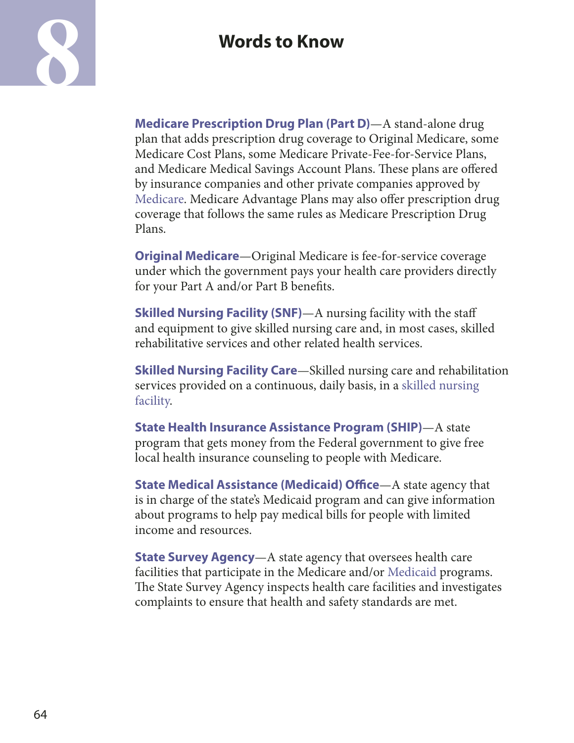# Words to Know

**Medicare Prescription Drug Plan (Part D)**—A stand-alone drug plan that adds prescription drug coverage to Original Medicare, some Medicare Cost Plans, some Medicare Private-Fee-for-Service Plans, and Medicare Medical Savings Account Plans. These plans are offered by insurance companies and other private companies approved by Medicare. Medicare Advantage Plans may also offer prescription drug coverage that follows the same rules as Medicare Prescription Drug Plans.

**Original Medicare**—Original Medicare is fee-for-service coverage under which the government pays your health care providers directly for your Part A and/or Part B benefits.

**Skilled Nursing Facility (SNF)**—A nursing facility with the staff and equipment to give skilled nursing care and, in most cases, skilled rehabilitative services and other related health services.

**Skilled Nursing Facility Care**—Skilled nursing care and rehabilitation services provided on a continuous, daily basis, in a skilled nursing facility.

**State Health Insurance Assistance Program (SHIP)**—A state program that gets money from the Federal government to give free local health insurance counseling to people with Medicare.

**State Medical Assistance (Medicaid) Office**—A state agency that is in charge of the state's Medicaid program and can give information about programs to help pay medical bills for people with limited income and resources.

**State Survey Agency**—A state agency that oversees health care facilities that participate in the Medicare and/or Medicaid programs. The State Survey Agency inspects health care facilities and investigates complaints to ensure that health and safety standards are met.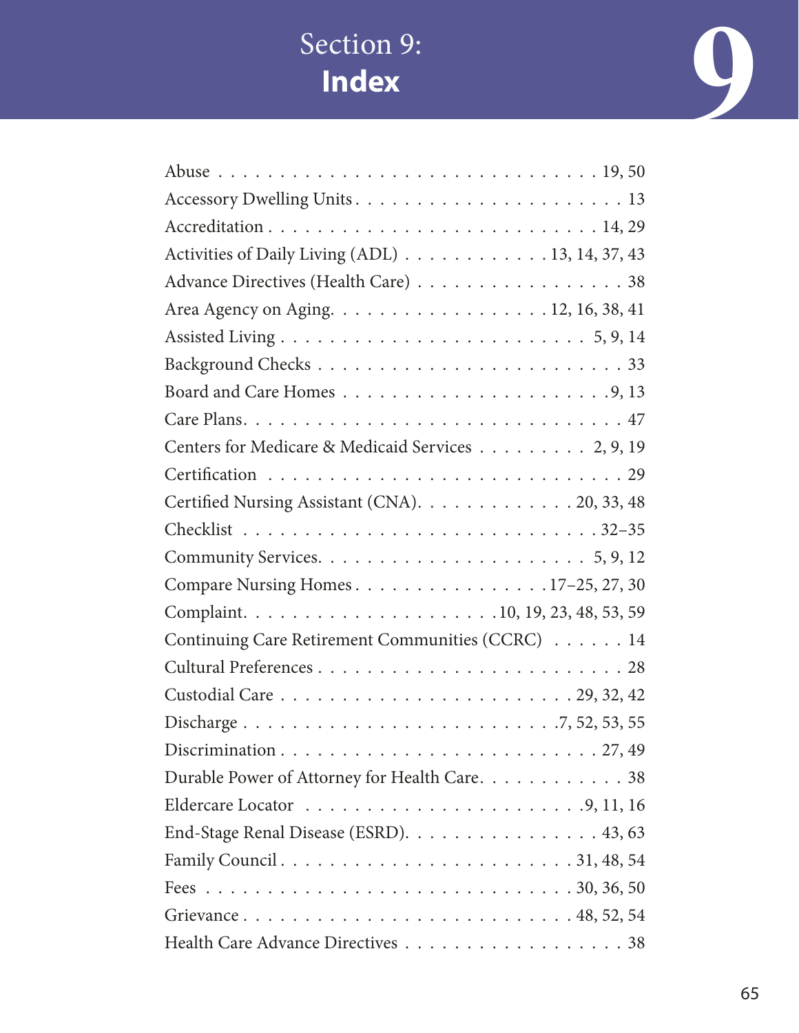# Section 9: **Index**

Abuse . . . . . . . . . . . . . . . . . . . . . . . . . . . . . . . . 19, 50
Accessory Dwelling Units . . . . . . . . . . . . . . . . . . . . . . 13
Accreditation . . . . . . . . . . . . . . . . . . . . . . . . . . 14, 29
Activities of Daily Living (ADL) . . . . . . . . . . . . 13, 14, 37, 43
Advance Directives (Health Care) . . . . . . . . . . . . . . . . . 38
Area Agency on Aging. . . . . . . . . . . . . . . . . 12, 16, 38, 41
Assisted Living . . . . . . . . . . . . . . . . . . . . . . . . 5, 9, 14
Background Checks . . . . . . . . . . . . . . . . . . . . . . . . . 33
Board and Care Homes . . . . . . . . . . . . . . . . . . . . .9, 13
Care Plans. . . . . . . . . . . . . . . . . . . . . . . . . . . . . . . 47
Centers for Medicare & Medicaid Services . . . . . . . . . . 2, 9, 19
Certification . . . . . . . . . . . . . . . . . . . . . . . . . . . . . 29
Certified Nursing Assistant (CNA). . . . . . . . . . . . . 20, 33, 48
Checklist . . . . . . . . . . . . . . . . . . . . . . . . . . . . .32–35
Community Services. . . . . . . . . . . . . . . . . . . . . . 5, 9, 12
Compare Nursing Homes . . . . . . . . . . . . . . . .17–25, 27, 30
Complaint. . . . . . . . . . . . . . . . . . . . .10, 19, 23, 48, 53, 59
Continuing Care Retirement Communities (CCRC) . . . . . . 14
Cultural Preferences . . . . . . . . . . . . . . . . . . . . . . . . 28
Custodial Care . . . . . . . . . . . . . . . . . . . . . . . . 29, 32, 42
Discharge . . . . . . . . . . . . . . . . . . . . . . . . . .7, 52, 53, 55
Discrimination . . . . . . . . . . . . . . . . . . . . . . . . . . 27, 49
Durable Power of Attorney for Health Care. . . . . . . . . . . . 38
Eldercare Locator . . . . . . . . . . . . . . . . . . . . . . .9, 11, 16
End-Stage Renal Disease (ESRD). . . . . . . . . . . . . . . . 43, 63
Family Council . . . . . . . . . . . . . . . . . . . . . . . . 31, 48, 54
Fees . . . . . . . . . . . . . . . . . . . . . . . . . . . . . . 30, 36, 50
Grievance . . . . . . . . . . . . . . . . . . . . . . . . . . . 48, 52, 54
Health Care Advance Directives . . . . . . . . . . . . . . . . . . 38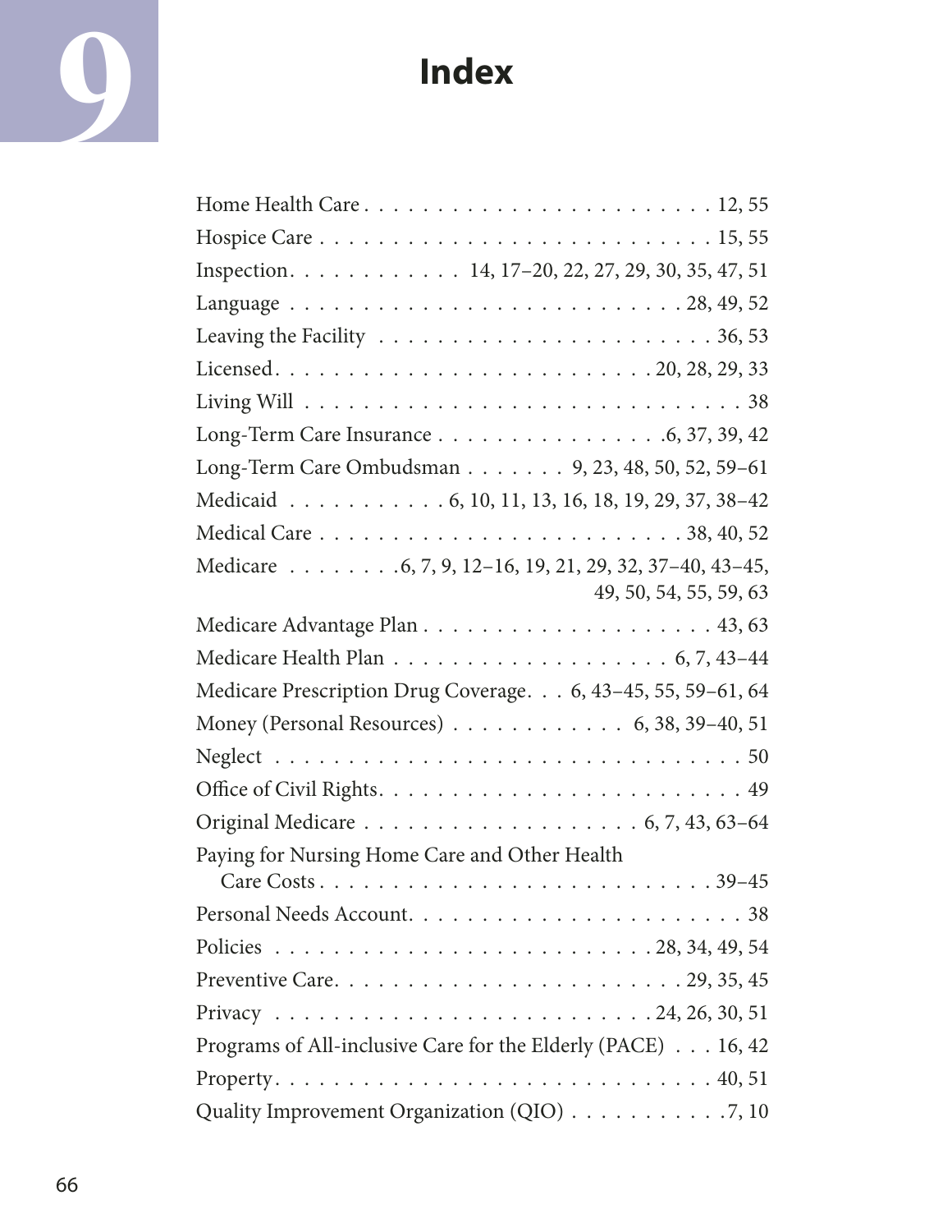# 9 Index

Home Health Care . . . . . . . . . . . . . . . . . . . . . . . . 12, 55
Hospice Care . . . . . . . . . . . . . . . . . . . . . . . . . . 15, 55
Inspection. . . . . . . . . . . . 14, 17–20, 22, 27, 29, 30, 35, 47, 51
Language . . . . . . . . . . . . . . . . . . . . . . . . . . 28, 49, 52
Leaving the Facility . . . . . . . . . . . . . . . . . . . . . . 36, 53
Licensed. . . . . . . . . . . . . . . . . . . . . . . . . 20, 28, 29, 33
Living Will . . . . . . . . . . . . . . . . . . . . . . . . . . . . . 38
Long-Term Care Insurance . . . . . . . . . . . . . . . . 6, 37, 39, 42
Long-Term Care Ombudsman . . . . . . . 9, 23, 48, 50, 52, 59–61
Medicaid . . . . . . . . . . . 6, 10, 11, 13, 16, 18, 19, 29, 37, 38–42
Medical Care . . . . . . . . . . . . . . . . . . . . . . . . . 38, 40, 52
Medicare . . . . . . . . 6, 7, 9, 12–16, 19, 21, 29, 32, 37–40, 43–45, 49, 50, 54, 55, 59, 63
Medicare Advantage Plan . . . . . . . . . . . . . . . . . . . . 43, 63
Medicare Health Plan . . . . . . . . . . . . . . . . . . . 6, 7, 43–44
Medicare Prescription Drug Coverage. . . 6, 43–45, 55, 59–61, 64
Money (Personal Resources) . . . . . . . . . . . . 6, 38, 39–40, 51
Neglect . . . . . . . . . . . . . . . . . . . . . . . . . . . . . . . 50
Office of Civil Rights. . . . . . . . . . . . . . . . . . . . . . . . 49
Original Medicare . . . . . . . . . . . . . . . . . . . 6, 7, 43, 63–64
Paying for Nursing Home Care and Other Health Care Costs . . . . . . . . . . . . . . . . . . . . . . . . . . 39–45
Personal Needs Account. . . . . . . . . . . . . . . . . . . . . . . 38
Policies . . . . . . . . . . . . . . . . . . . . . . . . . 28, 34, 49, 54
Preventive Care. . . . . . . . . . . . . . . . . . . . . . . . 29, 35, 45
Privacy . . . . . . . . . . . . . . . . . . . . . . . . . 24, 26, 30, 51
Programs of All-inclusive Care for the Elderly (PACE) . . . 16, 42
Property. . . . . . . . . . . . . . . . . . . . . . . . . . . . . 40, 51
Quality Improvement Organization (QIO) . . . . . . . . . . . 7, 10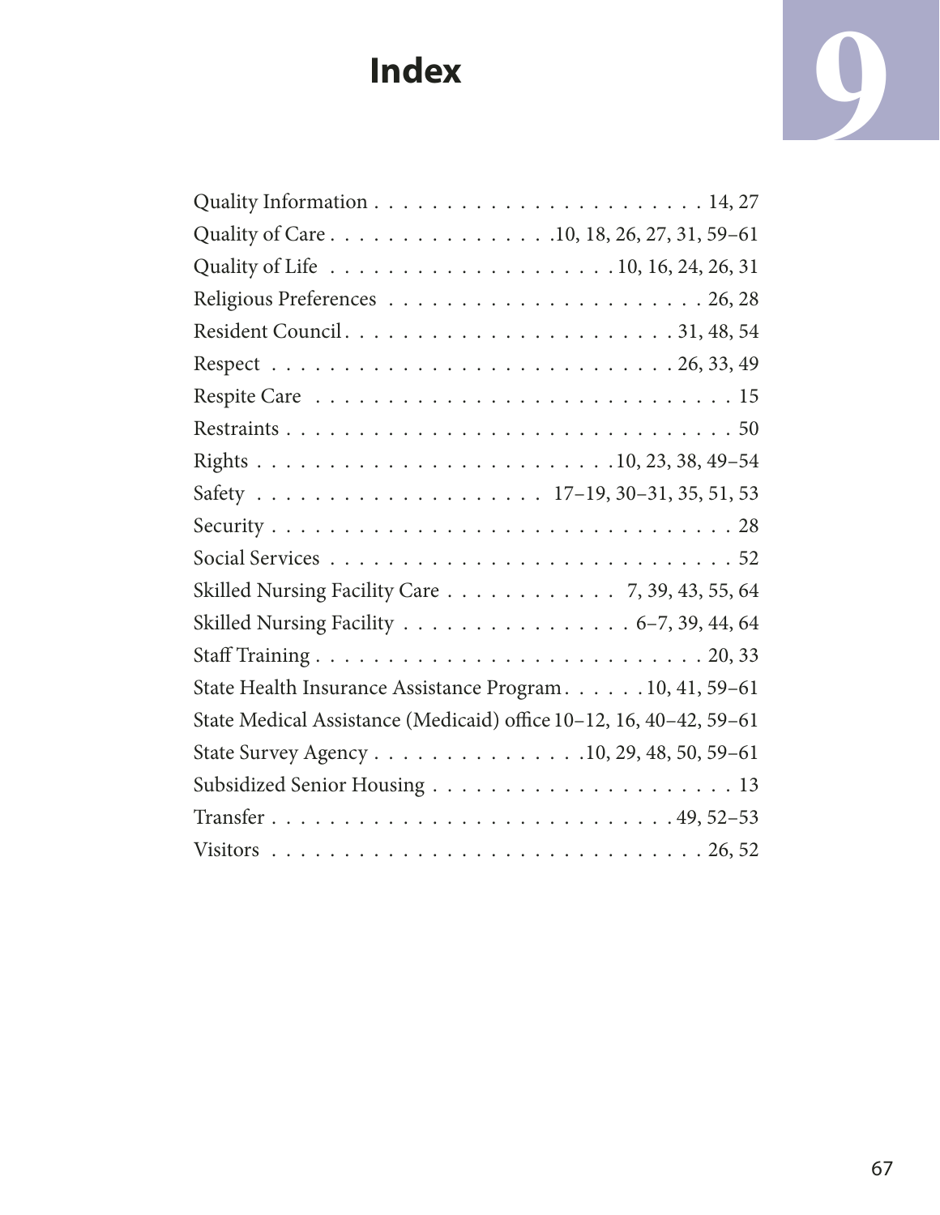# Index

Quality Information . . . . . . . . . . . . . . . . . . . . . . . 14, 27
Quality of Care . . . . . . . . . . . . . . . .10, 18, 26, 27, 31, 59–61
Quality of Life . . . . . . . . . . . . . . . . . . . .10, 16, 24, 26, 31
Religious Preferences . . . . . . . . . . . . . . . . . . . . . 26, 28
Resident Council. . . . . . . . . . . . . . . . . . . . . . 31, 48, 54
Respect . . . . . . . . . . . . . . . . . . . . . . . . . . 26, 33, 49
Respite Care . . . . . . . . . . . . . . . . . . . . . . . . . . 15
Restraints . . . . . . . . . . . . . . . . . . . . . . . . . . . 50
Rights . . . . . . . . . . . . . . . . . . . . . . . .10, 23, 38, 49–54
Safety . . . . . . . . . . . . . . . . . . . . 17–19, 30–31, 35, 51, 53
Security . . . . . . . . . . . . . . . . . . . . . . . . . . . . . 28
Social Services . . . . . . . . . . . . . . . . . . . . . . . . . 52
Skilled Nursing Facility Care . . . . . . . . . . . . 7, 39, 43, 55, 64
Skilled Nursing Facility . . . . . . . . . . . . . . . . 6–7, 39, 44, 64
Staff Training . . . . . . . . . . . . . . . . . . . . . . . . . 20, 33
State Health Insurance Assistance Program. . . . . . 10, 41, 59–61
State Medical Assistance (Medicaid) office 10–12, 16, 40–42, 59–61
State Survey Agency . . . . . . . . . . . . . . .10, 29, 48, 50, 59–61
Subsidized Senior Housing . . . . . . . . . . . . . . . . . . . . 13
Transfer . . . . . . . . . . . . . . . . . . . . . . . . . . 49, 52–53
Visitors . . . . . . . . . . . . . . . . . . . . . . . . . . . . 26, 52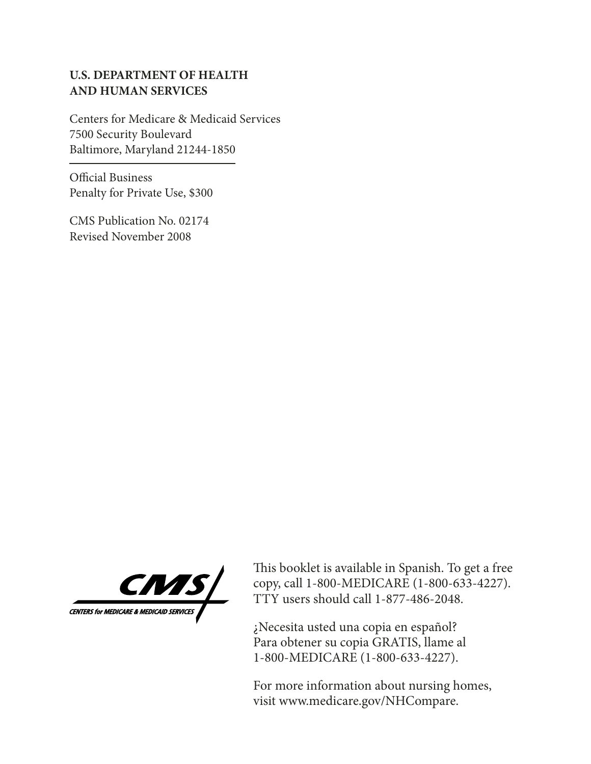**U.S. DEPARTMENT OF HEALTH AND HUMAN SERVICES**

Centers for Medicare & Medicaid Services
7500 Security Boulevard
Baltimore, Maryland 21244-1850

Official Business
Penalty for Private Use, $300

CMS Publication No. 02174
Revised November 2008

CMS
CENTERS for MEDICARE & MEDICAID SERVICES

This booklet is available in Spanish. To get a free copy, call 1-800-MEDICARE (1-800-633-4227). TTY users should call 1-877-486-2048.

¿Necesita usted una copia en español? Para obtener su copia GRATIS, llame al 1-800-MEDICARE (1-800-633-4227).

For more information about nursing homes, visit www.medicare.gov/NHCompare.